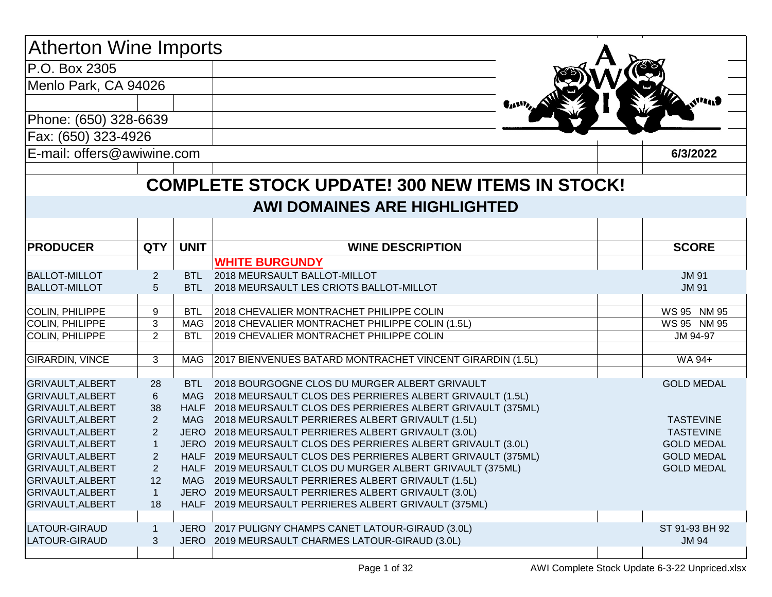# Atherton Wine Imports

P.O. Box 2305

Menlo Park, CA 94026

Phone: (650) 328-6639

Fax: (650) 323-4926

E-mail: offers@awiwine.com

**6/3/2022**

## COMPLETE STOCK UPDATE! 300 NEW ITEMS IN STOCK!

### AWI DOMAINES ARE HIGHLIGHTED

| PRODUCER | QTY | UNIT | WINE DESCRIPTION | SCORE |
|---|---|---|---|---|
| | | | **WHITE BURGUNDY** | |
| BALLOT-MILLOT | 2 | BTL | 2018 MEURSAULT BALLOT-MILLOT | JM 91 |
| BALLOT-MILLOT | 5 | BTL | 2018 MEURSAULT LES CRIOTS BALLOT-MILLOT | JM 91 |
| | | | | |
| COLIN, PHILIPPE | 9 | BTL | 2018 CHEVALIER MONTRACHET PHILIPPE COLIN | WS 95 NM 95 |
| COLIN, PHILIPPE | 3 | MAG | 2018 CHEVALIER MONTRACHET PHILIPPE COLIN (1.5L) | WS 95 NM 95 |
| COLIN, PHILIPPE | 2 | BTL | 2019 CHEVALIER MONTRACHET PHILIPPE COLIN | JM 94-97 |
| | | | | |
| GIRARDIN, VINCE | 3 | MAG | 2017 BIENVENUES BATARD MONTRACHET VINCENT GIRARDIN (1.5L) | WA 94+ |
| | | | | |
| GRIVAULT,ALBERT | 28 | BTL | 2018 BOURGOGNE CLOS DU MURGER ALBERT GRIVAULT | GOLD MEDAL |
| GRIVAULT,ALBERT | 6 | MAG | 2018 MEURSAULT CLOS DES PERRIERES ALBERT GRIVAULT (1.5L) | |
| GRIVAULT,ALBERT | 38 | HALF | 2018 MEURSAULT CLOS DES PERRIERES ALBERT GRIVAULT (375ML) | |
| GRIVAULT,ALBERT | 2 | MAG | 2018 MEURSAULT PERRIERES ALBERT GRIVAULT (1.5L) | TASTEVINE |
| GRIVAULT,ALBERT | 2 | JERO | 2018 MEURSAULT PERRIERES ALBERT GRIVAULT (3.0L) | TASTEVINE |
| GRIVAULT,ALBERT | 1 | JERO | 2019 MEURSAULT CLOS DES PERRIERES ALBERT GRIVAULT (3.0L) | GOLD MEDAL |
| GRIVAULT,ALBERT | 2 | HALF | 2019 MEURSAULT CLOS DES PERRIERES ALBERT GRIVAULT (375ML) | GOLD MEDAL |
| GRIVAULT,ALBERT | 2 | HALF | 2019 MEURSAULT CLOS DU MURGER ALBERT GRIVAULT (375ML) | GOLD MEDAL |
| GRIVAULT,ALBERT | 12 | MAG | 2019 MEURSAULT PERRIERES ALBERT GRIVAULT (1.5L) | |
| GRIVAULT,ALBERT | 1 | JERO | 2019 MEURSAULT PERRIERES ALBERT GRIVAULT (3.0L) | |
| GRIVAULT,ALBERT | 18 | HALF | 2019 MEURSAULT PERRIERES ALBERT GRIVAULT (375ML) | |
| | | | | |
| LATOUR-GIRAUD | 1 | JERO | 2017 PULIGNY CHAMPS CANET LATOUR-GIRAUD (3.0L) | ST 91-93 BH 92 |
| LATOUR-GIRAUD | 3 | JERO | 2019 MEURSAULT CHARMES LATOUR-GIRAUD (3.0L) | JM 94 |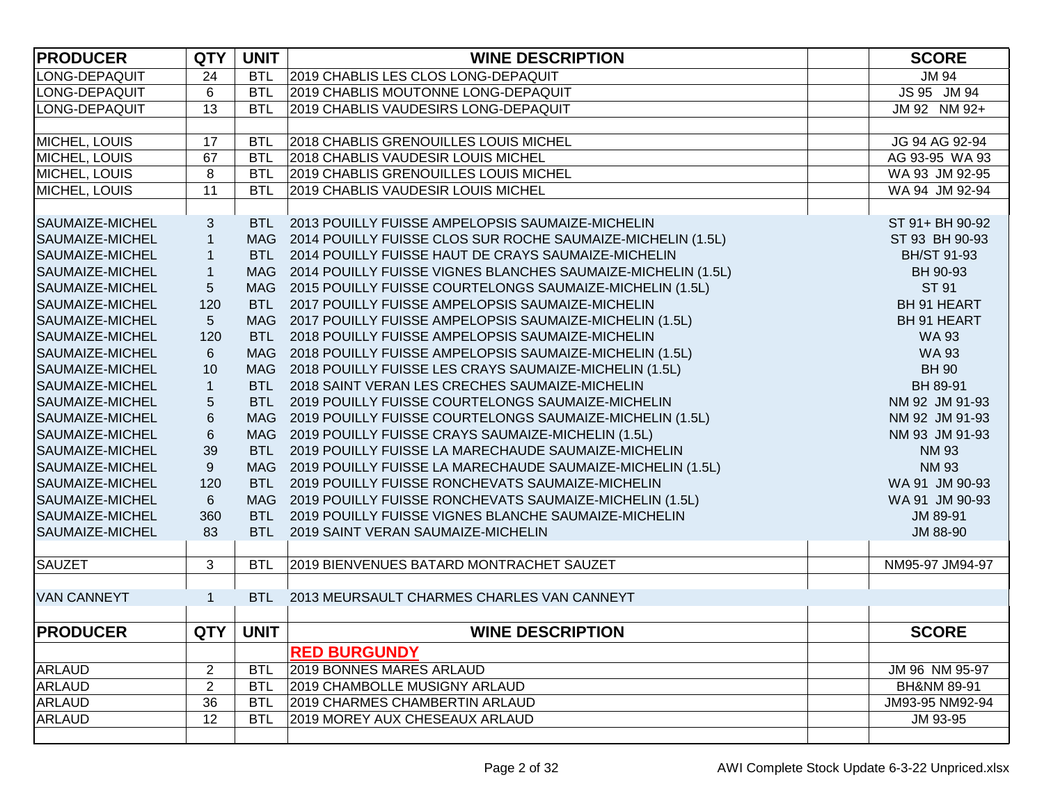| PRODUCER | QTY | UNIT | WINE DESCRIPTION | | SCORE |
|---|---|---|---|---|---|
| LONG-DEPAQUIT | 24 | BTL | 2019 CHABLIS LES CLOS LONG-DEPAQUIT | | JM 94 |
| LONG-DEPAQUIT | 6 | BTL | 2019 CHABLIS MOUTONNE LONG-DEPAQUIT | | JS 95 JM 94 |
| LONG-DEPAQUIT | 13 | BTL | 2019 CHABLIS VAUDESIRS LONG-DEPAQUIT | | JM 92 NM 92+ |
| | | | | | |
| MICHEL, LOUIS | 17 | BTL | 2018 CHABLIS GRENOUILLES LOUIS MICHEL | | JG 94 AG 92-94 |
| MICHEL, LOUIS | 67 | BTL | 2018 CHABLIS VAUDESIR LOUIS MICHEL | | AG 93-95 WA 93 |
| MICHEL, LOUIS | 8 | BTL | 2019 CHABLIS GRENOUILLES LOUIS MICHEL | | WA 93 JM 92-95 |
| MICHEL, LOUIS | 11 | BTL | 2019 CHABLIS VAUDESIR LOUIS MICHEL | | WA 94 JM 92-94 |
| | | | | | |
| SAUMAIZE-MICHEL | 3 | BTL | 2013 POUILLY FUISSE AMPELOPSIS SAUMAIZE-MICHELIN | | ST 91+ BH 90-92 |
| SAUMAIZE-MICHEL | 1 | MAG | 2014 POUILLY FUISSE CLOS SUR ROCHE SAUMAIZE-MICHELIN (1.5L) | | ST 93 BH 90-93 |
| SAUMAIZE-MICHEL | 1 | BTL | 2014 POUILLY FUISSE HAUT DE CRAYS SAUMAIZE-MICHELIN | | BH/ST 91-93 |
| SAUMAIZE-MICHEL | 1 | MAG | 2014 POUILLY FUISSE VIGNES BLANCHES SAUMAIZE-MICHELIN (1.5L) | | BH 90-93 |
| SAUMAIZE-MICHEL | 5 | MAG | 2015 POUILLY FUISSE COURTELONGS SAUMAIZE-MICHELIN (1.5L) | | ST 91 |
| SAUMAIZE-MICHEL | 120 | BTL | 2017 POUILLY FUISSE AMPELOPSIS SAUMAIZE-MICHELIN | | BH 91 HEART |
| SAUMAIZE-MICHEL | 5 | MAG | 2017 POUILLY FUISSE AMPELOPSIS SAUMAIZE-MICHELIN (1.5L) | | BH 91 HEART |
| SAUMAIZE-MICHEL | 120 | BTL | 2018 POUILLY FUISSE AMPELOPSIS SAUMAIZE-MICHELIN | | WA 93 |
| SAUMAIZE-MICHEL | 6 | MAG | 2018 POUILLY FUISSE AMPELOPSIS SAUMAIZE-MICHELIN (1.5L) | | WA 93 |
| SAUMAIZE-MICHEL | 10 | MAG | 2018 POUILLY FUISSE LES CRAYS SAUMAIZE-MICHELIN (1.5L) | | BH 90 |
| SAUMAIZE-MICHEL | 1 | BTL | 2018 SAINT VERAN LES CRECHES SAUMAIZE-MICHELIN | | BH 89-91 |
| SAUMAIZE-MICHEL | 5 | BTL | 2019 POUILLY FUISSE COURTELONGS SAUMAIZE-MICHELIN | | NM 92 JM 91-93 |
| SAUMAIZE-MICHEL | 6 | MAG | 2019 POUILLY FUISSE COURTELONGS SAUMAIZE-MICHELIN (1.5L) | | NM 92 JM 91-93 |
| SAUMAIZE-MICHEL | 6 | MAG | 2019 POUILLY FUISSE CRAYS SAUMAIZE-MICHELIN (1.5L) | | NM 93 JM 91-93 |
| SAUMAIZE-MICHEL | 39 | BTL | 2019 POUILLY FUISSE LA MARECHAUDE SAUMAIZE-MICHELIN | | NM 93 |
| SAUMAIZE-MICHEL | 9 | MAG | 2019 POUILLY FUISSE LA MARECHAUDE SAUMAIZE-MICHELIN (1.5L) | | NM 93 |
| SAUMAIZE-MICHEL | 120 | BTL | 2019 POUILLY FUISSE RONCHEVATS SAUMAIZE-MICHELIN | | WA 91 JM 90-93 |
| SAUMAIZE-MICHEL | 6 | MAG | 2019 POUILLY FUISSE RONCHEVATS SAUMAIZE-MICHELIN (1.5L) | | WA 91 JM 90-93 |
| SAUMAIZE-MICHEL | 360 | BTL | 2019 POUILLY FUISSE VIGNES BLANCHE SAUMAIZE-MICHELIN | | JM 89-91 |
| SAUMAIZE-MICHEL | 83 | BTL | 2019 SAINT VERAN SAUMAIZE-MICHELIN | | JM 88-90 |
| | | | | | |
| SAUZET | 3 | BTL | 2019 BIENVENUES BATARD MONTRACHET SAUZET | | NM95-97 JM94-97 |
| | | | | | |
| VAN CANNEYT | 1 | BTL | 2013 MEURSAULT CHARMES CHARLES VAN CANNEYT | | |
| | | | | | |
| **PRODUCER** | **QTY** | **UNIT** | **WINE DESCRIPTION** | | **SCORE** |
| | | | **RED BURGUNDY** | | |
| ARLAUD | 2 | BTL | 2019 BONNES MARES ARLAUD | | JM 96 NM 95-97 |
| ARLAUD | 2 | BTL | 2019 CHAMBOLLE MUSIGNY ARLAUD | | BH&NM 89-91 |
| ARLAUD | 36 | BTL | 2019 CHARMES CHAMBERTIN ARLAUD | | JM93-95 NM92-94 |
| ARLAUD | 12 | BTL | 2019 MOREY AUX CHESEAUX ARLAUD | | JM 93-95 |
| | | | | | |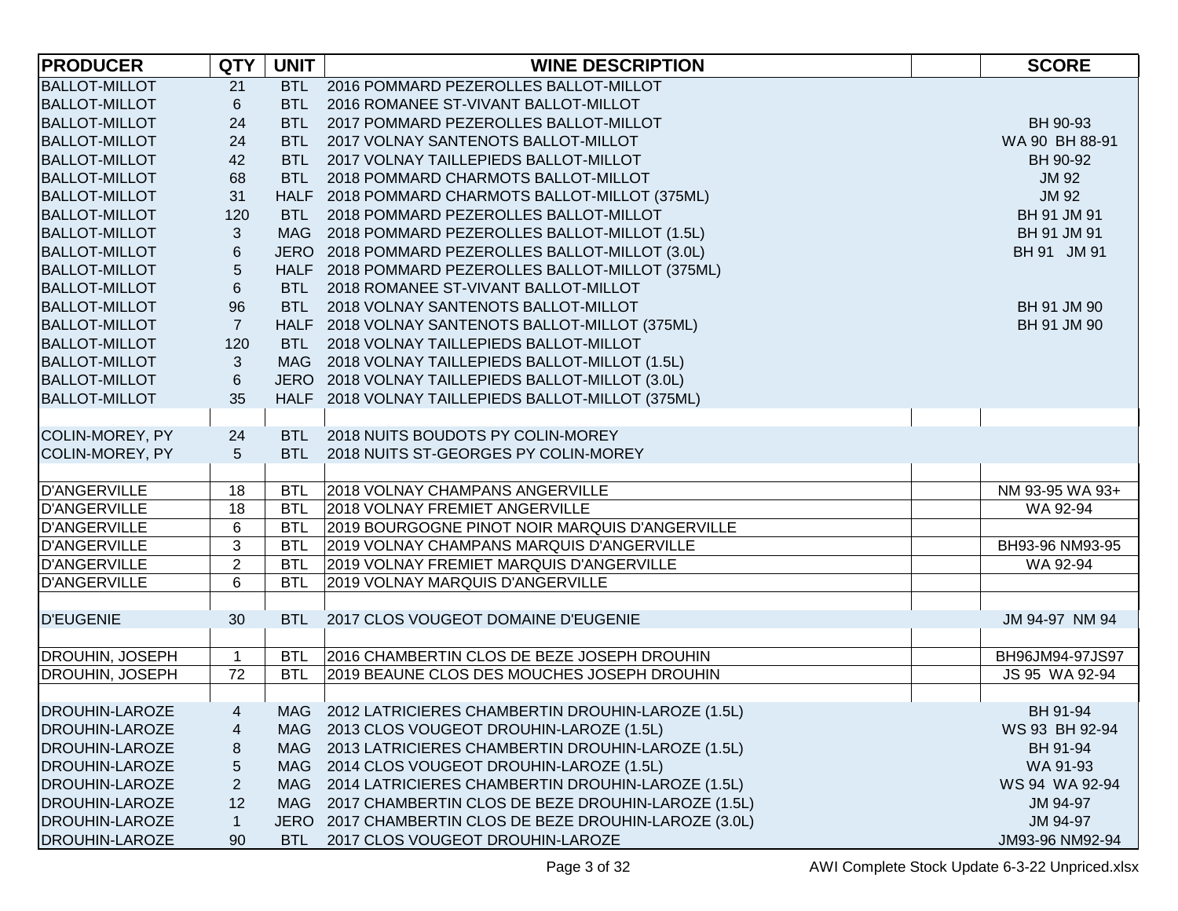| PRODUCER | QTY | UNIT | WINE DESCRIPTION | | SCORE |
|---|---|---|---|---|---|
| BALLOT-MILLOT | 21 | BTL | 2016 POMMARD PEZEROLLES BALLOT-MILLOT | | |
| BALLOT-MILLOT | 6 | BTL | 2016 ROMANEE ST-VIVANT BALLOT-MILLOT | | |
| BALLOT-MILLOT | 24 | BTL | 2017 POMMARD PEZEROLLES BALLOT-MILLOT | | BH 90-93 |
| BALLOT-MILLOT | 24 | BTL | 2017 VOLNAY SANTENOTS BALLOT-MILLOT | | WA 90 BH 88-91 |
| BALLOT-MILLOT | 42 | BTL | 2017 VOLNAY TAILLEPIEDS BALLOT-MILLOT | | BH 90-92 |
| BALLOT-MILLOT | 68 | BTL | 2018 POMMARD CHARMOTS BALLOT-MILLOT | | JM 92 |
| BALLOT-MILLOT | 31 | HALF | 2018 POMMARD CHARMOTS BALLOT-MILLOT (375ML) | | JM 92 |
| BALLOT-MILLOT | 120 | BTL | 2018 POMMARD PEZEROLLES BALLOT-MILLOT | | BH 91 JM 91 |
| BALLOT-MILLOT | 3 | MAG | 2018 POMMARD PEZEROLLES BALLOT-MILLOT (1.5L) | | BH 91 JM 91 |
| BALLOT-MILLOT | 6 | JERO | 2018 POMMARD PEZEROLLES BALLOT-MILLOT (3.0L) | | BH 91 JM 91 |
| BALLOT-MILLOT | 5 | HALF | 2018 POMMARD PEZEROLLES BALLOT-MILLOT (375ML) | | |
| BALLOT-MILLOT | 6 | BTL | 2018 ROMANEE ST-VIVANT BALLOT-MILLOT | | |
| BALLOT-MILLOT | 96 | BTL | 2018 VOLNAY SANTENOTS BALLOT-MILLOT | | BH 91 JM 90 |
| BALLOT-MILLOT | 7 | HALF | 2018 VOLNAY SANTENOTS BALLOT-MILLOT (375ML) | | BH 91 JM 90 |
| BALLOT-MILLOT | 120 | BTL | 2018 VOLNAY TAILLEPIEDS BALLOT-MILLOT | | |
| BALLOT-MILLOT | 3 | MAG | 2018 VOLNAY TAILLEPIEDS BALLOT-MILLOT (1.5L) | | |
| BALLOT-MILLOT | 6 | JERO | 2018 VOLNAY TAILLEPIEDS BALLOT-MILLOT (3.0L) | | |
| BALLOT-MILLOT | 35 | HALF | 2018 VOLNAY TAILLEPIEDS BALLOT-MILLOT (375ML) | | |
| | | | | | |
| COLIN-MOREY, PY | 24 | BTL | 2018 NUITS BOUDOTS PY COLIN-MOREY | | |
| COLIN-MOREY, PY | 5 | BTL | 2018 NUITS ST-GEORGES PY COLIN-MOREY | | |
| | | | | | |
| D'ANGERVILLE | 18 | BTL | 2018 VOLNAY CHAMPANS ANGERVILLE | | NM 93-95 WA 93+ |
| D'ANGERVILLE | 18 | BTL | 2018 VOLNAY FREMIET ANGERVILLE | | WA 92-94 |
| D'ANGERVILLE | 6 | BTL | 2019 BOURGOGNE PINOT NOIR MARQUIS D'ANGERVILLE | | |
| D'ANGERVILLE | 3 | BTL | 2019 VOLNAY CHAMPANS MARQUIS D'ANGERVILLE | | BH93-96 NM93-95 |
| D'ANGERVILLE | 2 | BTL | 2019 VOLNAY FREMIET MARQUIS D'ANGERVILLE | | WA 92-94 |
| D'ANGERVILLE | 6 | BTL | 2019 VOLNAY MARQUIS D'ANGERVILLE | | |
| | | | | | |
| D'EUGENIE | 30 | BTL | 2017 CLOS VOUGEOT DOMAINE D'EUGENIE | | JM 94-97 NM 94 |
| | | | | | |
| DROUHIN, JOSEPH | 1 | BTL | 2016 CHAMBERTIN CLOS DE BEZE JOSEPH DROUHIN | | BH96JM94-97JS97 |
| DROUHIN, JOSEPH | 72 | BTL | 2019 BEAUNE CLOS DES MOUCHES JOSEPH DROUHIN | | JS 95 WA 92-94 |
| | | | | | |
| DROUHIN-LAROZE | 4 | MAG | 2012 LATRICIERES CHAMBERTIN DROUHIN-LAROZE (1.5L) | | BH 91-94 |
| DROUHIN-LAROZE | 4 | MAG | 2013 CLOS VOUGEOT DROUHIN-LAROZE (1.5L) | | WS 93 BH 92-94 |
| DROUHIN-LAROZE | 8 | MAG | 2013 LATRICIERES CHAMBERTIN DROUHIN-LAROZE (1.5L) | | BH 91-94 |
| DROUHIN-LAROZE | 5 | MAG | 2014 CLOS VOUGEOT DROUHIN-LAROZE (1.5L) | | WA 91-93 |
| DROUHIN-LAROZE | 2 | MAG | 2014 LATRICIERES CHAMBERTIN DROUHIN-LAROZE (1.5L) | | WS 94 WA 92-94 |
| DROUHIN-LAROZE | 12 | MAG | 2017 CHAMBERTIN CLOS DE BEZE DROUHIN-LAROZE (1.5L) | | JM 94-97 |
| DROUHIN-LAROZE | 1 | JERO | 2017 CHAMBERTIN CLOS DE BEZE DROUHIN-LAROZE (3.0L) | | JM 94-97 |
| DROUHIN-LAROZE | 90 | BTL | 2017 CLOS VOUGEOT DROUHIN-LAROZE | | JM93-96 NM92-94 |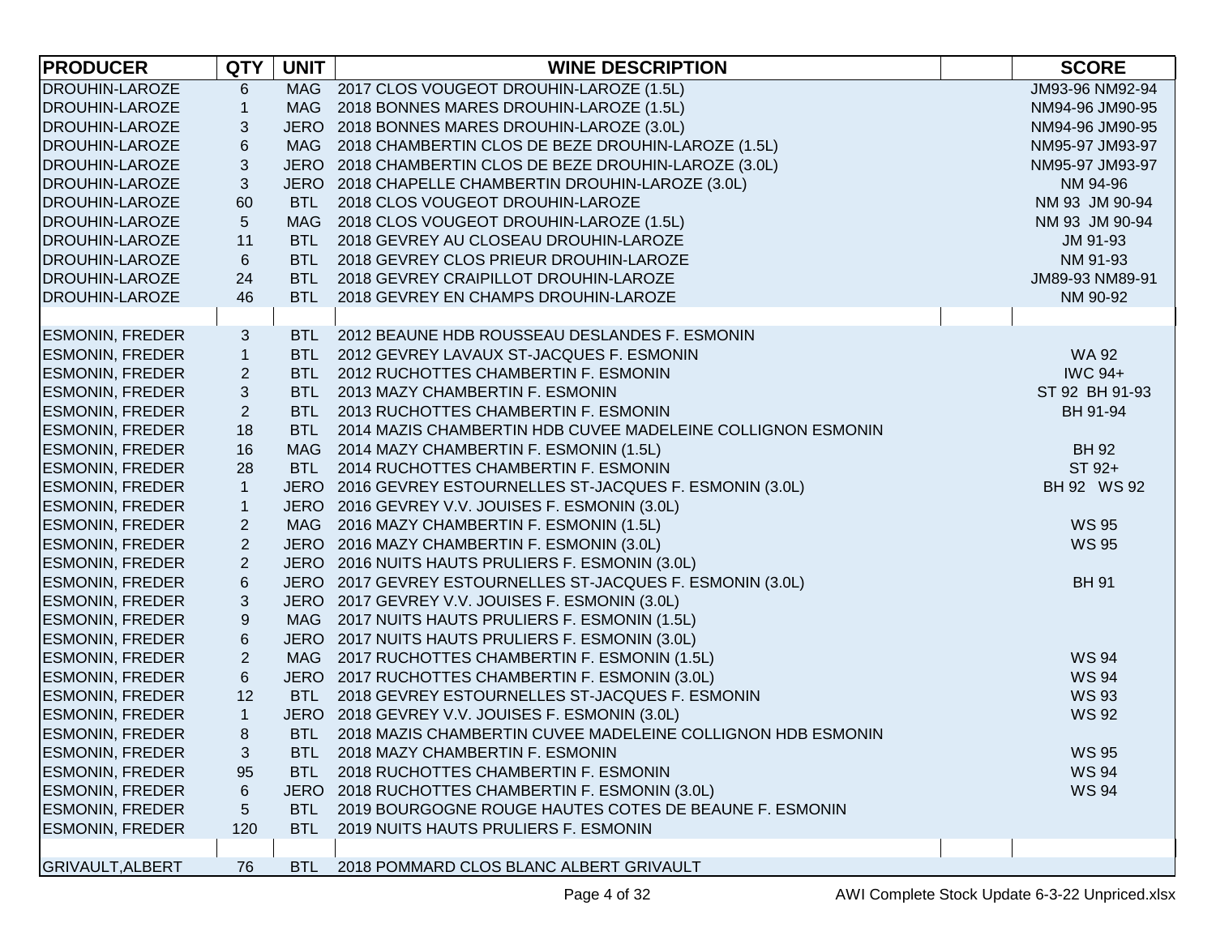| PRODUCER | QTY | UNIT | WINE DESCRIPTION | | SCORE |
|---|---|---|---|---|---|
| DROUHIN-LAROZE | 6 | MAG | 2017 CLOS VOUGEOT DROUHIN-LAROZE (1.5L) | | JM93-96 NM92-94 |
| DROUHIN-LAROZE | 1 | MAG | 2018 BONNES MARES DROUHIN-LAROZE (1.5L) | | NM94-96 JM90-95 |
| DROUHIN-LAROZE | 3 | JERO | 2018 BONNES MARES DROUHIN-LAROZE (3.0L) | | NM94-96 JM90-95 |
| DROUHIN-LAROZE | 6 | MAG | 2018 CHAMBERTIN CLOS DE BEZE DROUHIN-LAROZE (1.5L) | | NM95-97 JM93-97 |
| DROUHIN-LAROZE | 3 | JERO | 2018 CHAMBERTIN CLOS DE BEZE DROUHIN-LAROZE (3.0L) | | NM95-97 JM93-97 |
| DROUHIN-LAROZE | 3 | JERO | 2018 CHAPELLE CHAMBERTIN DROUHIN-LAROZE (3.0L) | | NM 94-96 |
| DROUHIN-LAROZE | 60 | BTL | 2018 CLOS VOUGEOT DROUHIN-LAROZE | | NM 93 JM 90-94 |
| DROUHIN-LAROZE | 5 | MAG | 2018 CLOS VOUGEOT DROUHIN-LAROZE (1.5L) | | NM 93 JM 90-94 |
| DROUHIN-LAROZE | 11 | BTL | 2018 GEVREY AU CLOSEAU DROUHIN-LAROZE | | JM 91-93 |
| DROUHIN-LAROZE | 6 | BTL | 2018 GEVREY CLOS PRIEUR DROUHIN-LAROZE | | NM 91-93 |
| DROUHIN-LAROZE | 24 | BTL | 2018 GEVREY CRAIPILLOT DROUHIN-LAROZE | | JM89-93 NM89-91 |
| DROUHIN-LAROZE | 46 | BTL | 2018 GEVREY EN CHAMPS DROUHIN-LAROZE | | NM 90-92 |
| | | | | | |
| ESMONIN, FREDER | 3 | BTL | 2012 BEAUNE HDB ROUSSEAU DESLANDES F. ESMONIN | | |
| ESMONIN, FREDER | 1 | BTL | 2012 GEVREY LAVAUX ST-JACQUES F. ESMONIN | | WA 92 |
| ESMONIN, FREDER | 2 | BTL | 2012 RUCHOTTES CHAMBERTIN F. ESMONIN | | IWC 94+ |
| ESMONIN, FREDER | 3 | BTL | 2013 MAZY CHAMBERTIN F. ESMONIN | | ST 92 BH 91-93 |
| ESMONIN, FREDER | 2 | BTL | 2013 RUCHOTTES CHAMBERTIN F. ESMONIN | | BH 91-94 |
| ESMONIN, FREDER | 18 | BTL | 2014 MAZIS CHAMBERTIN HDB CUVEE MADELEINE COLLIGNON ESMONIN | | |
| ESMONIN, FREDER | 16 | MAG | 2014 MAZY CHAMBERTIN F. ESMONIN (1.5L) | | BH 92 |
| ESMONIN, FREDER | 28 | BTL | 2014 RUCHOTTES CHAMBERTIN F. ESMONIN | | ST 92+ |
| ESMONIN, FREDER | 1 | JERO | 2016 GEVREY ESTOURNELLES ST-JACQUES F. ESMONIN (3.0L) | | BH 92 WS 92 |
| ESMONIN, FREDER | 1 | JERO | 2016 GEVREY V.V. JOUISES F. ESMONIN (3.0L) | | |
| ESMONIN, FREDER | 2 | MAG | 2016 MAZY CHAMBERTIN F. ESMONIN (1.5L) | | WS 95 |
| ESMONIN, FREDER | 2 | JERO | 2016 MAZY CHAMBERTIN F. ESMONIN (3.0L) | | WS 95 |
| ESMONIN, FREDER | 2 | JERO | 2016 NUITS HAUTS PRULIERS F. ESMONIN (3.0L) | | |
| ESMONIN, FREDER | 6 | JERO | 2017 GEVREY ESTOURNELLES ST-JACQUES F. ESMONIN (3.0L) | | BH 91 |
| ESMONIN, FREDER | 3 | JERO | 2017 GEVREY V.V. JOUISES F. ESMONIN (3.0L) | | |
| ESMONIN, FREDER | 9 | MAG | 2017 NUITS HAUTS PRULIERS F. ESMONIN (1.5L) | | |
| ESMONIN, FREDER | 6 | JERO | 2017 NUITS HAUTS PRULIERS F. ESMONIN (3.0L) | | |
| ESMONIN, FREDER | 2 | MAG | 2017 RUCHOTTES CHAMBERTIN F. ESMONIN (1.5L) | | WS 94 |
| ESMONIN, FREDER | 6 | JERO | 2017 RUCHOTTES CHAMBERTIN F. ESMONIN (3.0L) | | WS 94 |
| ESMONIN, FREDER | 12 | BTL | 2018 GEVREY ESTOURNELLES ST-JACQUES F. ESMONIN | | WS 93 |
| ESMONIN, FREDER | 1 | JERO | 2018 GEVREY V.V. JOUISES F. ESMONIN (3.0L) | | WS 92 |
| ESMONIN, FREDER | 8 | BTL | 2018 MAZIS CHAMBERTIN CUVEE MADELEINE COLLIGNON HDB ESMONIN | | |
| ESMONIN, FREDER | 3 | BTL | 2018 MAZY CHAMBERTIN F. ESMONIN | | WS 95 |
| ESMONIN, FREDER | 95 | BTL | 2018 RUCHOTTES CHAMBERTIN F. ESMONIN | | WS 94 |
| ESMONIN, FREDER | 6 | JERO | 2018 RUCHOTTES CHAMBERTIN F. ESMONIN (3.0L) | | WS 94 |
| ESMONIN, FREDER | 5 | BTL | 2019 BOURGOGNE ROUGE HAUTES COTES DE BEAUNE F. ESMONIN | | |
| ESMONIN, FREDER | 120 | BTL | 2019 NUITS HAUTS PRULIERS F. ESMONIN | | |
| | | | | | |
| GRIVAULT,ALBERT | 76 | BTL | 2018 POMMARD CLOS BLANC ALBERT GRIVAULT | | |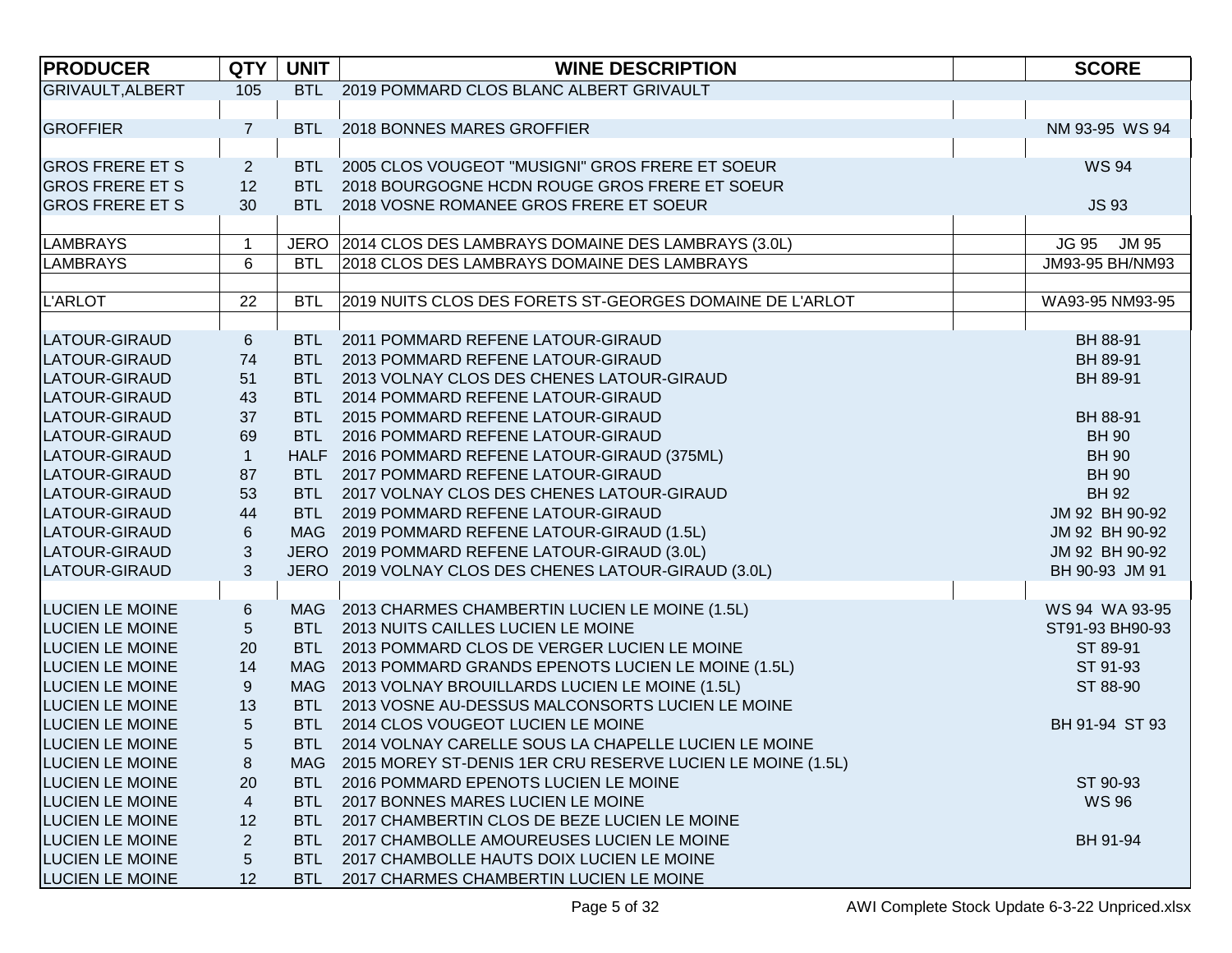| PRODUCER | QTY | UNIT | WINE DESCRIPTION | | SCORE |
|---|---|---|---|---|---|
| GRIVAULT,ALBERT | 105 | BTL | 2019 POMMARD CLOS BLANC ALBERT GRIVAULT | | |
| | | | | | |
| GROFFIER | 7 | BTL | 2018 BONNES MARES GROFFIER | | NM 93-95 WS 94 |
| | | | | | |
| GROS FRERE ET S | 2 | BTL | 2005 CLOS VOUGEOT "MUSIGNI" GROS FRERE ET SOEUR | | WS 94 |
| GROS FRERE ET S | 12 | BTL | 2018 BOURGOGNE HCDN ROUGE GROS FRERE ET SOEUR | | |
| GROS FRERE ET S | 30 | BTL | 2018 VOSNE ROMANEE GROS FRERE ET SOEUR | | JS 93 |
| | | | | | |
| LAMBRAYS | 1 | JERO | 2014 CLOS DES LAMBRAYS DOMAINE DES LAMBRAYS (3.0L) | | JG 95 JM 95 |
| LAMBRAYS | 6 | BTL | 2018 CLOS DES LAMBRAYS DOMAINE DES LAMBRAYS | | JM93-95 BH/NM93 |
| | | | | | |
| L'ARLOT | 22 | BTL | 2019 NUITS CLOS DES FORETS ST-GEORGES DOMAINE DE L'ARLOT | | WA93-95 NM93-95 |
| | | | | | |
| LATOUR-GIRAUD | 6 | BTL | 2011 POMMARD REFENE LATOUR-GIRAUD | | BH 88-91 |
| LATOUR-GIRAUD | 74 | BTL | 2013 POMMARD REFENE LATOUR-GIRAUD | | BH 89-91 |
| LATOUR-GIRAUD | 51 | BTL | 2013 VOLNAY CLOS DES CHENES LATOUR-GIRAUD | | BH 89-91 |
| LATOUR-GIRAUD | 43 | BTL | 2014 POMMARD REFENE LATOUR-GIRAUD | | |
| LATOUR-GIRAUD | 37 | BTL | 2015 POMMARD REFENE LATOUR-GIRAUD | | BH 88-91 |
| LATOUR-GIRAUD | 69 | BTL | 2016 POMMARD REFENE LATOUR-GIRAUD | | BH 90 |
| LATOUR-GIRAUD | 1 | HALF | 2016 POMMARD REFENE LATOUR-GIRAUD (375ML) | | BH 90 |
| LATOUR-GIRAUD | 87 | BTL | 2017 POMMARD REFENE LATOUR-GIRAUD | | BH 90 |
| LATOUR-GIRAUD | 53 | BTL | 2017 VOLNAY CLOS DES CHENES LATOUR-GIRAUD | | BH 92 |
| LATOUR-GIRAUD | 44 | BTL | 2019 POMMARD REFENE LATOUR-GIRAUD | | JM 92 BH 90-92 |
| LATOUR-GIRAUD | 6 | MAG | 2019 POMMARD REFENE LATOUR-GIRAUD (1.5L) | | JM 92 BH 90-92 |
| LATOUR-GIRAUD | 3 | JERO | 2019 POMMARD REFENE LATOUR-GIRAUD (3.0L) | | JM 92 BH 90-92 |
| LATOUR-GIRAUD | 3 | JERO | 2019 VOLNAY CLOS DES CHENES LATOUR-GIRAUD (3.0L) | | BH 90-93 JM 91 |
| | | | | | |
| LUCIEN LE MOINE | 6 | MAG | 2013 CHARMES CHAMBERTIN LUCIEN LE MOINE (1.5L) | | WS 94 WA 93-95 |
| LUCIEN LE MOINE | 5 | BTL | 2013 NUITS CAILLES LUCIEN LE MOINE | | ST91-93 BH90-93 |
| LUCIEN LE MOINE | 20 | BTL | 2013 POMMARD CLOS DE VERGER LUCIEN LE MOINE | | ST 89-91 |
| LUCIEN LE MOINE | 14 | MAG | 2013 POMMARD GRANDS EPENOTS LUCIEN LE MOINE (1.5L) | | ST 91-93 |
| LUCIEN LE MOINE | 9 | MAG | 2013 VOLNAY BROUILLARDS LUCIEN LE MOINE (1.5L) | | ST 88-90 |
| LUCIEN LE MOINE | 13 | BTL | 2013 VOSNE AU-DESSUS MALCONSORTS LUCIEN LE MOINE | | |
| LUCIEN LE MOINE | 5 | BTL | 2014 CLOS VOUGEOT LUCIEN LE MOINE | | BH 91-94 ST 93 |
| LUCIEN LE MOINE | 5 | BTL | 2014 VOLNAY CARELLE SOUS LA CHAPELLE LUCIEN LE MOINE | | |
| LUCIEN LE MOINE | 8 | MAG | 2015 MOREY ST-DENIS 1ER CRU RESERVE LUCIEN LE MOINE (1.5L) | | |
| LUCIEN LE MOINE | 20 | BTL | 2016 POMMARD EPENOTS LUCIEN LE MOINE | | ST 90-93 |
| LUCIEN LE MOINE | 4 | BTL | 2017 BONNES MARES LUCIEN LE MOINE | | WS 96 |
| LUCIEN LE MOINE | 12 | BTL | 2017 CHAMBERTIN CLOS DE BEZE LUCIEN LE MOINE | | |
| LUCIEN LE MOINE | 2 | BTL | 2017 CHAMBOLLE AMOUREUSES LUCIEN LE MOINE | | BH 91-94 |
| LUCIEN LE MOINE | 5 | BTL | 2017 CHAMBOLLE HAUTS DOIX LUCIEN LE MOINE | | |
| LUCIEN LE MOINE | 12 | BTL | 2017 CHARMES CHAMBERTIN LUCIEN LE MOINE | | |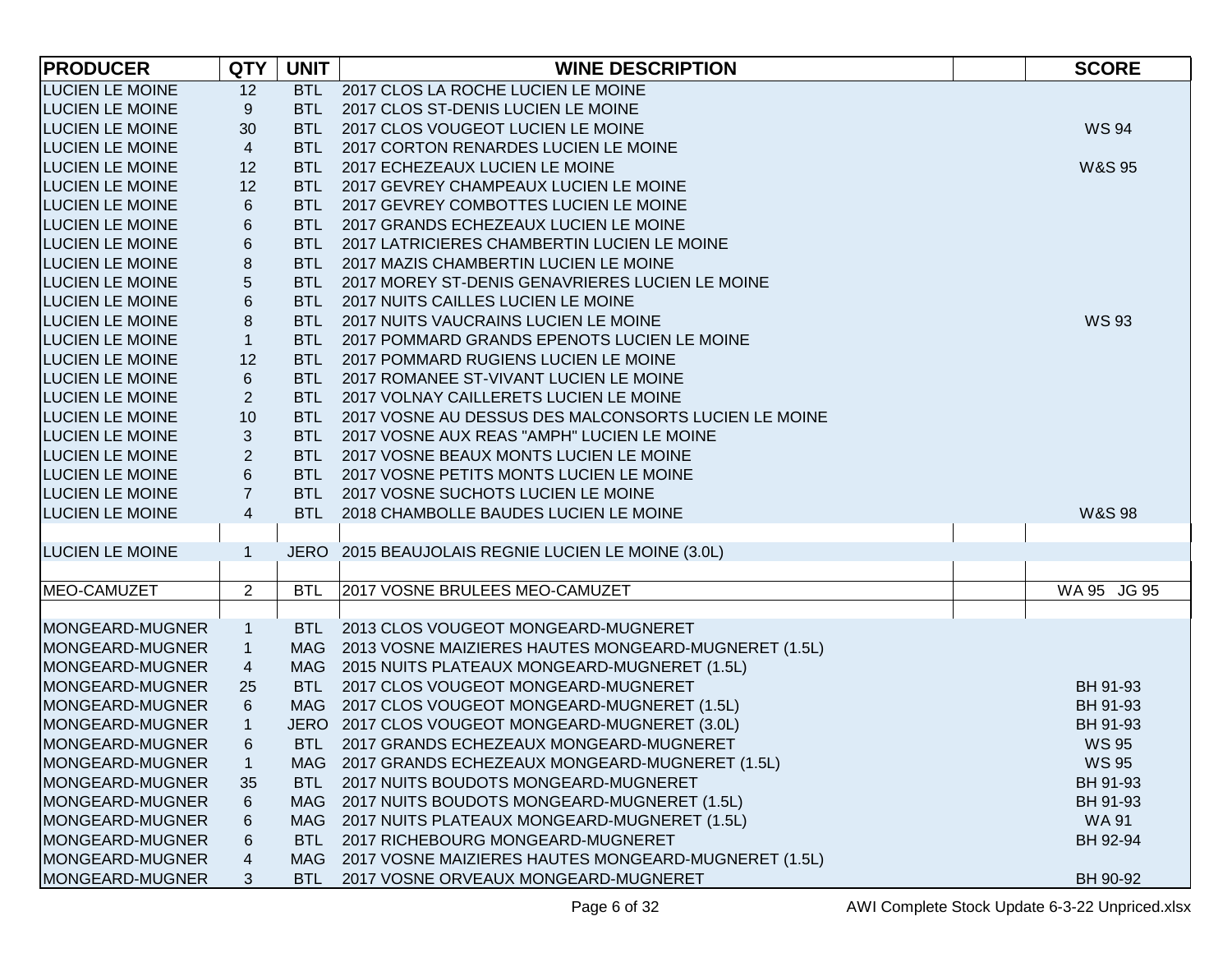| PRODUCER | QTY | UNIT | WINE DESCRIPTION | | SCORE |
|---|---|---|---|---|---|
| LUCIEN LE MOINE | 12 | BTL | 2017 CLOS LA ROCHE LUCIEN LE MOINE | | |
| LUCIEN LE MOINE | 9 | BTL | 2017 CLOS ST-DENIS LUCIEN LE MOINE | | |
| LUCIEN LE MOINE | 30 | BTL | 2017 CLOS VOUGEOT LUCIEN LE MOINE | | WS 94 |
| LUCIEN LE MOINE | 4 | BTL | 2017 CORTON RENARDES LUCIEN LE MOINE | | |
| LUCIEN LE MOINE | 12 | BTL | 2017 ECHEZEAUX LUCIEN LE MOINE | | W&S 95 |
| LUCIEN LE MOINE | 12 | BTL | 2017 GEVREY CHAMPEAUX LUCIEN LE MOINE | | |
| LUCIEN LE MOINE | 6 | BTL | 2017 GEVREY COMBOTTES LUCIEN LE MOINE | | |
| LUCIEN LE MOINE | 6 | BTL | 2017 GRANDS ECHEZEAUX LUCIEN LE MOINE | | |
| LUCIEN LE MOINE | 6 | BTL | 2017 LATRICIERES CHAMBERTIN LUCIEN LE MOINE | | |
| LUCIEN LE MOINE | 8 | BTL | 2017 MAZIS CHAMBERTIN LUCIEN LE MOINE | | |
| LUCIEN LE MOINE | 5 | BTL | 2017 MOREY ST-DENIS GENAVRIERES LUCIEN LE MOINE | | |
| LUCIEN LE MOINE | 6 | BTL | 2017 NUITS CAILLES LUCIEN LE MOINE | | |
| LUCIEN LE MOINE | 8 | BTL | 2017 NUITS VAUCRAINS LUCIEN LE MOINE | | WS 93 |
| LUCIEN LE MOINE | 1 | BTL | 2017 POMMARD GRANDS EPENOTS LUCIEN LE MOINE | | |
| LUCIEN LE MOINE | 12 | BTL | 2017 POMMARD RUGIENS LUCIEN LE MOINE | | |
| LUCIEN LE MOINE | 6 | BTL | 2017 ROMANEE ST-VIVANT LUCIEN LE MOINE | | |
| LUCIEN LE MOINE | 2 | BTL | 2017 VOLNAY CAILLERETS LUCIEN LE MOINE | | |
| LUCIEN LE MOINE | 10 | BTL | 2017 VOSNE AU DESSUS DES MALCONSORTS LUCIEN LE MOINE | | |
| LUCIEN LE MOINE | 3 | BTL | 2017 VOSNE AUX REAS "AMPH" LUCIEN LE MOINE | | |
| LUCIEN LE MOINE | 2 | BTL | 2017 VOSNE BEAUX MONTS LUCIEN LE MOINE | | |
| LUCIEN LE MOINE | 6 | BTL | 2017 VOSNE PETITS MONTS LUCIEN LE MOINE | | |
| LUCIEN LE MOINE | 7 | BTL | 2017 VOSNE SUCHOTS LUCIEN LE MOINE | | |
| LUCIEN LE MOINE | 4 | BTL | 2018 CHAMBOLLE BAUDES LUCIEN LE MOINE | | W&S 98 |
| | | | | | |
| LUCIEN LE MOINE | 1 | JERO | 2015 BEAUJOLAIS REGNIE LUCIEN LE MOINE (3.0L) | | |
| | | | | | |
| MEO-CAMUZET | 2 | BTL | 2017 VOSNE BRULEES MEO-CAMUZET | | WA 95 JG 95 |
| | | | | | |
| MONGEARD-MUGNER | 1 | BTL | 2013 CLOS VOUGEOT MONGEARD-MUGNERET | | |
| MONGEARD-MUGNER | 1 | MAG | 2013 VOSNE MAIZIERES HAUTES MONGEARD-MUGNERET (1.5L) | | |
| MONGEARD-MUGNER | 4 | MAG | 2015 NUITS PLATEAUX MONGEARD-MUGNERET (1.5L) | | |
| MONGEARD-MUGNER | 25 | BTL | 2017 CLOS VOUGEOT MONGEARD-MUGNERET | | BH 91-93 |
| MONGEARD-MUGNER | 6 | MAG | 2017 CLOS VOUGEOT MONGEARD-MUGNERET (1.5L) | | BH 91-93 |
| MONGEARD-MUGNER | 1 | JERO | 2017 CLOS VOUGEOT MONGEARD-MUGNERET (3.0L) | | BH 91-93 |
| MONGEARD-MUGNER | 6 | BTL | 2017 GRANDS ECHEZEAUX MONGEARD-MUGNERET | | WS 95 |
| MONGEARD-MUGNER | 1 | MAG | 2017 GRANDS ECHEZEAUX MONGEARD-MUGNERET (1.5L) | | WS 95 |
| MONGEARD-MUGNER | 35 | BTL | 2017 NUITS BOUDOTS MONGEARD-MUGNERET | | BH 91-93 |
| MONGEARD-MUGNER | 6 | MAG | 2017 NUITS BOUDOTS MONGEARD-MUGNERET (1.5L) | | BH 91-93 |
| MONGEARD-MUGNER | 6 | MAG | 2017 NUITS PLATEAUX MONGEARD-MUGNERET (1.5L) | | WA 91 |
| MONGEARD-MUGNER | 6 | BTL | 2017 RICHEBOURG MONGEARD-MUGNERET | | BH 92-94 |
| MONGEARD-MUGNER | 4 | MAG | 2017 VOSNE MAIZIERES HAUTES MONGEARD-MUGNERET (1.5L) | | |
| MONGEARD-MUGNER | 3 | BTL | 2017 VOSNE ORVEAUX MONGEARD-MUGNERET | | BH 90-92 |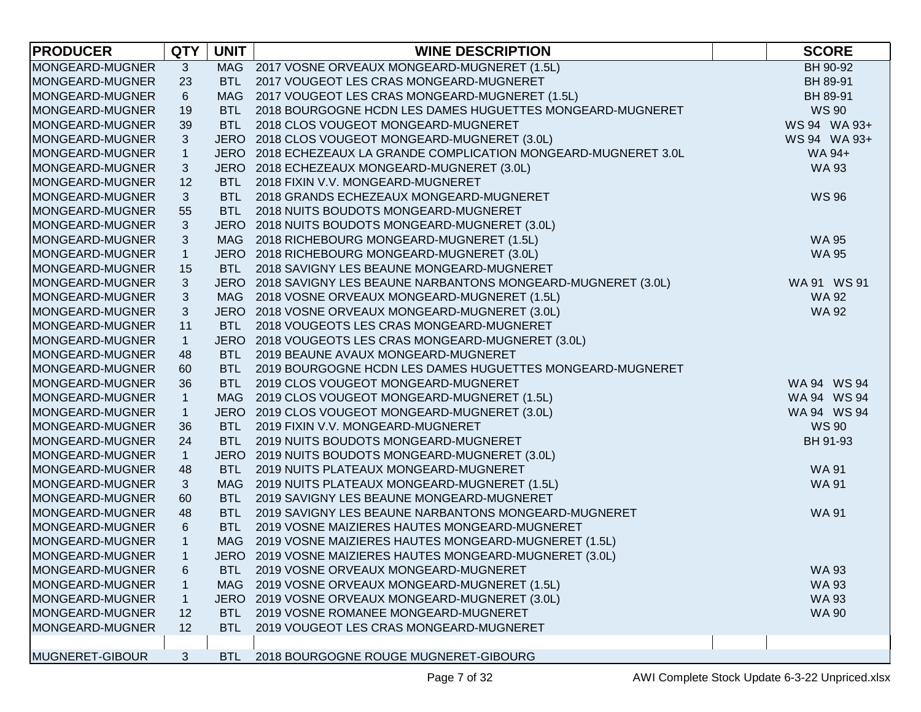| PRODUCER | QTY | UNIT | WINE DESCRIPTION | | SCORE |
|---|---|---|---|---|---|
| MONGEARD-MUGNER | 3 | MAG | 2017 VOSNE ORVEAUX MONGEARD-MUGNERET (1.5L) | | BH 90-92 |
| MONGEARD-MUGNER | 23 | BTL | 2017 VOUGEOT LES CRAS MONGEARD-MUGNERET | | BH 89-91 |
| MONGEARD-MUGNER | 6 | MAG | 2017 VOUGEOT LES CRAS MONGEARD-MUGNERET (1.5L) | | BH 89-91 |
| MONGEARD-MUGNER | 19 | BTL | 2018 BOURGOGNE HCDN LES DAMES HUGUETTES MONGEARD-MUGNERET | | WS 90 |
| MONGEARD-MUGNER | 39 | BTL | 2018 CLOS VOUGEOT MONGEARD-MUGNERET | | WS 94 WA 93+ |
| MONGEARD-MUGNER | 3 | JERO | 2018 CLOS VOUGEOT MONGEARD-MUGNERET (3.0L) | | WS 94 WA 93+ |
| MONGEARD-MUGNER | 1 | JERO | 2018 ECHEZEAUX LA GRANDE COMPLICATION MONGEARD-MUGNERET 3.0L | | WA 94+ |
| MONGEARD-MUGNER | 3 | JERO | 2018 ECHEZEAUX MONGEARD-MUGNERET (3.0L) | | WA 93 |
| MONGEARD-MUGNER | 12 | BTL | 2018 FIXIN V.V. MONGEARD-MUGNERET | | |
| MONGEARD-MUGNER | 3 | BTL | 2018 GRANDS ECHEZEAUX MONGEARD-MUGNERET | | WS 96 |
| MONGEARD-MUGNER | 55 | BTL | 2018 NUITS BOUDOTS MONGEARD-MUGNERET | | |
| MONGEARD-MUGNER | 3 | JERO | 2018 NUITS BOUDOTS MONGEARD-MUGNERET (3.0L) | | |
| MONGEARD-MUGNER | 3 | MAG | 2018 RICHEBOURG MONGEARD-MUGNERET (1.5L) | | WA 95 |
| MONGEARD-MUGNER | 1 | JERO | 2018 RICHEBOURG MONGEARD-MUGNERET (3.0L) | | WA 95 |
| MONGEARD-MUGNER | 15 | BTL | 2018 SAVIGNY LES BEAUNE MONGEARD-MUGNERET | | |
| MONGEARD-MUGNER | 3 | JERO | 2018 SAVIGNY LES BEAUNE NARBANTONS MONGEARD-MUGNERET (3.0L) | | WA 91 WS 91 |
| MONGEARD-MUGNER | 3 | MAG | 2018 VOSNE ORVEAUX MONGEARD-MUGNERET (1.5L) | | WA 92 |
| MONGEARD-MUGNER | 3 | JERO | 2018 VOSNE ORVEAUX MONGEARD-MUGNERET (3.0L) | | WA 92 |
| MONGEARD-MUGNER | 11 | BTL | 2018 VOUGEOTS LES CRAS MONGEARD-MUGNERET | | |
| MONGEARD-MUGNER | 1 | JERO | 2018 VOUGEOTS LES CRAS MONGEARD-MUGNERET (3.0L) | | |
| MONGEARD-MUGNER | 48 | BTL | 2019 BEAUNE AVAUX MONGEARD-MUGNERET | | |
| MONGEARD-MUGNER | 60 | BTL | 2019 BOURGOGNE HCDN LES DAMES HUGUETTES MONGEARD-MUGNERET | | |
| MONGEARD-MUGNER | 36 | BTL | 2019 CLOS VOUGEOT MONGEARD-MUGNERET | | WA 94 WS 94 |
| MONGEARD-MUGNER | 1 | MAG | 2019 CLOS VOUGEOT MONGEARD-MUGNERET (1.5L) | | WA 94 WS 94 |
| MONGEARD-MUGNER | 1 | JERO | 2019 CLOS VOUGEOT MONGEARD-MUGNERET (3.0L) | | WA 94 WS 94 |
| MONGEARD-MUGNER | 36 | BTL | 2019 FIXIN V.V. MONGEARD-MUGNERET | | WS 90 |
| MONGEARD-MUGNER | 24 | BTL | 2019 NUITS BOUDOTS MONGEARD-MUGNERET | | BH 91-93 |
| MONGEARD-MUGNER | 1 | JERO | 2019 NUITS BOUDOTS MONGEARD-MUGNERET (3.0L) | | |
| MONGEARD-MUGNER | 48 | BTL | 2019 NUITS PLATEAUX MONGEARD-MUGNERET | | WA 91 |
| MONGEARD-MUGNER | 3 | MAG | 2019 NUITS PLATEAUX MONGEARD-MUGNERET (1.5L) | | WA 91 |
| MONGEARD-MUGNER | 60 | BTL | 2019 SAVIGNY LES BEAUNE MONGEARD-MUGNERET | | |
| MONGEARD-MUGNER | 48 | BTL | 2019 SAVIGNY LES BEAUNE NARBANTONS MONGEARD-MUGNERET | | WA 91 |
| MONGEARD-MUGNER | 6 | BTL | 2019 VOSNE MAIZIERES HAUTES MONGEARD-MUGNERET | | |
| MONGEARD-MUGNER | 1 | MAG | 2019 VOSNE MAIZIERES HAUTES MONGEARD-MUGNERET (1.5L) | | |
| MONGEARD-MUGNER | 1 | JERO | 2019 VOSNE MAIZIERES HAUTES MONGEARD-MUGNERET (3.0L) | | |
| MONGEARD-MUGNER | 6 | BTL | 2019 VOSNE ORVEAUX MONGEARD-MUGNERET | | WA 93 |
| MONGEARD-MUGNER | 1 | MAG | 2019 VOSNE ORVEAUX MONGEARD-MUGNERET (1.5L) | | WA 93 |
| MONGEARD-MUGNER | 1 | JERO | 2019 VOSNE ORVEAUX MONGEARD-MUGNERET (3.0L) | | WA 93 |
| MONGEARD-MUGNER | 12 | BTL | 2019 VOSNE ROMANEE MONGEARD-MUGNERET | | WA 90 |
| MONGEARD-MUGNER | 12 | BTL | 2019 VOUGEOT LES CRAS MONGEARD-MUGNERET | | |
| | | | | | |
| MUGNERET-GIBOUR | 3 | BTL | 2018 BOURGOGNE ROUGE MUGNERET-GIBOURG | | |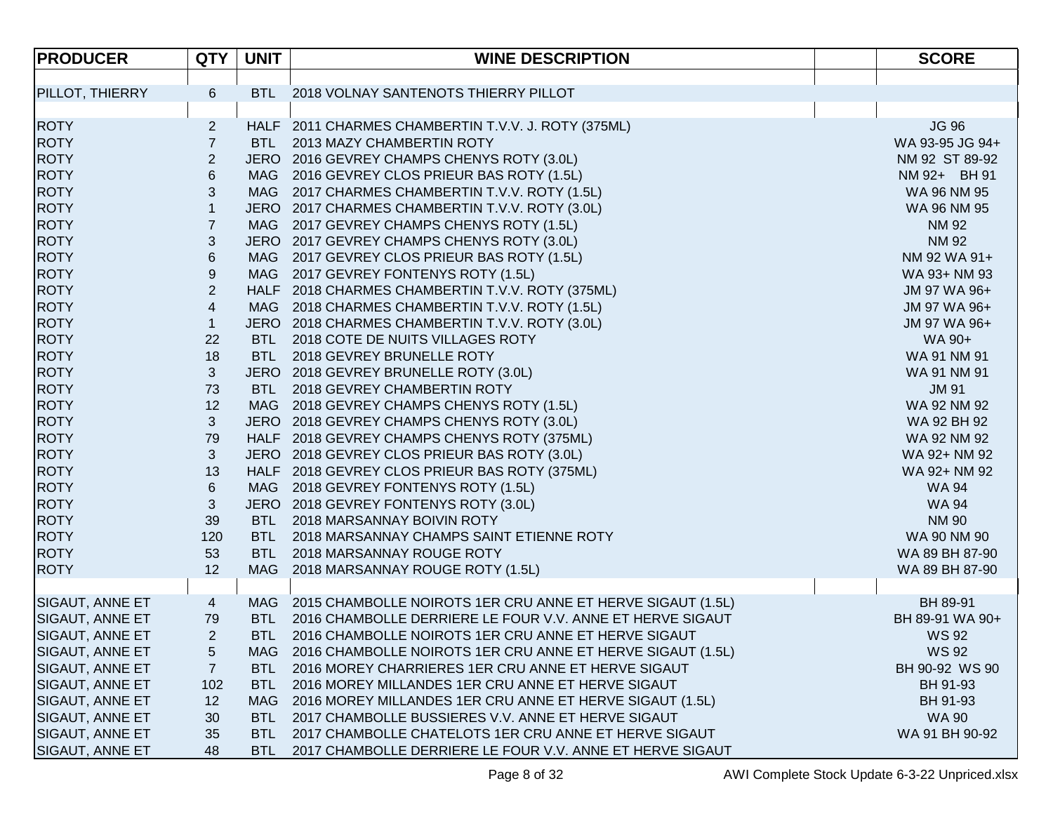| PRODUCER | QTY | UNIT | WINE DESCRIPTION | | SCORE |
|---|---|---|---|---|---|
| | | | | | |
| PILLOT, THIERRY | 6 | BTL | 2018 VOLNAY SANTENOTS THIERRY PILLOT | | |
| | | | | | |
| ROTY | 2 | HALF | 2011 CHARMES CHAMBERTIN T.V.V. J. ROTY (375ML) | | JG 96 |
| ROTY | 7 | BTL | 2013 MAZY CHAMBERTIN ROTY | | WA 93-95 JG 94+ |
| ROTY | 2 | JERO | 2016 GEVREY CHAMPS CHENYS ROTY (3.0L) | | NM 92 ST 89-92 |
| ROTY | 6 | MAG | 2016 GEVREY CLOS PRIEUR BAS ROTY (1.5L) | | NM 92+ BH 91 |
| ROTY | 3 | MAG | 2017 CHARMES CHAMBERTIN T.V.V. ROTY (1.5L) | | WA 96 NM 95 |
| ROTY | 1 | JERO | 2017 CHARMES CHAMBERTIN T.V.V. ROTY (3.0L) | | WA 96 NM 95 |
| ROTY | 7 | MAG | 2017 GEVREY CHAMPS CHENYS ROTY (1.5L) | | NM 92 |
| ROTY | 3 | JERO | 2017 GEVREY CHAMPS CHENYS ROTY (3.0L) | | NM 92 |
| ROTY | 6 | MAG | 2017 GEVREY CLOS PRIEUR BAS ROTY (1.5L) | | NM 92 WA 91+ |
| ROTY | 9 | MAG | 2017 GEVREY FONTENYS ROTY (1.5L) | | WA 93+ NM 93 |
| ROTY | 2 | HALF | 2018 CHARMES CHAMBERTIN T.V.V. ROTY (375ML) | | JM 97 WA 96+ |
| ROTY | 4 | MAG | 2018 CHARMES CHAMBERTIN T.V.V. ROTY (1.5L) | | JM 97 WA 96+ |
| ROTY | 1 | JERO | 2018 CHARMES CHAMBERTIN T.V.V. ROTY (3.0L) | | JM 97 WA 96+ |
| ROTY | 22 | BTL | 2018 COTE DE NUITS VILLAGES ROTY | | WA 90+ |
| ROTY | 18 | BTL | 2018 GEVREY BRUNELLE ROTY | | WA 91 NM 91 |
| ROTY | 3 | JERO | 2018 GEVREY BRUNELLE ROTY (3.0L) | | WA 91 NM 91 |
| ROTY | 73 | BTL | 2018 GEVREY CHAMBERTIN ROTY | | JM 91 |
| ROTY | 12 | MAG | 2018 GEVREY CHAMPS CHENYS ROTY (1.5L) | | WA 92 NM 92 |
| ROTY | 3 | JERO | 2018 GEVREY CHAMPS CHENYS ROTY (3.0L) | | WA 92 BH 92 |
| ROTY | 79 | HALF | 2018 GEVREY CHAMPS CHENYS ROTY (375ML) | | WA 92 NM 92 |
| ROTY | 3 | JERO | 2018 GEVREY CLOS PRIEUR BAS ROTY (3.0L) | | WA 92+ NM 92 |
| ROTY | 13 | HALF | 2018 GEVREY CLOS PRIEUR BAS ROTY (375ML) | | WA 92+ NM 92 |
| ROTY | 6 | MAG | 2018 GEVREY FONTENYS ROTY (1.5L) | | WA 94 |
| ROTY | 3 | JERO | 2018 GEVREY FONTENYS ROTY (3.0L) | | WA 94 |
| ROTY | 39 | BTL | 2018 MARSANNAY BOIVIN ROTY | | NM 90 |
| ROTY | 120 | BTL | 2018 MARSANNAY CHAMPS SAINT ETIENNE ROTY | | WA 90 NM 90 |
| ROTY | 53 | BTL | 2018 MARSANNAY ROUGE ROTY | | WA 89 BH 87-90 |
| ROTY | 12 | MAG | 2018 MARSANNAY ROUGE ROTY (1.5L) | | WA 89 BH 87-90 |
| | | | | | |
| SIGAUT, ANNE ET | 4 | MAG | 2015 CHAMBOLLE NOIROTS 1ER CRU ANNE ET HERVE SIGAUT (1.5L) | | BH 89-91 |
| SIGAUT, ANNE ET | 79 | BTL | 2016 CHAMBOLLE DERRIERE LE FOUR V.V. ANNE ET HERVE SIGAUT | | BH 89-91 WA 90+ |
| SIGAUT, ANNE ET | 2 | BTL | 2016 CHAMBOLLE NOIROTS 1ER CRU ANNE ET HERVE SIGAUT | | WS 92 |
| SIGAUT, ANNE ET | 5 | MAG | 2016 CHAMBOLLE NOIROTS 1ER CRU ANNE ET HERVE SIGAUT (1.5L) | | WS 92 |
| SIGAUT, ANNE ET | 7 | BTL | 2016 MOREY CHARRIERES 1ER CRU ANNE ET HERVE SIGAUT | | BH 90-92 WS 90 |
| SIGAUT, ANNE ET | 102 | BTL | 2016 MOREY MILLANDES 1ER CRU ANNE ET HERVE SIGAUT | | BH 91-93 |
| SIGAUT, ANNE ET | 12 | MAG | 2016 MOREY MILLANDES 1ER CRU ANNE ET HERVE SIGAUT (1.5L) | | BH 91-93 |
| SIGAUT, ANNE ET | 30 | BTL | 2017 CHAMBOLLE BUSSIERES V.V. ANNE ET HERVE SIGAUT | | WA 90 |
| SIGAUT, ANNE ET | 35 | BTL | 2017 CHAMBOLLE CHATELOTS 1ER CRU ANNE ET HERVE SIGAUT | | WA 91 BH 90-92 |
| SIGAUT, ANNE ET | 48 | BTL | 2017 CHAMBOLLE DERRIERE LE FOUR V.V. ANNE ET HERVE SIGAUT | | |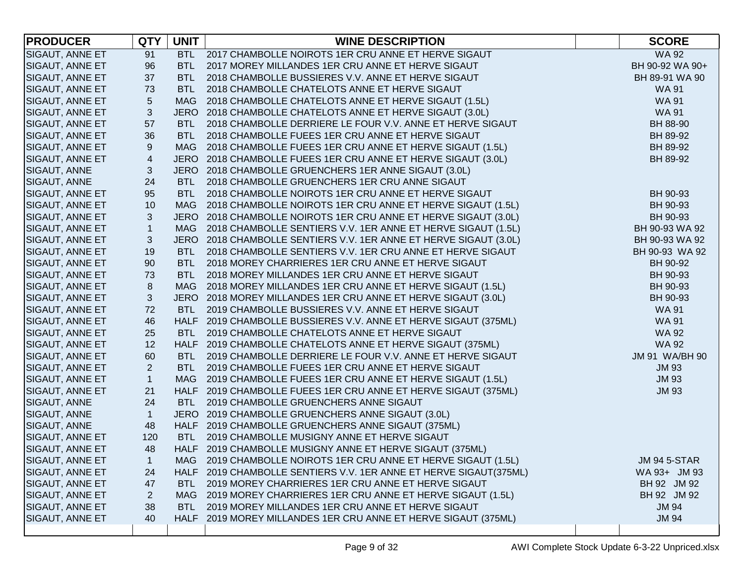| PRODUCER | QTY | UNIT | WINE DESCRIPTION | | SCORE |
|---|---|---|---|---|---|
| SIGAUT, ANNE ET | 91 | BTL | 2017 CHAMBOLLE NOIROTS 1ER CRU ANNE ET HERVE SIGAUT | | WA 92 |
| SIGAUT, ANNE ET | 96 | BTL | 2017 MOREY MILLANDES 1ER CRU ANNE ET HERVE SIGAUT | | BH 90-92 WA 90+ |
| SIGAUT, ANNE ET | 37 | BTL | 2018 CHAMBOLLE BUSSIERES V.V. ANNE ET HERVE SIGAUT | | BH 89-91 WA 90 |
| SIGAUT, ANNE ET | 73 | BTL | 2018 CHAMBOLLE CHATELOTS ANNE ET HERVE SIGAUT | | WA 91 |
| SIGAUT, ANNE ET | 5 | MAG | 2018 CHAMBOLLE CHATELOTS ANNE ET HERVE SIGAUT (1.5L) | | WA 91 |
| SIGAUT, ANNE ET | 3 | JERO | 2018 CHAMBOLLE CHATELOTS ANNE ET HERVE SIGAUT (3.0L) | | WA 91 |
| SIGAUT, ANNE ET | 57 | BTL | 2018 CHAMBOLLE DERRIERE LE FOUR V.V. ANNE ET HERVE SIGAUT | | BH 88-90 |
| SIGAUT, ANNE ET | 36 | BTL | 2018 CHAMBOLLE FUEES 1ER CRU ANNE ET HERVE SIGAUT | | BH 89-92 |
| SIGAUT, ANNE ET | 9 | MAG | 2018 CHAMBOLLE FUEES 1ER CRU ANNE ET HERVE SIGAUT (1.5L) | | BH 89-92 |
| SIGAUT, ANNE ET | 4 | JERO | 2018 CHAMBOLLE FUEES 1ER CRU ANNE ET HERVE SIGAUT (3.0L) | | BH 89-92 |
| SIGAUT, ANNE | 3 | JERO | 2018 CHAMBOLLE GRUENCHERS 1ER ANNE SIGAUT (3.0L) | | |
| SIGAUT, ANNE | 24 | BTL | 2018 CHAMBOLLE GRUENCHERS 1ER CRU ANNE SIGAUT | | |
| SIGAUT, ANNE ET | 95 | BTL | 2018 CHAMBOLLE NOIROTS 1ER CRU ANNE ET HERVE SIGAUT | | BH 90-93 |
| SIGAUT, ANNE ET | 10 | MAG | 2018 CHAMBOLLE NOIROTS 1ER CRU ANNE ET HERVE SIGAUT (1.5L) | | BH 90-93 |
| SIGAUT, ANNE ET | 3 | JERO | 2018 CHAMBOLLE NOIROTS 1ER CRU ANNE ET HERVE SIGAUT (3.0L) | | BH 90-93 |
| SIGAUT, ANNE ET | 1 | MAG | 2018 CHAMBOLLE SENTIERS V.V. 1ER ANNE ET HERVE SIGAUT (1.5L) | | BH 90-93 WA 92 |
| SIGAUT, ANNE ET | 3 | JERO | 2018 CHAMBOLLE SENTIERS V.V. 1ER ANNE ET HERVE SIGAUT (3.0L) | | BH 90-93 WA 92 |
| SIGAUT, ANNE ET | 19 | BTL | 2018 CHAMBOLLE SENTIERS V.V. 1ER CRU ANNE ET HERVE SIGAUT | | BH 90-93 WA 92 |
| SIGAUT, ANNE ET | 90 | BTL | 2018 MOREY CHARRIERES 1ER CRU ANNE ET HERVE SIGAUT | | BH 90-92 |
| SIGAUT, ANNE ET | 73 | BTL | 2018 MOREY MILLANDES 1ER CRU ANNE ET HERVE SIGAUT | | BH 90-93 |
| SIGAUT, ANNE ET | 8 | MAG | 2018 MOREY MILLANDES 1ER CRU ANNE ET HERVE SIGAUT (1.5L) | | BH 90-93 |
| SIGAUT, ANNE ET | 3 | JERO | 2018 MOREY MILLANDES 1ER CRU ANNE ET HERVE SIGAUT (3.0L) | | BH 90-93 |
| SIGAUT, ANNE ET | 72 | BTL | 2019 CHAMBOLLE BUSSIERES V.V. ANNE ET HERVE SIGAUT | | WA 91 |
| SIGAUT, ANNE ET | 46 | HALF | 2019 CHAMBOLLE BUSSIERES V.V. ANNE ET HERVE SIGAUT (375ML) | | WA 91 |
| SIGAUT, ANNE ET | 25 | BTL | 2019 CHAMBOLLE CHATELOTS ANNE ET HERVE SIGAUT | | WA 92 |
| SIGAUT, ANNE ET | 12 | HALF | 2019 CHAMBOLLE CHATELOTS ANNE ET HERVE SIGAUT (375ML) | | WA 92 |
| SIGAUT, ANNE ET | 60 | BTL | 2019 CHAMBOLLE DERRIERE LE FOUR V.V. ANNE ET HERVE SIGAUT | | JM 91 WA/BH 90 |
| SIGAUT, ANNE ET | 2 | BTL | 2019 CHAMBOLLE FUEES 1ER CRU ANNE ET HERVE SIGAUT | | JM 93 |
| SIGAUT, ANNE ET | 1 | MAG | 2019 CHAMBOLLE FUEES 1ER CRU ANNE ET HERVE SIGAUT (1.5L) | | JM 93 |
| SIGAUT, ANNE ET | 21 | HALF | 2019 CHAMBOLLE FUEES 1ER CRU ANNE ET HERVE SIGAUT (375ML) | | JM 93 |
| SIGAUT, ANNE | 24 | BTL | 2019 CHAMBOLLE GRUENCHERS ANNE SIGAUT | | |
| SIGAUT, ANNE | 1 | JERO | 2019 CHAMBOLLE GRUENCHERS ANNE SIGAUT (3.0L) | | |
| SIGAUT, ANNE | 48 | HALF | 2019 CHAMBOLLE GRUENCHERS ANNE SIGAUT (375ML) | | |
| SIGAUT, ANNE ET | 120 | BTL | 2019 CHAMBOLLE MUSIGNY ANNE ET HERVE SIGAUT | | |
| SIGAUT, ANNE ET | 48 | HALF | 2019 CHAMBOLLE MUSIGNY ANNE ET HERVE SIGAUT (375ML) | | |
| SIGAUT, ANNE ET | 1 | MAG | 2019 CHAMBOLLE NOIROTS 1ER CRU ANNE ET HERVE SIGAUT (1.5L) | | JM 94 5-STAR |
| SIGAUT, ANNE ET | 24 | HALF | 2019 CHAMBOLLE SENTIERS V.V. 1ER ANNE ET HERVE SIGAUT(375ML) | | WA 93+ JM 93 |
| SIGAUT, ANNE ET | 47 | BTL | 2019 MOREY CHARRIERES 1ER CRU ANNE ET HERVE SIGAUT | | BH 92 JM 92 |
| SIGAUT, ANNE ET | 2 | MAG | 2019 MOREY CHARRIERES 1ER CRU ANNE ET HERVE SIGAUT (1.5L) | | BH 92 JM 92 |
| SIGAUT, ANNE ET | 38 | BTL | 2019 MOREY MILLANDES 1ER CRU ANNE ET HERVE SIGAUT | | JM 94 |
| SIGAUT, ANNE ET | 40 | HALF | 2019 MOREY MILLANDES 1ER CRU ANNE ET HERVE SIGAUT (375ML) | | JM 94 |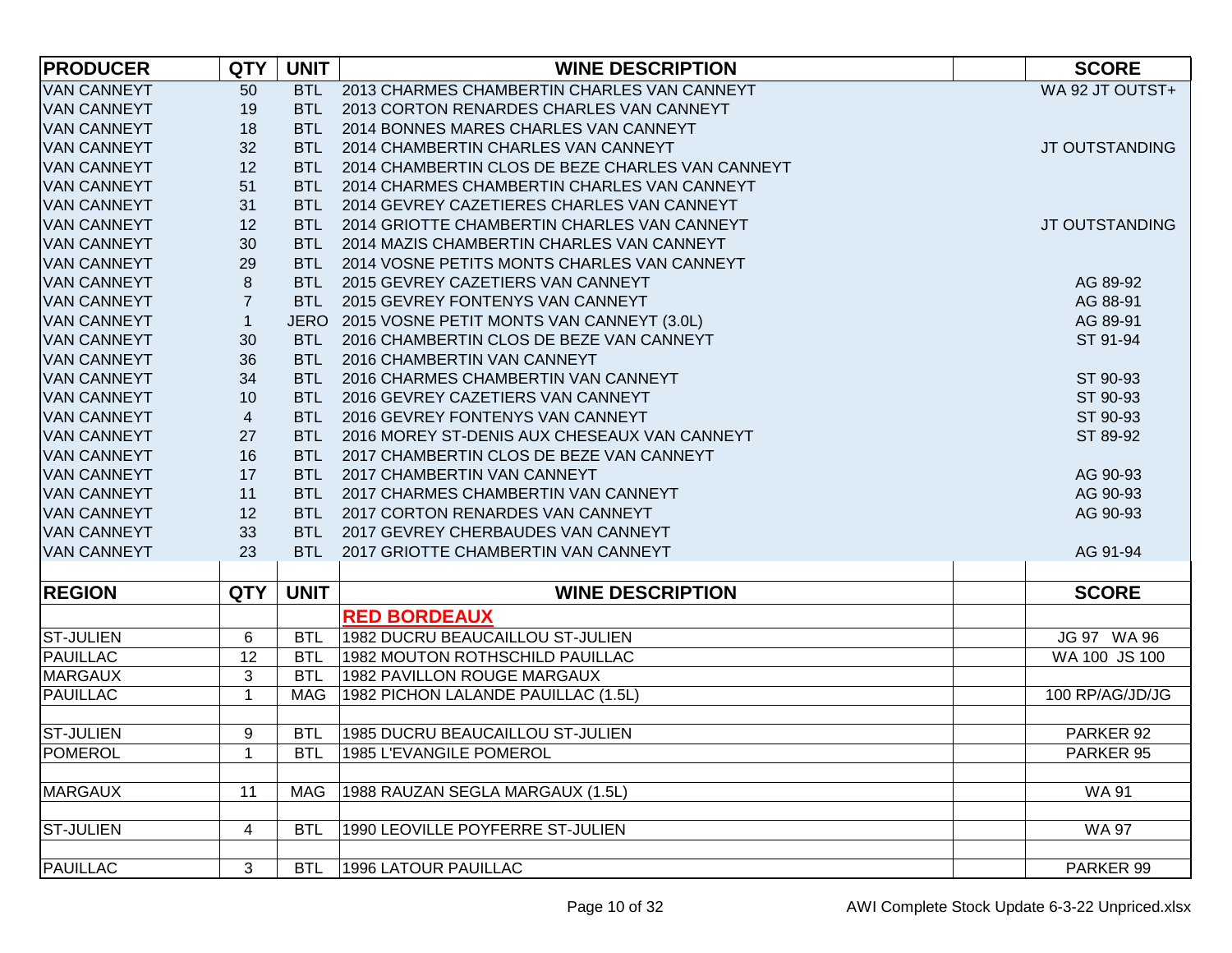| PRODUCER | QTY | UNIT | WINE DESCRIPTION | | SCORE |
|---|---|---|---|---|---|
| VAN CANNEYT | 50 | BTL | 2013 CHARMES CHAMBERTIN CHARLES VAN CANNEYT | | WA 92 JT OUTST+ |
| VAN CANNEYT | 19 | BTL | 2013 CORTON RENARDES CHARLES VAN CANNEYT | | |
| VAN CANNEYT | 18 | BTL | 2014 BONNES MARES CHARLES VAN CANNEYT | | |
| VAN CANNEYT | 32 | BTL | 2014 CHAMBERTIN CHARLES VAN CANNEYT | | JT OUTSTANDING |
| VAN CANNEYT | 12 | BTL | 2014 CHAMBERTIN CLOS DE BEZE CHARLES VAN CANNEYT | | |
| VAN CANNEYT | 51 | BTL | 2014 CHARMES CHAMBERTIN CHARLES VAN CANNEYT | | |
| VAN CANNEYT | 31 | BTL | 2014 GEVREY CAZETIERES CHARLES VAN CANNEYT | | |
| VAN CANNEYT | 12 | BTL | 2014 GRIOTTE CHAMBERTIN CHARLES VAN CANNEYT | | JT OUTSTANDING |
| VAN CANNEYT | 30 | BTL | 2014 MAZIS CHAMBERTIN CHARLES VAN CANNEYT | | |
| VAN CANNEYT | 29 | BTL | 2014 VOSNE PETITS MONTS CHARLES VAN CANNEYT | | |
| VAN CANNEYT | 8 | BTL | 2015 GEVREY CAZETIERS VAN CANNEYT | | AG 89-92 |
| VAN CANNEYT | 7 | BTL | 2015 GEVREY FONTENYS VAN CANNEYT | | AG 88-91 |
| VAN CANNEYT | 1 | JERO | 2015 VOSNE PETIT MONTS VAN CANNEYT (3.0L) | | AG 89-91 |
| VAN CANNEYT | 30 | BTL | 2016 CHAMBERTIN CLOS DE BEZE VAN CANNEYT | | ST 91-94 |
| VAN CANNEYT | 36 | BTL | 2016 CHAMBERTIN VAN CANNEYT | | |
| VAN CANNEYT | 34 | BTL | 2016 CHARMES CHAMBERTIN VAN CANNEYT | | ST 90-93 |
| VAN CANNEYT | 10 | BTL | 2016 GEVREY CAZETIERS VAN CANNEYT | | ST 90-93 |
| VAN CANNEYT | 4 | BTL | 2016 GEVREY FONTENYS VAN CANNEYT | | ST 90-93 |
| VAN CANNEYT | 27 | BTL | 2016 MOREY ST-DENIS AUX CHESEAUX VAN CANNEYT | | ST 89-92 |
| VAN CANNEYT | 16 | BTL | 2017 CHAMBERTIN CLOS DE BEZE VAN CANNEYT | | |
| VAN CANNEYT | 17 | BTL | 2017 CHAMBERTIN VAN CANNEYT | | AG 90-93 |
| VAN CANNEYT | 11 | BTL | 2017 CHARMES CHAMBERTIN VAN CANNEYT | | AG 90-93 |
| VAN CANNEYT | 12 | BTL | 2017 CORTON RENARDES VAN CANNEYT | | AG 90-93 |
| VAN CANNEYT | 33 | BTL | 2017 GEVREY CHERBAUDES VAN CANNEYT | | |
| VAN CANNEYT | 23 | BTL | 2017 GRIOTTE CHAMBERTIN VAN CANNEYT | | AG 91-94 |

| REGION | QTY | UNIT | WINE DESCRIPTION | | SCORE |
|---|---|---|---|---|---|
| | | | **RED BORDEAUX** | | |
| ST-JULIEN | 6 | BTL | 1982 DUCRU BEAUCAILLOU ST-JULIEN | | JG 97 WA 96 |
| PAUILLAC | 12 | BTL | 1982 MOUTON ROTHSCHILD PAUILLAC | | WA 100 JS 100 |
| MARGAUX | 3 | BTL | 1982 PAVILLON ROUGE MARGAUX | | |
| PAUILLAC | 1 | MAG | 1982 PICHON LALANDE PAUILLAC (1.5L) | | 100 RP/AG/JD/JG |
| | | | | | |
| ST-JULIEN | 9 | BTL | 1985 DUCRU BEAUCAILLOU ST-JULIEN | | PARKER 92 |
| POMEROL | 1 | BTL | 1985 L'EVANGILE POMEROL | | PARKER 95 |
| | | | | | |
| MARGAUX | 11 | MAG | 1988 RAUZAN SEGLA MARGAUX (1.5L) | | WA 91 |
| | | | | | |
| ST-JULIEN | 4 | BTL | 1990 LEOVILLE POYFERRE ST-JULIEN | | WA 97 |
| | | | | | |
| PAUILLAC | 3 | BTL | 1996 LATOUR PAUILLAC | | PARKER 99 |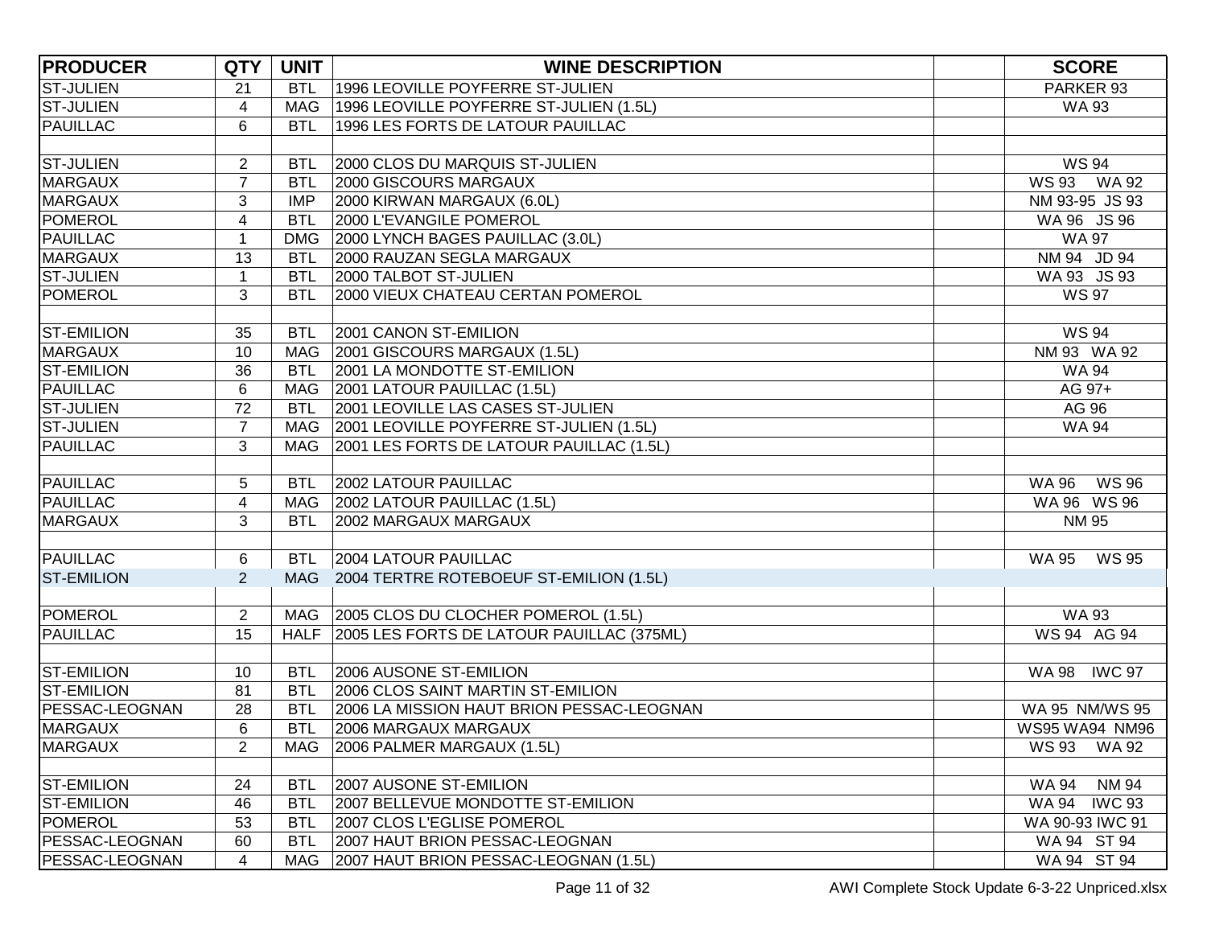| PRODUCER | QTY | UNIT | WINE DESCRIPTION | | SCORE |
|---|---|---|---|---|---|
| ST-JULIEN | 21 | BTL | 1996 LEOVILLE POYFERRE ST-JULIEN | | PARKER 93 |
| ST-JULIEN | 4 | MAG | 1996 LEOVILLE POYFERRE ST-JULIEN (1.5L) | | WA 93 |
| PAUILLAC | 6 | BTL | 1996 LES FORTS DE LATOUR PAUILLAC | | |
| | | | | | |
| ST-JULIEN | 2 | BTL | 2000 CLOS DU MARQUIS ST-JULIEN | | WS 94 |
| MARGAUX | 7 | BTL | 2000 GISCOURS MARGAUX | | WS 93 WA 92 |
| MARGAUX | 3 | IMP | 2000 KIRWAN MARGAUX (6.0L) | | NM 93-95 JS 93 |
| POMEROL | 4 | BTL | 2000 L'EVANGILE POMEROL | | WA 96 JS 96 |
| PAUILLAC | 1 | DMG | 2000 LYNCH BAGES PAUILLAC (3.0L) | | WA 97 |
| MARGAUX | 13 | BTL | 2000 RAUZAN SEGLA MARGAUX | | NM 94 JD 94 |
| ST-JULIEN | 1 | BTL | 2000 TALBOT ST-JULIEN | | WA 93 JS 93 |
| POMEROL | 3 | BTL | 2000 VIEUX CHATEAU CERTAN POMEROL | | WS 97 |
| | | | | | |
| ST-EMILION | 35 | BTL | 2001 CANON ST-EMILION | | WS 94 |
| MARGAUX | 10 | MAG | 2001 GISCOURS MARGAUX (1.5L) | | NM 93 WA 92 |
| ST-EMILION | 36 | BTL | 2001 LA MONDOTTE ST-EMILION | | WA 94 |
| PAUILLAC | 6 | MAG | 2001 LATOUR PAUILLAC (1.5L) | | AG 97+ |
| ST-JULIEN | 72 | BTL | 2001 LEOVILLE LAS CASES ST-JULIEN | | AG 96 |
| ST-JULIEN | 7 | MAG | 2001 LEOVILLE POYFERRE ST-JULIEN (1.5L) | | WA 94 |
| PAUILLAC | 3 | MAG | 2001 LES FORTS DE LATOUR PAUILLAC (1.5L) | | |
| | | | | | |
| PAUILLAC | 5 | BTL | 2002 LATOUR PAUILLAC | | WA 96 WS 96 |
| PAUILLAC | 4 | MAG | 2002 LATOUR PAUILLAC (1.5L) | | WA 96 WS 96 |
| MARGAUX | 3 | BTL | 2002 MARGAUX MARGAUX | | NM 95 |
| | | | | | |
| PAUILLAC | 6 | BTL | 2004 LATOUR PAUILLAC | | WA 95 WS 95 |
| ST-EMILION | 2 | MAG | 2004 TERTRE ROTEBOEUF ST-EMILION (1.5L) | | |
| | | | | | |
| POMEROL | 2 | MAG | 2005 CLOS DU CLOCHER POMEROL (1.5L) | | WA 93 |
| PAUILLAC | 15 | HALF | 2005 LES FORTS DE LATOUR PAUILLAC (375ML) | | WS 94 AG 94 |
| | | | | | |
| ST-EMILION | 10 | BTL | 2006 AUSONE ST-EMILION | | WA 98 IWC 97 |
| ST-EMILION | 81 | BTL | 2006 CLOS SAINT MARTIN ST-EMILION | | |
| PESSAC-LEOGNAN | 28 | BTL | 2006 LA MISSION HAUT BRION PESSAC-LEOGNAN | | WA 95 NM/WS 95 |
| MARGAUX | 6 | BTL | 2006 MARGAUX MARGAUX | | WS95 WA94 NM96 |
| MARGAUX | 2 | MAG | 2006 PALMER MARGAUX (1.5L) | | WS 93 WA 92 |
| | | | | | |
| ST-EMILION | 24 | BTL | 2007 AUSONE ST-EMILION | | WA 94 NM 94 |
| ST-EMILION | 46 | BTL | 2007 BELLEVUE MONDOTTE ST-EMILION | | WA 94 IWC 93 |
| POMEROL | 53 | BTL | 2007 CLOS L'EGLISE POMEROL | | WA 90-93 IWC 91 |
| PESSAC-LEOGNAN | 60 | BTL | 2007 HAUT BRION PESSAC-LEOGNAN | | WA 94 ST 94 |
| PESSAC-LEOGNAN | 4 | MAG | 2007 HAUT BRION PESSAC-LEOGNAN (1.5L) | | WA 94 ST 94 |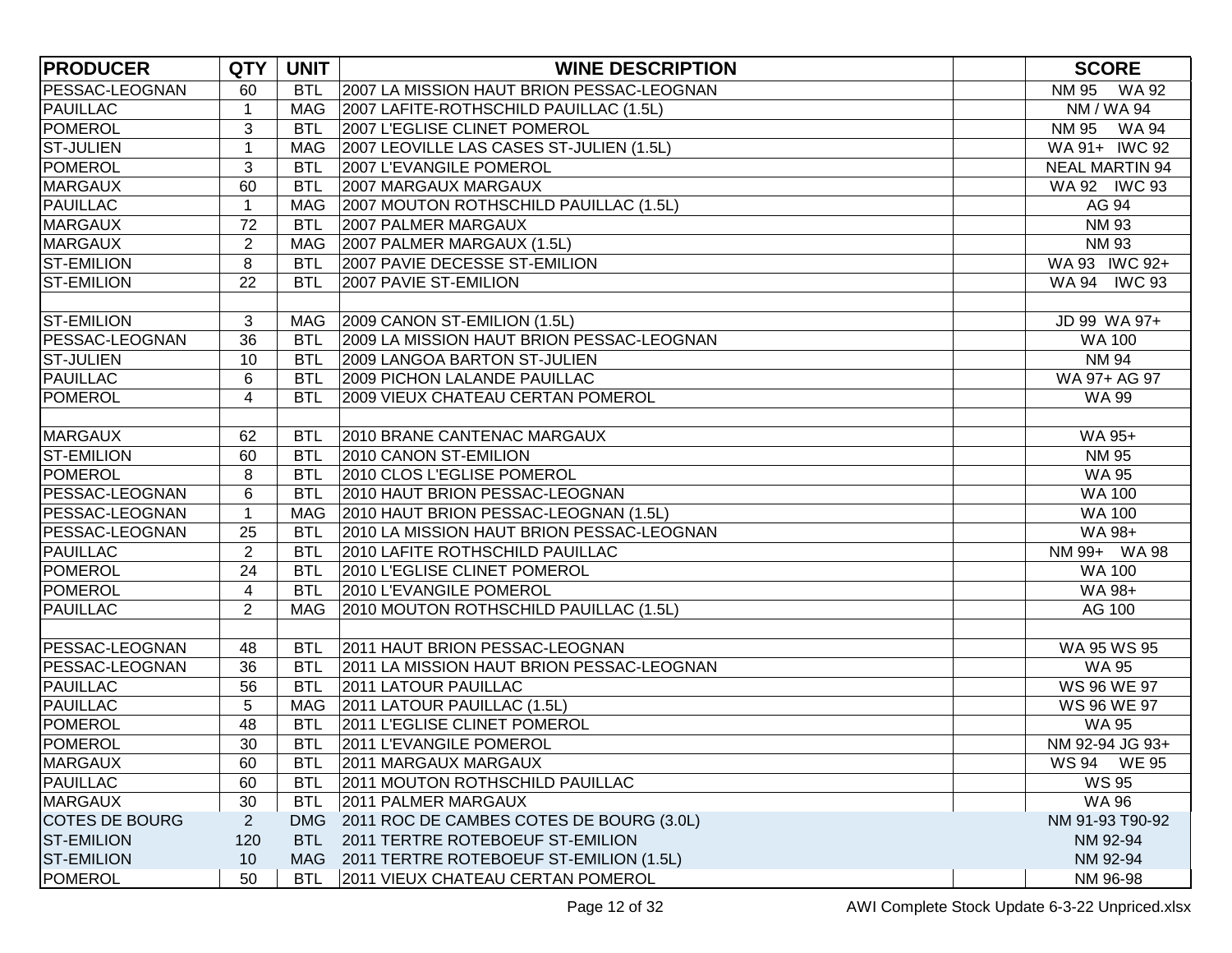| PRODUCER | QTY | UNIT | WINE DESCRIPTION | | SCORE |
|---|---|---|---|---|---|
| PESSAC-LEOGNAN | 60 | BTL | 2007 LA MISSION HAUT BRION PESSAC-LEOGNAN | | NM 95 WA 92 |
| PAUILLAC | 1 | MAG | 2007 LAFITE-ROTHSCHILD PAUILLAC (1.5L) | | NM / WA 94 |
| POMEROL | 3 | BTL | 2007 L'EGLISE CLINET POMEROL | | NM 95 WA 94 |
| ST-JULIEN | 1 | MAG | 2007 LEOVILLE LAS CASES ST-JULIEN (1.5L) | | WA 91+ IWC 92 |
| POMEROL | 3 | BTL | 2007 L'EVANGILE POMEROL | | NEAL MARTIN 94 |
| MARGAUX | 60 | BTL | 2007 MARGAUX MARGAUX | | WA 92 IWC 93 |
| PAUILLAC | 1 | MAG | 2007 MOUTON ROTHSCHILD PAUILLAC (1.5L) | | AG 94 |
| MARGAUX | 72 | BTL | 2007 PALMER MARGAUX | | NM 93 |
| MARGAUX | 2 | MAG | 2007 PALMER MARGAUX (1.5L) | | NM 93 |
| ST-EMILION | 8 | BTL | 2007 PAVIE DECESSE ST-EMILION | | WA 93 IWC 92+ |
| ST-EMILION | 22 | BTL | 2007 PAVIE ST-EMILION | | WA 94 IWC 93 |
| | | | | | |
| ST-EMILION | 3 | MAG | 2009 CANON ST-EMILION (1.5L) | | JD 99 WA 97+ |
| PESSAC-LEOGNAN | 36 | BTL | 2009 LA MISSION HAUT BRION PESSAC-LEOGNAN | | WA 100 |
| ST-JULIEN | 10 | BTL | 2009 LANGOA BARTON ST-JULIEN | | NM 94 |
| PAUILLAC | 6 | BTL | 2009 PICHON LALANDE PAUILLAC | | WA 97+ AG 97 |
| POMEROL | 4 | BTL | 2009 VIEUX CHATEAU CERTAN POMEROL | | WA 99 |
| | | | | | |
| MARGAUX | 62 | BTL | 2010 BRANE CANTENAC MARGAUX | | WA 95+ |
| ST-EMILION | 60 | BTL | 2010 CANON ST-EMILION | | NM 95 |
| POMEROL | 8 | BTL | 2010 CLOS L'EGLISE POMEROL | | WA 95 |
| PESSAC-LEOGNAN | 6 | BTL | 2010 HAUT BRION PESSAC-LEOGNAN | | WA 100 |
| PESSAC-LEOGNAN | 1 | MAG | 2010 HAUT BRION PESSAC-LEOGNAN (1.5L) | | WA 100 |
| PESSAC-LEOGNAN | 25 | BTL | 2010 LA MISSION HAUT BRION PESSAC-LEOGNAN | | WA 98+ |
| PAUILLAC | 2 | BTL | 2010 LAFITE ROTHSCHILD PAUILLAC | | NM 99+ WA 98 |
| POMEROL | 24 | BTL | 2010 L'EGLISE CLINET POMEROL | | WA 100 |
| POMEROL | 4 | BTL | 2010 L'EVANGILE POMEROL | | WA 98+ |
| PAUILLAC | 2 | MAG | 2010 MOUTON ROTHSCHILD PAUILLAC (1.5L) | | AG 100 |
| | | | | | |
| PESSAC-LEOGNAN | 48 | BTL | 2011 HAUT BRION PESSAC-LEOGNAN | | WA 95 WS 95 |
| PESSAC-LEOGNAN | 36 | BTL | 2011 LA MISSION HAUT BRION PESSAC-LEOGNAN | | WA 95 |
| PAUILLAC | 56 | BTL | 2011 LATOUR PAUILLAC | | WS 96 WE 97 |
| PAUILLAC | 5 | MAG | 2011 LATOUR PAUILLAC (1.5L) | | WS 96 WE 97 |
| POMEROL | 48 | BTL | 2011 L'EGLISE CLINET POMEROL | | WA 95 |
| POMEROL | 30 | BTL | 2011 L'EVANGILE POMEROL | | NM 92-94 JG 93+ |
| MARGAUX | 60 | BTL | 2011 MARGAUX MARGAUX | | WS 94 WE 95 |
| PAUILLAC | 60 | BTL | 2011 MOUTON ROTHSCHILD PAUILLAC | | WS 95 |
| MARGAUX | 30 | BTL | 2011 PALMER MARGAUX | | WA 96 |
| COTES DE BOURG | 2 | DMG | 2011 ROC DE CAMBES COTES DE BOURG (3.0L) | | NM 91-93 T90-92 |
| ST-EMILION | 120 | BTL | 2011 TERTRE ROTEBOEUF ST-EMILION | | NM 92-94 |
| ST-EMILION | 10 | MAG | 2011 TERTRE ROTEBOEUF ST-EMILION (1.5L) | | NM 92-94 |
| POMEROL | 50 | BTL | 2011 VIEUX CHATEAU CERTAN POMEROL | | NM 96-98 |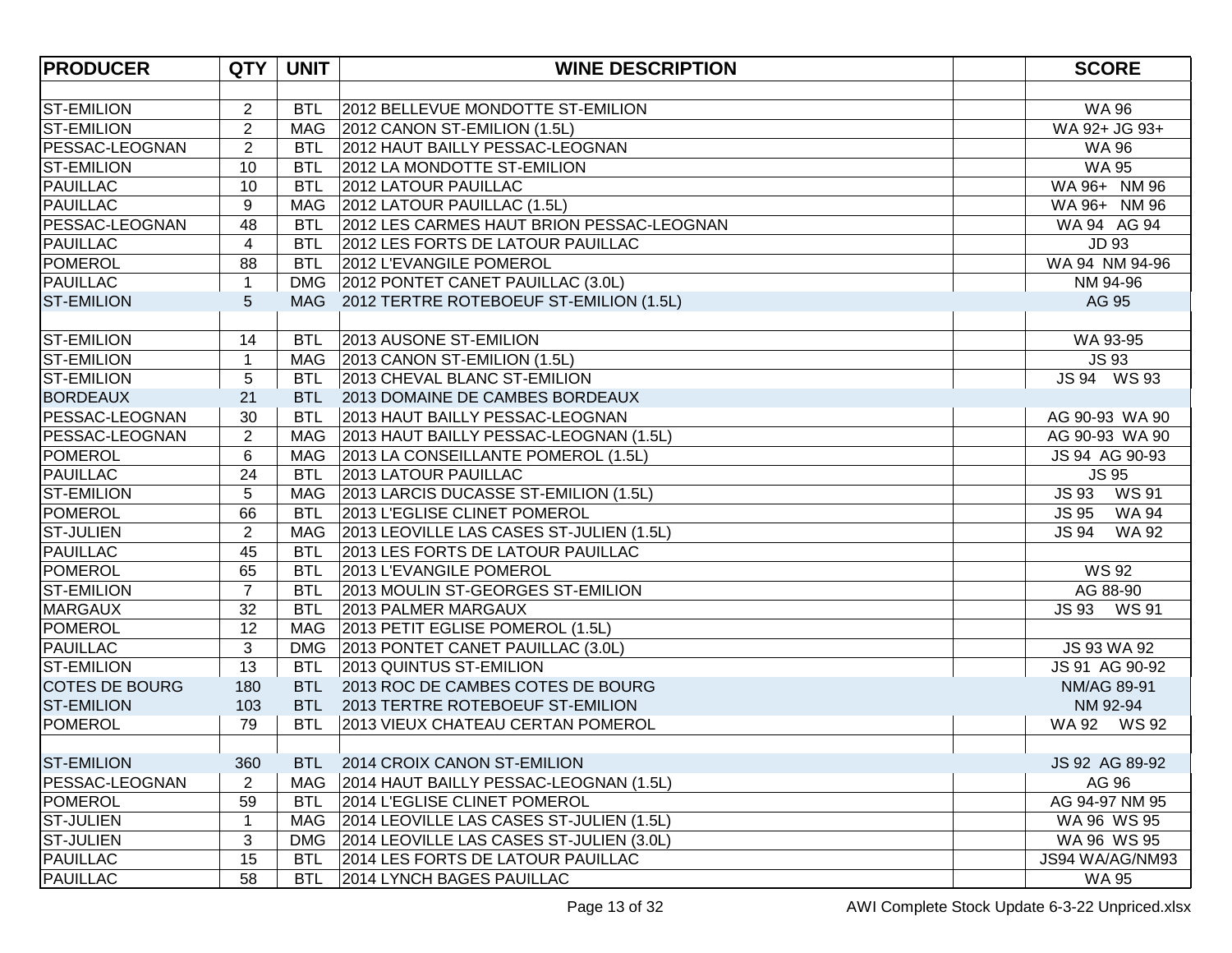| PRODUCER | QTY | UNIT | WINE DESCRIPTION | | SCORE |
|---|---|---|---|---|---|
| | | | | | |
| ST-EMILION | 2 | BTL | 2012 BELLEVUE MONDOTTE ST-EMILION | | WA 96 |
| ST-EMILION | 2 | MAG | 2012 CANON ST-EMILION (1.5L) | | WA 92+ JG 93+ |
| PESSAC-LEOGNAN | 2 | BTL | 2012 HAUT BAILLY PESSAC-LEOGNAN | | WA 96 |
| ST-EMILION | 10 | BTL | 2012 LA MONDOTTE ST-EMILION | | WA 95 |
| PAUILLAC | 10 | BTL | 2012 LATOUR PAUILLAC | | WA 96+ NM 96 |
| PAUILLAC | 9 | MAG | 2012 LATOUR PAUILLAC (1.5L) | | WA 96+ NM 96 |
| PESSAC-LEOGNAN | 48 | BTL | 2012 LES CARMES HAUT BRION PESSAC-LEOGNAN | | WA 94 AG 94 |
| PAUILLAC | 4 | BTL | 2012 LES FORTS DE LATOUR PAUILLAC | | JD 93 |
| POMEROL | 88 | BTL | 2012 L'EVANGILE POMEROL | | WA 94 NM 94-96 |
| PAUILLAC | 1 | DMG | 2012 PONTET CANET PAUILLAC (3.0L) | | NM 94-96 |
| ST-EMILION | 5 | MAG | 2012 TERTRE ROTEBOEUF ST-EMILION (1.5L) | | AG 95 |
| | | | | | |
| ST-EMILION | 14 | BTL | 2013 AUSONE ST-EMILION | | WA 93-95 |
| ST-EMILION | 1 | MAG | 2013 CANON ST-EMILION (1.5L) | | JS 93 |
| ST-EMILION | 5 | BTL | 2013 CHEVAL BLANC ST-EMILION | | JS 94 WS 93 |
| BORDEAUX | 21 | BTL | 2013 DOMAINE DE CAMBES BORDEAUX | | |
| PESSAC-LEOGNAN | 30 | BTL | 2013 HAUT BAILLY PESSAC-LEOGNAN | | AG 90-93 WA 90 |
| PESSAC-LEOGNAN | 2 | MAG | 2013 HAUT BAILLY PESSAC-LEOGNAN (1.5L) | | AG 90-93 WA 90 |
| POMEROL | 6 | MAG | 2013 LA CONSEILLANTE POMEROL (1.5L) | | JS 94 AG 90-93 |
| PAUILLAC | 24 | BTL | 2013 LATOUR PAUILLAC | | JS 95 |
| ST-EMILION | 5 | MAG | 2013 LARCIS DUCASSE ST-EMILION (1.5L) | | JS 93 WS 91 |
| POMEROL | 66 | BTL | 2013 L'EGLISE CLINET POMEROL | | JS 95 WA 94 |
| ST-JULIEN | 2 | MAG | 2013 LEOVILLE LAS CASES ST-JULIEN (1.5L) | | JS 94 WA 92 |
| PAUILLAC | 45 | BTL | 2013 LES FORTS DE LATOUR PAUILLAC | | |
| POMEROL | 65 | BTL | 2013 L'EVANGILE POMEROL | | WS 92 |
| ST-EMILION | 7 | BTL | 2013 MOULIN ST-GEORGES ST-EMILION | | AG 88-90 |
| MARGAUX | 32 | BTL | 2013 PALMER MARGAUX | | JS 93 WS 91 |
| POMEROL | 12 | MAG | 2013 PETIT EGLISE POMEROL (1.5L) | | |
| PAUILLAC | 3 | DMG | 2013 PONTET CANET PAUILLAC (3.0L) | | JS 93 WA 92 |
| ST-EMILION | 13 | BTL | 2013 QUINTUS ST-EMILION | | JS 91 AG 90-92 |
| COTES DE BOURG | 180 | BTL | 2013 ROC DE CAMBES COTES DE BOURG | | NM/AG 89-91 |
| ST-EMILION | 103 | BTL | 2013 TERTRE ROTEBOEUF ST-EMILION | | NM 92-94 |
| POMEROL | 79 | BTL | 2013 VIEUX CHATEAU CERTAN POMEROL | | WA 92 WS 92 |
| | | | | | |
| ST-EMILION | 360 | BTL | 2014 CROIX CANON ST-EMILION | | JS 92 AG 89-92 |
| PESSAC-LEOGNAN | 2 | MAG | 2014 HAUT BAILLY PESSAC-LEOGNAN (1.5L) | | AG 96 |
| POMEROL | 59 | BTL | 2014 L'EGLISE CLINET POMEROL | | AG 94-97 NM 95 |
| ST-JULIEN | 1 | MAG | 2014 LEOVILLE LAS CASES ST-JULIEN (1.5L) | | WA 96 WS 95 |
| ST-JULIEN | 3 | DMG | 2014 LEOVILLE LAS CASES ST-JULIEN (3.0L) | | WA 96 WS 95 |
| PAUILLAC | 15 | BTL | 2014 LES FORTS DE LATOUR PAUILLAC | | JS94 WA/AG/NM93 |
| PAUILLAC | 58 | BTL | 2014 LYNCH BAGES PAUILLAC | | WA 95 |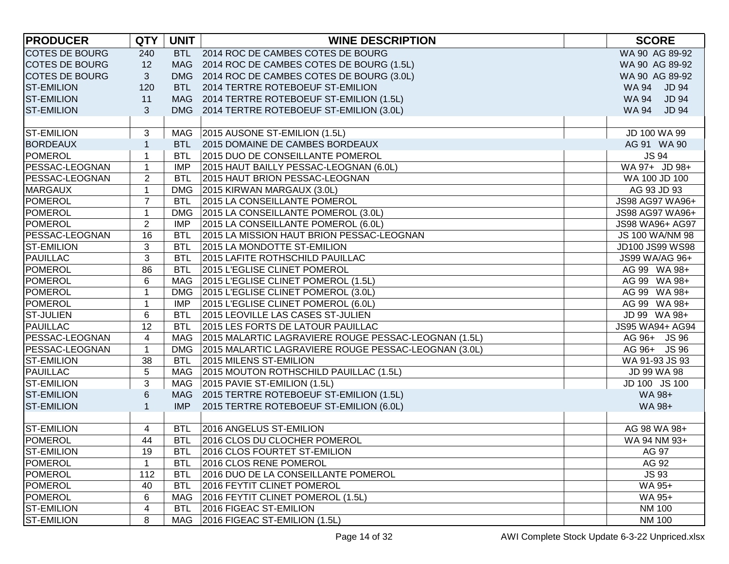| PRODUCER | QTY | UNIT | WINE DESCRIPTION | | SCORE |
|---|---|---|---|---|---|
| COTES DE BOURG | 240 | BTL | 2014 ROC DE CAMBES COTES DE BOURG | | WA 90 AG 89-92 |
| COTES DE BOURG | 12 | MAG | 2014 ROC DE CAMBES COTES DE BOURG (1.5L) | | WA 90 AG 89-92 |
| COTES DE BOURG | 3 | DMG | 2014 ROC DE CAMBES COTES DE BOURG (3.0L) | | WA 90 AG 89-92 |
| ST-EMILION | 120 | BTL | 2014 TERTRE ROTEBOEUF ST-EMILION | | WA 94 JD 94 |
| ST-EMILION | 11 | MAG | 2014 TERTRE ROTEBOEUF ST-EMILION (1.5L) | | WA 94 JD 94 |
| ST-EMILION | 3 | DMG | 2014 TERTRE ROTEBOEUF ST-EMILION (3.0L) | | WA 94 JD 94 |
| | | | | | |
| ST-EMILION | 3 | MAG | 2015 AUSONE ST-EMILION (1.5L) | | JD 100 WA 99 |
| BORDEAUX | 1 | BTL | 2015 DOMAINE DE CAMBES BORDEAUX | | AG 91 WA 90 |
| POMEROL | 1 | BTL | 2015 DUO DE CONSEILLANTE POMEROL | | JS 94 |
| PESSAC-LEOGNAN | 1 | IMP | 2015 HAUT BAILLY PESSAC-LEOGNAN (6.0L) | | WA 97+ JD 98+ |
| PESSAC-LEOGNAN | 2 | BTL | 2015 HAUT BRION PESSAC-LEOGNAN | | WA 100 JD 100 |
| MARGAUX | 1 | DMG | 2015 KIRWAN MARGAUX (3.0L) | | AG 93 JD 93 |
| POMEROL | 7 | BTL | 2015 LA CONSEILLANTE POMEROL | | JS98 AG97 WA96+ |
| POMEROL | 1 | DMG | 2015 LA CONSEILLANTE POMEROL (3.0L) | | JS98 AG97 WA96+ |
| POMEROL | 2 | IMP | 2015 LA CONSEILLANTE POMEROL (6.0L) | | JS98 WA96+ AG97 |
| PESSAC-LEOGNAN | 16 | BTL | 2015 LA MISSION HAUT BRION PESSAC-LEOGNAN | | JS 100 WA/NM 98 |
| ST-EMILION | 3 | BTL | 2015 LA MONDOTTE ST-EMILION | | JD100 JS99 WS98 |
| PAUILLAC | 3 | BTL | 2015 LAFITE ROTHSCHILD PAUILLAC | | JS99 WA/AG 96+ |
| POMEROL | 86 | BTL | 2015 L'EGLISE CLINET POMEROL | | AG 99 WA 98+ |
| POMEROL | 6 | MAG | 2015 L'EGLISE CLINET POMEROL (1.5L) | | AG 99 WA 98+ |
| POMEROL | 1 | DMG | 2015 L'EGLISE CLINET POMEROL (3.0L) | | AG 99 WA 98+ |
| POMEROL | 1 | IMP | 2015 L'EGLISE CLINET POMEROL (6.0L) | | AG 99 WA 98+ |
| ST-JULIEN | 6 | BTL | 2015 LEOVILLE LAS CASES ST-JULIEN | | JD 99 WA 98+ |
| PAUILLAC | 12 | BTL | 2015 LES FORTS DE LATOUR PAUILLAC | | JS95 WA94+ AG94 |
| PESSAC-LEOGNAN | 4 | MAG | 2015 MALARTIC LAGRAVIERE ROUGE PESSAC-LEOGNAN (1.5L) | | AG 96+ JS 96 |
| PESSAC-LEOGNAN | 1 | DMG | 2015 MALARTIC LAGRAVIERE ROUGE PESSAC-LEOGNAN (3.0L) | | AG 96+ JS 96 |
| ST-EMILION | 38 | BTL | 2015 MILENS ST-EMILION | | WA 91-93 JS 93 |
| PAUILLAC | 5 | MAG | 2015 MOUTON ROTHSCHILD PAUILLAC (1.5L) | | JD 99 WA 98 |
| ST-EMILION | 3 | MAG | 2015 PAVIE ST-EMILION (1.5L) | | JD 100 JS 100 |
| ST-EMILION | 6 | MAG | 2015 TERTRE ROTEBOEUF ST-EMILION (1.5L) | | WA 98+ |
| ST-EMILION | 1 | IMP | 2015 TERTRE ROTEBOEUF ST-EMILION (6.0L) | | WA 98+ |
| | | | | | |
| ST-EMILION | 4 | BTL | 2016 ANGELUS ST-EMILION | | AG 98 WA 98+ |
| POMEROL | 44 | BTL | 2016 CLOS DU CLOCHER POMEROL | | WA 94 NM 93+ |
| ST-EMILION | 19 | BTL | 2016 CLOS FOURTET ST-EMILION | | AG 97 |
| POMEROL | 1 | BTL | 2016 CLOS RENE POMEROL | | AG 92 |
| POMEROL | 112 | BTL | 2016 DUO DE LA CONSEILLANTE POMEROL | | JS 93 |
| POMEROL | 40 | BTL | 2016 FEYTIT CLINET POMEROL | | WA 95+ |
| POMEROL | 6 | MAG | 2016 FEYTIT CLINET POMEROL (1.5L) | | WA 95+ |
| ST-EMILION | 4 | BTL | 2016 FIGEAC ST-EMILION | | NM 100 |
| ST-EMILION | 8 | MAG | 2016 FIGEAC ST-EMILION (1.5L) | | NM 100 |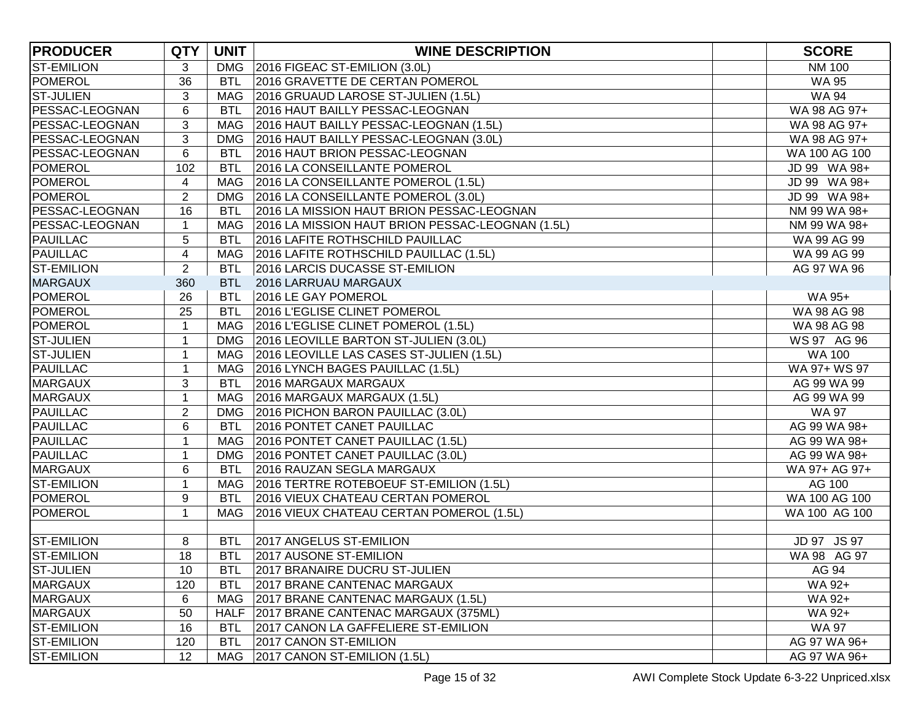| PRODUCER | QTY | UNIT | WINE DESCRIPTION | | SCORE |
|---|---|---|---|---|---|
| ST-EMILION | 3 | DMG | 2016 FIGEAC ST-EMILION (3.0L) | | NM 100 |
| POMEROL | 36 | BTL | 2016 GRAVETTE DE CERTAN POMEROL | | WA 95 |
| ST-JULIEN | 3 | MAG | 2016 GRUAUD LAROSE ST-JULIEN (1.5L) | | WA 94 |
| PESSAC-LEOGNAN | 6 | BTL | 2016 HAUT BAILLY PESSAC-LEOGNAN | | WA 98 AG 97+ |
| PESSAC-LEOGNAN | 3 | MAG | 2016 HAUT BAILLY PESSAC-LEOGNAN (1.5L) | | WA 98 AG 97+ |
| PESSAC-LEOGNAN | 3 | DMG | 2016 HAUT BAILLY PESSAC-LEOGNAN (3.0L) | | WA 98 AG 97+ |
| PESSAC-LEOGNAN | 6 | BTL | 2016 HAUT BRION PESSAC-LEOGNAN | | WA 100 AG 100 |
| POMEROL | 102 | BTL | 2016 LA CONSEILLANTE POMEROL | | JD 99 WA 98+ |
| POMEROL | 4 | MAG | 2016 LA CONSEILLANTE POMEROL (1.5L) | | JD 99 WA 98+ |
| POMEROL | 2 | DMG | 2016 LA CONSEILLANTE POMEROL (3.0L) | | JD 99 WA 98+ |
| PESSAC-LEOGNAN | 16 | BTL | 2016 LA MISSION HAUT BRION PESSAC-LEOGNAN | | NM 99 WA 98+ |
| PESSAC-LEOGNAN | 1 | MAG | 2016 LA MISSION HAUT BRION PESSAC-LEOGNAN (1.5L) | | NM 99 WA 98+ |
| PAUILLAC | 5 | BTL | 2016 LAFITE ROTHSCHILD PAUILLAC | | WA 99 AG 99 |
| PAUILLAC | 4 | MAG | 2016 LAFITE ROTHSCHILD PAUILLAC (1.5L) | | WA 99 AG 99 |
| ST-EMILION | 2 | BTL | 2016 LARCIS DUCASSE ST-EMILION | | AG 97 WA 96 |
| MARGAUX | 360 | BTL | 2016 LARRUAU MARGAUX | | |
| POMEROL | 26 | BTL | 2016 LE GAY POMEROL | | WA 95+ |
| POMEROL | 25 | BTL | 2016 L'EGLISE CLINET POMEROL | | WA 98 AG 98 |
| POMEROL | 1 | MAG | 2016 L'EGLISE CLINET POMEROL (1.5L) | | WA 98 AG 98 |
| ST-JULIEN | 1 | DMG | 2016 LEOVILLE BARTON ST-JULIEN (3.0L) | | WS 97 AG 96 |
| ST-JULIEN | 1 | MAG | 2016 LEOVILLE LAS CASES ST-JULIEN (1.5L) | | WA 100 |
| PAUILLAC | 1 | MAG | 2016 LYNCH BAGES PAUILLAC (1.5L) | | WA 97+ WS 97 |
| MARGAUX | 3 | BTL | 2016 MARGAUX MARGAUX | | AG 99 WA 99 |
| MARGAUX | 1 | MAG | 2016 MARGAUX MARGAUX (1.5L) | | AG 99 WA 99 |
| PAUILLAC | 2 | DMG | 2016 PICHON BARON PAUILLAC (3.0L) | | WA 97 |
| PAUILLAC | 6 | BTL | 2016 PONTET CANET PAUILLAC | | AG 99 WA 98+ |
| PAUILLAC | 1 | MAG | 2016 PONTET CANET PAUILLAC (1.5L) | | AG 99 WA 98+ |
| PAUILLAC | 1 | DMG | 2016 PONTET CANET PAUILLAC (3.0L) | | AG 99 WA 98+ |
| MARGAUX | 6 | BTL | 2016 RAUZAN SEGLA MARGAUX | | WA 97+ AG 97+ |
| ST-EMILION | 1 | MAG | 2016 TERTRE ROTEBOEUF ST-EMILION (1.5L) | | AG 100 |
| POMEROL | 9 | BTL | 2016 VIEUX CHATEAU CERTAN POMEROL | | WA 100 AG 100 |
| POMEROL | 1 | MAG | 2016 VIEUX CHATEAU CERTAN POMEROL (1.5L) | | WA 100 AG 100 |
| | | | | | |
| ST-EMILION | 8 | BTL | 2017 ANGELUS ST-EMILION | | JD 97 JS 97 |
| ST-EMILION | 18 | BTL | 2017 AUSONE ST-EMILION | | WA 98 AG 97 |
| ST-JULIEN | 10 | BTL | 2017 BRANAIRE DUCRU ST-JULIEN | | AG 94 |
| MARGAUX | 120 | BTL | 2017 BRANE CANTENAC MARGAUX | | WA 92+ |
| MARGAUX | 6 | MAG | 2017 BRANE CANTENAC MARGAUX (1.5L) | | WA 92+ |
| MARGAUX | 50 | HALF | 2017 BRANE CANTENAC MARGAUX (375ML) | | WA 92+ |
| ST-EMILION | 16 | BTL | 2017 CANON LA GAFFELIERE ST-EMILION | | WA 97 |
| ST-EMILION | 120 | BTL | 2017 CANON ST-EMILION | | AG 97 WA 96+ |
| ST-EMILION | 12 | MAG | 2017 CANON ST-EMILION (1.5L) | | AG 97 WA 96+ |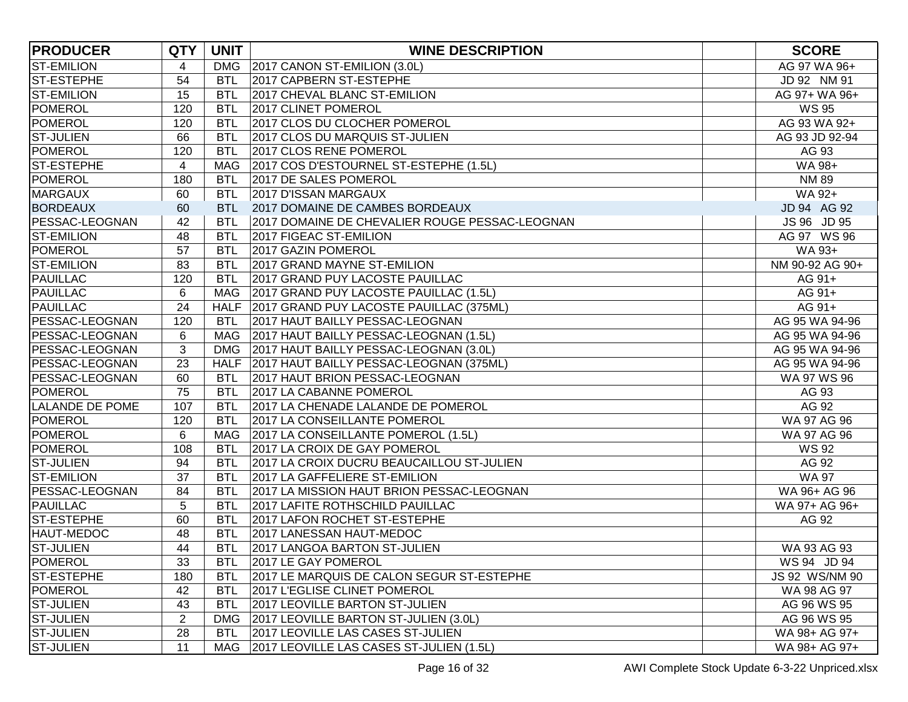| PRODUCER | QTY | UNIT | WINE DESCRIPTION | | SCORE |
|---|---|---|---|---|---|
| ST-EMILION | 4 | DMG | 2017 CANON ST-EMILION (3.0L) | | AG 97 WA 96+ |
| ST-ESTEPHE | 54 | BTL | 2017 CAPBERN ST-ESTEPHE | | JD 92 NM 91 |
| ST-EMILION | 15 | BTL | 2017 CHEVAL BLANC ST-EMILION | | AG 97+ WA 96+ |
| POMEROL | 120 | BTL | 2017 CLINET POMEROL | | WS 95 |
| POMEROL | 120 | BTL | 2017 CLOS DU CLOCHER POMEROL | | AG 93 WA 92+ |
| ST-JULIEN | 66 | BTL | 2017 CLOS DU MARQUIS ST-JULIEN | | AG 93 JD 92-94 |
| POMEROL | 120 | BTL | 2017 CLOS RENE POMEROL | | AG 93 |
| ST-ESTEPHE | 4 | MAG | 2017 COS D'ESTOURNEL ST-ESTEPHE (1.5L) | | WA 98+ |
| POMEROL | 180 | BTL | 2017 DE SALES POMEROL | | NM 89 |
| MARGAUX | 60 | BTL | 2017 D'ISSAN MARGAUX | | WA 92+ |
| BORDEAUX | 60 | BTL | 2017 DOMAINE DE CAMBES BORDEAUX | | JD 94 AG 92 |
| PESSAC-LEOGNAN | 42 | BTL | 2017 DOMAINE DE CHEVALIER ROUGE PESSAC-LEOGNAN | | JS 96 JD 95 |
| ST-EMILION | 48 | BTL | 2017 FIGEAC ST-EMILION | | AG 97 WS 96 |
| POMEROL | 57 | BTL | 2017 GAZIN POMEROL | | WA 93+ |
| ST-EMILION | 83 | BTL | 2017 GRAND MAYNE ST-EMILION | | NM 90-92 AG 90+ |
| PAUILLAC | 120 | BTL | 2017 GRAND PUY LACOSTE PAUILLAC | | AG 91+ |
| PAUILLAC | 6 | MAG | 2017 GRAND PUY LACOSTE PAUILLAC (1.5L) | | AG 91+ |
| PAUILLAC | 24 | HALF | 2017 GRAND PUY LACOSTE PAUILLAC (375ML) | | AG 91+ |
| PESSAC-LEOGNAN | 120 | BTL | 2017 HAUT BAILLY PESSAC-LEOGNAN | | AG 95 WA 94-96 |
| PESSAC-LEOGNAN | 6 | MAG | 2017 HAUT BAILLY PESSAC-LEOGNAN (1.5L) | | AG 95 WA 94-96 |
| PESSAC-LEOGNAN | 3 | DMG | 2017 HAUT BAILLY PESSAC-LEOGNAN (3.0L) | | AG 95 WA 94-96 |
| PESSAC-LEOGNAN | 23 | HALF | 2017 HAUT BAILLY PESSAC-LEOGNAN (375ML) | | AG 95 WA 94-96 |
| PESSAC-LEOGNAN | 60 | BTL | 2017 HAUT BRION PESSAC-LEOGNAN | | WA 97 WS 96 |
| POMEROL | 75 | BTL | 2017 LA CABANNE POMEROL | | AG 93 |
| LALANDE DE POME | 107 | BTL | 2017 LA CHENADE LALANDE DE POMEROL | | AG 92 |
| POMEROL | 120 | BTL | 2017 LA CONSEILLANTE POMEROL | | WA 97 AG 96 |
| POMEROL | 6 | MAG | 2017 LA CONSEILLANTE POMEROL (1.5L) | | WA 97 AG 96 |
| POMEROL | 108 | BTL | 2017 LA CROIX DE GAY POMEROL | | WS 92 |
| ST-JULIEN | 94 | BTL | 2017 LA CROIX DUCRU BEAUCAILLOU ST-JULIEN | | AG 92 |
| ST-EMILION | 37 | BTL | 2017 LA GAFFELIERE ST-EMILION | | WA 97 |
| PESSAC-LEOGNAN | 84 | BTL | 2017 LA MISSION HAUT BRION PESSAC-LEOGNAN | | WA 96+ AG 96 |
| PAUILLAC | 5 | BTL | 2017 LAFITE ROTHSCHILD PAUILLAC | | WA 97+ AG 96+ |
| ST-ESTEPHE | 60 | BTL | 2017 LAFON ROCHET ST-ESTEPHE | | AG 92 |
| HAUT-MEDOC | 48 | BTL | 2017 LANESSAN HAUT-MEDOC | | |
| ST-JULIEN | 44 | BTL | 2017 LANGOA BARTON ST-JULIEN | | WA 93 AG 93 |
| POMEROL | 33 | BTL | 2017 LE GAY POMEROL | | WS 94 JD 94 |
| ST-ESTEPHE | 180 | BTL | 2017 LE MARQUIS DE CALON SEGUR ST-ESTEPHE | | JS 92 WS/NM 90 |
| POMEROL | 42 | BTL | 2017 L'EGLISE CLINET POMEROL | | WA 98 AG 97 |
| ST-JULIEN | 43 | BTL | 2017 LEOVILLE BARTON ST-JULIEN | | AG 96 WS 95 |
| ST-JULIEN | 2 | DMG | 2017 LEOVILLE BARTON ST-JULIEN (3.0L) | | AG 96 WS 95 |
| ST-JULIEN | 28 | BTL | 2017 LEOVILLE LAS CASES ST-JULIEN | | WA 98+ AG 97+ |
| ST-JULIEN | 11 | MAG | 2017 LEOVILLE LAS CASES ST-JULIEN (1.5L) | | WA 98+ AG 97+ |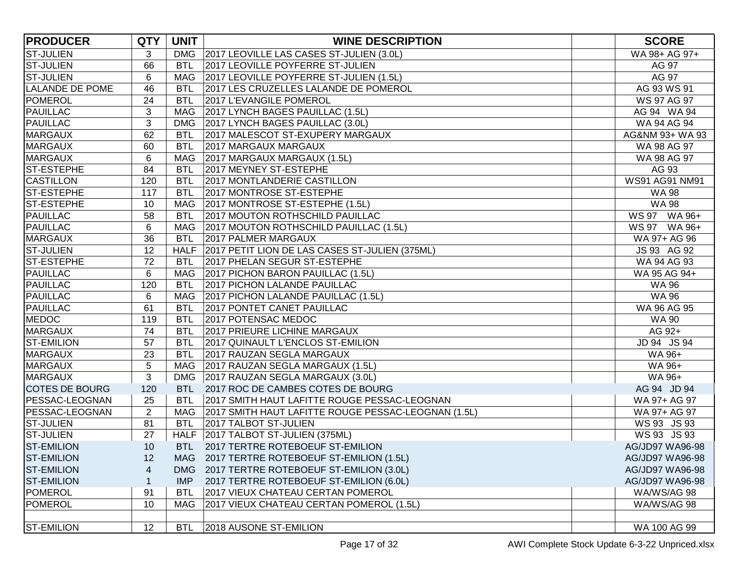| PRODUCER | QTY | UNIT | WINE DESCRIPTION | | SCORE |
|---|---|---|---|---|---|
| ST-JULIEN | 3 | DMG | 2017 LEOVILLE LAS CASES ST-JULIEN (3.0L) | | WA 98+ AG 97+ |
| ST-JULIEN | 66 | BTL | 2017 LEOVILLE POYFERRE ST-JULIEN | | AG 97 |
| ST-JULIEN | 6 | MAG | 2017 LEOVILLE POYFERRE ST-JULIEN (1.5L) | | AG 97 |
| LALANDE DE POME | 46 | BTL | 2017 LES CRUZELLES LALANDE DE POMEROL | | AG 93 WS 91 |
| POMEROL | 24 | BTL | 2017 L'EVANGILE POMEROL | | WS 97 AG 97 |
| PAUILLAC | 3 | MAG | 2017 LYNCH BAGES PAUILLAC (1.5L) | | AG 94 WA 94 |
| PAUILLAC | 3 | DMG | 2017 LYNCH BAGES PAUILLAC (3.0L) | | WA 94 AG 94 |
| MARGAUX | 62 | BTL | 2017 MALESCOT ST-EXUPERY MARGAUX | | AG&NM 93+ WA 93 |
| MARGAUX | 60 | BTL | 2017 MARGAUX MARGAUX | | WA 98 AG 97 |
| MARGAUX | 6 | MAG | 2017 MARGAUX MARGAUX (1.5L) | | WA 98 AG 97 |
| ST-ESTEPHE | 84 | BTL | 2017 MEYNEY ST-ESTEPHE | | AG 93 |
| CASTILLON | 120 | BTL | 2017 MONTLANDERIE CASTILLON | | WS91 AG91 NM91 |
| ST-ESTEPHE | 117 | BTL | 2017 MONTROSE ST-ESTEPHE | | WA 98 |
| ST-ESTEPHE | 10 | MAG | 2017 MONTROSE ST-ESTEPHE (1.5L) | | WA 98 |
| PAUILLAC | 58 | BTL | 2017 MOUTON ROTHSCHILD PAUILLAC | | WS 97 WA 96+ |
| PAUILLAC | 6 | MAG | 2017 MOUTON ROTHSCHILD PAUILLAC (1.5L) | | WS 97 WA 96+ |
| MARGAUX | 36 | BTL | 2017 PALMER MARGAUX | | WA 97+ AG 96 |
| ST-JULIEN | 12 | HALF | 2017 PETIT LION DE LAS CASES ST-JULIEN (375ML) | | JS 93 AG 92 |
| ST-ESTEPHE | 72 | BTL | 2017 PHELAN SEGUR ST-ESTEPHE | | WA 94 AG 93 |
| PAUILLAC | 6 | MAG | 2017 PICHON BARON PAUILLAC (1.5L) | | WA 95 AG 94+ |
| PAUILLAC | 120 | BTL | 2017 PICHON LALANDE PAUILLAC | | WA 96 |
| PAUILLAC | 6 | MAG | 2017 PICHON LALANDE PAUILLAC (1.5L) | | WA 96 |
| PAUILLAC | 61 | BTL | 2017 PONTET CANET PAUILLAC | | WA 96 AG 95 |
| MEDOC | 119 | BTL | 2017 POTENSAC MEDOC | | WA 90 |
| MARGAUX | 74 | BTL | 2017 PRIEURE LICHINE MARGAUX | | AG 92+ |
| ST-EMILION | 57 | BTL | 2017 QUINAULT L'ENCLOS ST-EMILION | | JD 94 JS 94 |
| MARGAUX | 23 | BTL | 2017 RAUZAN SEGLA MARGAUX | | WA 96+ |
| MARGAUX | 5 | MAG | 2017 RAUZAN SEGLA MARGAUX (1.5L) | | WA 96+ |
| MARGAUX | 3 | DMG | 2017 RAUZAN SEGLA MARGAUX (3.0L) | | WA 96+ |
| COTES DE BOURG | 120 | BTL | 2017 ROC DE CAMBES COTES DE BOURG | | AG 94 JD 94 |
| PESSAC-LEOGNAN | 25 | BTL | 2017 SMITH HAUT LAFITTE ROUGE PESSAC-LEOGNAN | | WA 97+ AG 97 |
| PESSAC-LEOGNAN | 2 | MAG | 2017 SMITH HAUT LAFITTE ROUGE PESSAC-LEOGNAN (1.5L) | | WA 97+ AG 97 |
| ST-JULIEN | 81 | BTL | 2017 TALBOT ST-JULIEN | | WS 93 JS 93 |
| ST-JULIEN | 27 | HALF | 2017 TALBOT ST-JULIEN (375ML) | | WS 93 JS 93 |
| ST-EMILION | 10 | BTL | 2017 TERTRE ROTEBOEUF ST-EMILION | | AG/JD97 WA96-98 |
| ST-EMILION | 12 | MAG | 2017 TERTRE ROTEBOEUF ST-EMILION (1.5L) | | AG/JD97 WA96-98 |
| ST-EMILION | 4 | DMG | 2017 TERTRE ROTEBOEUF ST-EMILION (3.0L) | | AG/JD97 WA96-98 |
| ST-EMILION | 1 | IMP | 2017 TERTRE ROTEBOEUF ST-EMILION (6.0L) | | AG/JD97 WA96-98 |
| POMEROL | 91 | BTL | 2017 VIEUX CHATEAU CERTAN POMEROL | | WA/WS/AG 98 |
| POMEROL | 10 | MAG | 2017 VIEUX CHATEAU CERTAN POMEROL (1.5L) | | WA/WS/AG 98 |
| | | | | | |
| ST-EMILION | 12 | BTL | 2018 AUSONE ST-EMILION | | WA 100 AG 99 |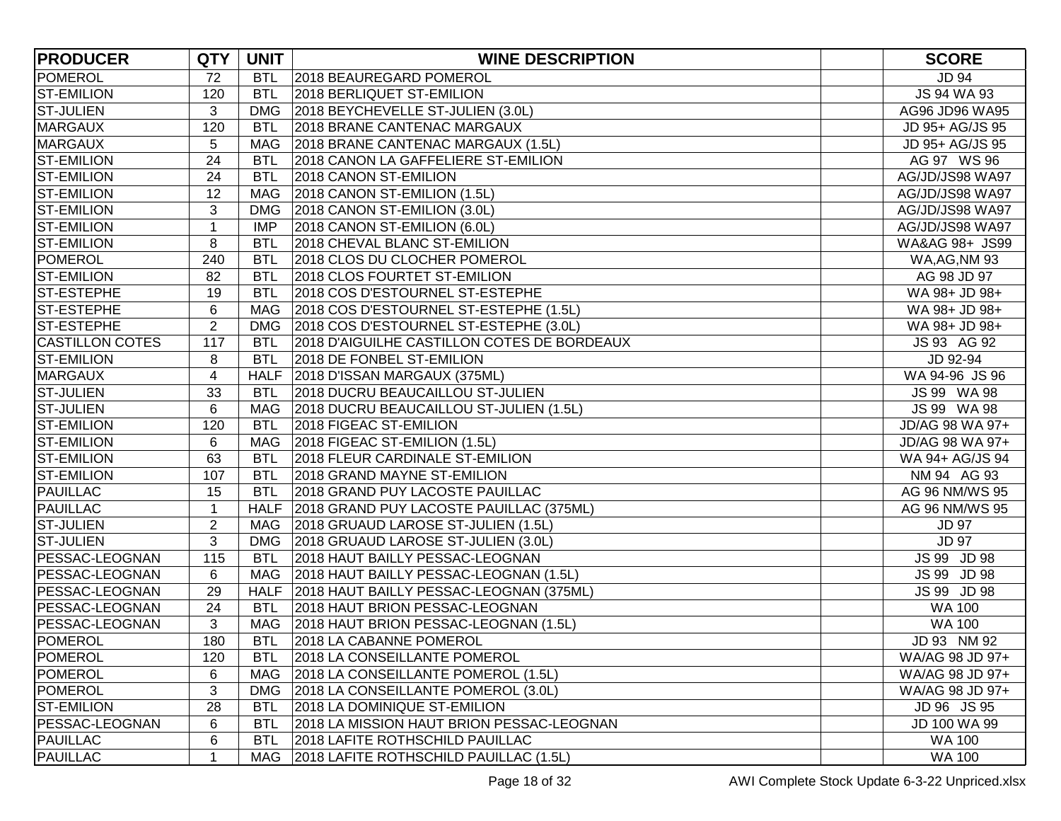| PRODUCER | QTY | UNIT | WINE DESCRIPTION | | SCORE |
|---|---|---|---|---|---|
| POMEROL | 72 | BTL | 2018 BEAUREGARD POMEROL | | JD 94 |
| ST-EMILION | 120 | BTL | 2018 BERLIQUET ST-EMILION | | JS 94 WA 93 |
| ST-JULIEN | 3 | DMG | 2018 BEYCHEVELLE ST-JULIEN (3.0L) | | AG96 JD96 WA95 |
| MARGAUX | 120 | BTL | 2018 BRANE CANTENAC MARGAUX | | JD 95+ AG/JS 95 |
| MARGAUX | 5 | MAG | 2018 BRANE CANTENAC MARGAUX (1.5L) | | JD 95+ AG/JS 95 |
| ST-EMILION | 24 | BTL | 2018 CANON LA GAFFELIERE ST-EMILION | | AG 97 WS 96 |
| ST-EMILION | 24 | BTL | 2018 CANON ST-EMILION | | AG/JD/JS98 WA97 |
| ST-EMILION | 12 | MAG | 2018 CANON ST-EMILION (1.5L) | | AG/JD/JS98 WA97 |
| ST-EMILION | 3 | DMG | 2018 CANON ST-EMILION (3.0L) | | AG/JD/JS98 WA97 |
| ST-EMILION | 1 | IMP | 2018 CANON ST-EMILION (6.0L) | | AG/JD/JS98 WA97 |
| ST-EMILION | 8 | BTL | 2018 CHEVAL BLANC ST-EMILION | | WA&AG 98+ JS99 |
| POMEROL | 240 | BTL | 2018 CLOS DU CLOCHER POMEROL | | WA,AG,NM 93 |
| ST-EMILION | 82 | BTL | 2018 CLOS FOURTET ST-EMILION | | AG 98 JD 97 |
| ST-ESTEPHE | 19 | BTL | 2018 COS D'ESTOURNEL ST-ESTEPHE | | WA 98+ JD 98+ |
| ST-ESTEPHE | 6 | MAG | 2018 COS D'ESTOURNEL ST-ESTEPHE (1.5L) | | WA 98+ JD 98+ |
| ST-ESTEPHE | 2 | DMG | 2018 COS D'ESTOURNEL ST-ESTEPHE (3.0L) | | WA 98+ JD 98+ |
| CASTILLON COTES | 117 | BTL | 2018 D'AIGUILHE CASTILLON COTES DE BORDEAUX | | JS 93 AG 92 |
| ST-EMILION | 8 | BTL | 2018 DE FONBEL ST-EMILION | | JD 92-94 |
| MARGAUX | 4 | HALF | 2018 D'ISSAN MARGAUX (375ML) | | WA 94-96 JS 96 |
| ST-JULIEN | 33 | BTL | 2018 DUCRU BEAUCAILLOU ST-JULIEN | | JS 99 WA 98 |
| ST-JULIEN | 6 | MAG | 2018 DUCRU BEAUCAILLOU ST-JULIEN (1.5L) | | JS 99 WA 98 |
| ST-EMILION | 120 | BTL | 2018 FIGEAC ST-EMILION | | JD/AG 98 WA 97+ |
| ST-EMILION | 6 | MAG | 2018 FIGEAC ST-EMILION (1.5L) | | JD/AG 98 WA 97+ |
| ST-EMILION | 63 | BTL | 2018 FLEUR CARDINALE ST-EMILION | | WA 94+ AG/JS 94 |
| ST-EMILION | 107 | BTL | 2018 GRAND MAYNE ST-EMILION | | NM 94 AG 93 |
| PAUILLAC | 15 | BTL | 2018 GRAND PUY LACOSTE PAUILLAC | | AG 96 NM/WS 95 |
| PAUILLAC | 1 | HALF | 2018 GRAND PUY LACOSTE PAUILLAC (375ML) | | AG 96 NM/WS 95 |
| ST-JULIEN | 2 | MAG | 2018 GRUAUD LAROSE ST-JULIEN (1.5L) | | JD 97 |
| ST-JULIEN | 3 | DMG | 2018 GRUAUD LAROSE ST-JULIEN (3.0L) | | JD 97 |
| PESSAC-LEOGNAN | 115 | BTL | 2018 HAUT BAILLY PESSAC-LEOGNAN | | JS 99 JD 98 |
| PESSAC-LEOGNAN | 6 | MAG | 2018 HAUT BAILLY PESSAC-LEOGNAN (1.5L) | | JS 99 JD 98 |
| PESSAC-LEOGNAN | 29 | HALF | 2018 HAUT BAILLY PESSAC-LEOGNAN (375ML) | | JS 99 JD 98 |
| PESSAC-LEOGNAN | 24 | BTL | 2018 HAUT BRION PESSAC-LEOGNAN | | WA 100 |
| PESSAC-LEOGNAN | 3 | MAG | 2018 HAUT BRION PESSAC-LEOGNAN (1.5L) | | WA 100 |
| POMEROL | 180 | BTL | 2018 LA CABANNE POMEROL | | JD 93 NM 92 |
| POMEROL | 120 | BTL | 2018 LA CONSEILLANTE POMEROL | | WA/AG 98 JD 97+ |
| POMEROL | 6 | MAG | 2018 LA CONSEILLANTE POMEROL (1.5L) | | WA/AG 98 JD 97+ |
| POMEROL | 3 | DMG | 2018 LA CONSEILLANTE POMEROL (3.0L) | | WA/AG 98 JD 97+ |
| ST-EMILION | 28 | BTL | 2018 LA DOMINIQUE ST-EMILION | | JD 96 JS 95 |
| PESSAC-LEOGNAN | 6 | BTL | 2018 LA MISSION HAUT BRION PESSAC-LEOGNAN | | JD 100 WA 99 |
| PAUILLAC | 6 | BTL | 2018 LAFITE ROTHSCHILD PAUILLAC | | WA 100 |
| PAUILLAC | 1 | MAG | 2018 LAFITE ROTHSCHILD PAUILLAC (1.5L) | | WA 100 |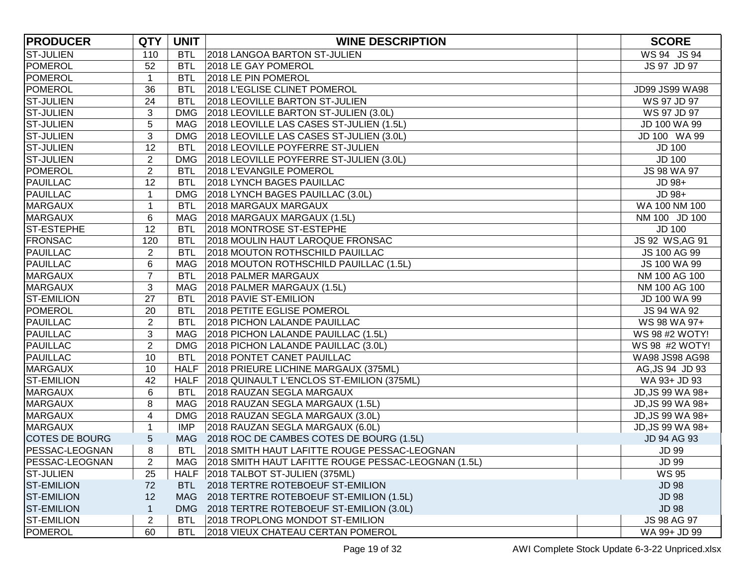| PRODUCER | QTY | UNIT | WINE DESCRIPTION | | SCORE |
|---|---|---|---|---|---|
| ST-JULIEN | 110 | BTL | 2018 LANGOA BARTON ST-JULIEN | | WS 94 JS 94 |
| POMEROL | 52 | BTL | 2018 LE GAY POMEROL | | JS 97 JD 97 |
| POMEROL | 1 | BTL | 2018 LE PIN POMEROL | | |
| POMEROL | 36 | BTL | 2018 L'EGLISE CLINET POMEROL | | JD99 JS99 WA98 |
| ST-JULIEN | 24 | BTL | 2018 LEOVILLE BARTON ST-JULIEN | | WS 97 JD 97 |
| ST-JULIEN | 3 | DMG | 2018 LEOVILLE BARTON ST-JULIEN (3.0L) | | WS 97 JD 97 |
| ST-JULIEN | 5 | MAG | 2018 LEOVILLE LAS CASES ST-JULIEN (1.5L) | | JD 100 WA 99 |
| ST-JULIEN | 3 | DMG | 2018 LEOVILLE LAS CASES ST-JULIEN (3.0L) | | JD 100 WA 99 |
| ST-JULIEN | 12 | BTL | 2018 LEOVILLE POYFERRE ST-JULIEN | | JD 100 |
| ST-JULIEN | 2 | DMG | 2018 LEOVILLE POYFERRE ST-JULIEN (3.0L) | | JD 100 |
| POMEROL | 2 | BTL | 2018 L'EVANGILE POMEROL | | JS 98 WA 97 |
| PAUILLAC | 12 | BTL | 2018 LYNCH BAGES PAUILLAC | | JD 98+ |
| PAUILLAC | 1 | DMG | 2018 LYNCH BAGES PAUILLAC (3.0L) | | JD 98+ |
| MARGAUX | 1 | BTL | 2018 MARGAUX MARGAUX | | WA 100 NM 100 |
| MARGAUX | 6 | MAG | 2018 MARGAUX MARGAUX (1.5L) | | NM 100 JD 100 |
| ST-ESTEPHE | 12 | BTL | 2018 MONTROSE ST-ESTEPHE | | JD 100 |
| FRONSAC | 120 | BTL | 2018 MOULIN HAUT LAROQUE FRONSAC | | JS 92 WS,AG 91 |
| PAUILLAC | 2 | BTL | 2018 MOUTON ROTHSCHILD PAUILLAC | | JS 100 AG 99 |
| PAUILLAC | 6 | MAG | 2018 MOUTON ROTHSCHILD PAUILLAC (1.5L) | | JS 100 WA 99 |
| MARGAUX | 7 | BTL | 2018 PALMER MARGAUX | | NM 100 AG 100 |
| MARGAUX | 3 | MAG | 2018 PALMER MARGAUX (1.5L) | | NM 100 AG 100 |
| ST-EMILION | 27 | BTL | 2018 PAVIE ST-EMILION | | JD 100 WA 99 |
| POMEROL | 20 | BTL | 2018 PETITE EGLISE POMEROL | | JS 94 WA 92 |
| PAUILLAC | 2 | BTL | 2018 PICHON LALANDE PAUILLAC | | WS 98 WA 97+ |
| PAUILLAC | 3 | MAG | 2018 PICHON LALANDE PAUILLAC (1.5L) | | WS 98 #2 WOTY! |
| PAUILLAC | 2 | DMG | 2018 PICHON LALANDE PAUILLAC (3.0L) | | WS 98 #2 WOTY! |
| PAUILLAC | 10 | BTL | 2018 PONTET CANET PAUILLAC | | WA98 JS98 AG98 |
| MARGAUX | 10 | HALF | 2018 PRIEURE LICHINE MARGAUX (375ML) | | AG,JS 94 JD 93 |
| ST-EMILION | 42 | HALF | 2018 QUINAULT L'ENCLOS ST-EMILION (375ML) | | WA 93+ JD 93 |
| MARGAUX | 6 | BTL | 2018 RAUZAN SEGLA MARGAUX | | JD,JS 99 WA 98+ |
| MARGAUX | 8 | MAG | 2018 RAUZAN SEGLA MARGAUX (1.5L) | | JD,JS 99 WA 98+ |
| MARGAUX | 4 | DMG | 2018 RAUZAN SEGLA MARGAUX (3.0L) | | JD,JS 99 WA 98+ |
| MARGAUX | 1 | IMP | 2018 RAUZAN SEGLA MARGAUX (6.0L) | | JD,JS 99 WA 98+ |
| COTES DE BOURG | 5 | MAG | 2018 ROC DE CAMBES COTES DE BOURG (1.5L) | | JD 94 AG 93 |
| PESSAC-LEOGNAN | 8 | BTL | 2018 SMITH HAUT LAFITTE ROUGE PESSAC-LEOGNAN | | JD 99 |
| PESSAC-LEOGNAN | 2 | MAG | 2018 SMITH HAUT LAFITTE ROUGE PESSAC-LEOGNAN (1.5L) | | JD 99 |
| ST-JULIEN | 25 | HALF | 2018 TALBOT ST-JULIEN (375ML) | | WS 95 |
| ST-EMILION | 72 | BTL | 2018 TERTRE ROTEBOEUF ST-EMILION | | JD 98 |
| ST-EMILION | 12 | MAG | 2018 TERTRE ROTEBOEUF ST-EMILION (1.5L) | | JD 98 |
| ST-EMILION | 1 | DMG | 2018 TERTRE ROTEBOEUF ST-EMILION (3.0L) | | JD 98 |
| ST-EMILION | 2 | BTL | 2018 TROPLONG MONDOT ST-EMILION | | JS 98 AG 97 |
| POMEROL | 60 | BTL | 2018 VIEUX CHATEAU CERTAN POMEROL | | WA 99+ JD 99 |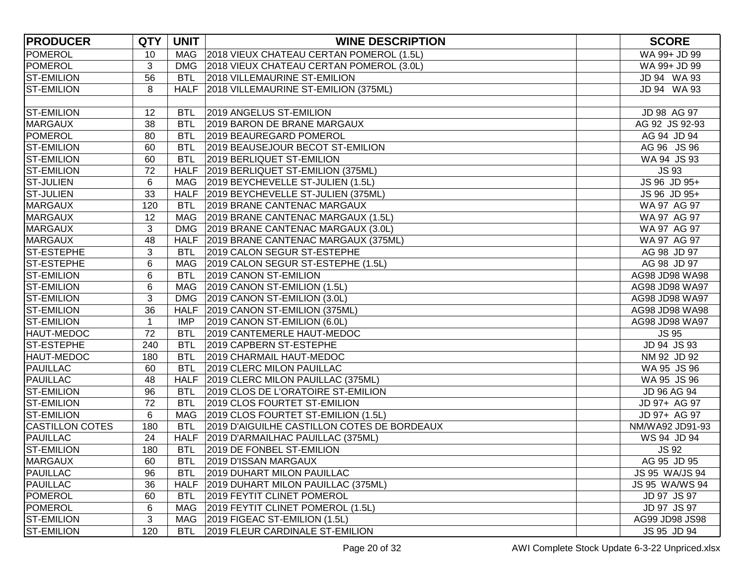| PRODUCER | QTY | UNIT | WINE DESCRIPTION | | SCORE |
|---|---|---|---|---|---|
| POMEROL | 10 | MAG | 2018 VIEUX CHATEAU CERTAN POMEROL (1.5L) | | WA 99+ JD 99 |
| POMEROL | 3 | DMG | 2018 VIEUX CHATEAU CERTAN POMEROL (3.0L) | | WA 99+ JD 99 |
| ST-EMILION | 56 | BTL | 2018 VILLEMAURINE ST-EMILION | | JD 94 WA 93 |
| ST-EMILION | 8 | HALF | 2018 VILLEMAURINE ST-EMILION (375ML) | | JD 94 WA 93 |
| | | | | | |
| ST-EMILION | 12 | BTL | 2019 ANGELUS ST-EMILION | | JD 98 AG 97 |
| MARGAUX | 38 | BTL | 2019 BARON DE BRANE MARGAUX | | AG 92 JS 92-93 |
| POMEROL | 80 | BTL | 2019 BEAUREGARD POMEROL | | AG 94 JD 94 |
| ST-EMILION | 60 | BTL | 2019 BEAUSEJOUR BECOT ST-EMILION | | AG 96 JS 96 |
| ST-EMILION | 60 | BTL | 2019 BERLIQUET ST-EMILION | | WA 94 JS 93 |
| ST-EMILION | 72 | HALF | 2019 BERLIQUET ST-EMILION (375ML) | | JS 93 |
| ST-JULIEN | 6 | MAG | 2019 BEYCHEVELLE ST-JULIEN (1.5L) | | JS 96 JD 95+ |
| ST-JULIEN | 33 | HALF | 2019 BEYCHEVELLE ST-JULIEN (375ML) | | JS 96 JD 95+ |
| MARGAUX | 120 | BTL | 2019 BRANE CANTENAC MARGAUX | | WA 97 AG 97 |
| MARGAUX | 12 | MAG | 2019 BRANE CANTENAC MARGAUX (1.5L) | | WA 97 AG 97 |
| MARGAUX | 3 | DMG | 2019 BRANE CANTENAC MARGAUX (3.0L) | | WA 97 AG 97 |
| MARGAUX | 48 | HALF | 2019 BRANE CANTENAC MARGAUX (375ML) | | WA 97 AG 97 |
| ST-ESTEPHE | 3 | BTL | 2019 CALON SEGUR ST-ESTEPHE | | AG 98 JD 97 |
| ST-ESTEPHE | 6 | MAG | 2019 CALON SEGUR ST-ESTEPHE (1.5L) | | AG 98 JD 97 |
| ST-EMILION | 6 | BTL | 2019 CANON ST-EMILION | | AG98 JD98 WA98 |
| ST-EMILION | 6 | MAG | 2019 CANON ST-EMILION (1.5L) | | AG98 JD98 WA97 |
| ST-EMILION | 3 | DMG | 2019 CANON ST-EMILION (3.0L) | | AG98 JD98 WA97 |
| ST-EMILION | 36 | HALF | 2019 CANON ST-EMILION (375ML) | | AG98 JD98 WA98 |
| ST-EMILION | 1 | IMP | 2019 CANON ST-EMILION (6.0L) | | AG98 JD98 WA97 |
| HAUT-MEDOC | 72 | BTL | 2019 CANTEMERLE HAUT-MEDOC | | JS 95 |
| ST-ESTEPHE | 240 | BTL | 2019 CAPBERN ST-ESTEPHE | | JD 94 JS 93 |
| HAUT-MEDOC | 180 | BTL | 2019 CHARMAIL HAUT-MEDOC | | NM 92 JD 92 |
| PAUILLAC | 60 | BTL | 2019 CLERC MILON PAUILLAC | | WA 95 JS 96 |
| PAUILLAC | 48 | HALF | 2019 CLERC MILON PAUILLAC (375ML) | | WA 95 JS 96 |
| ST-EMILION | 96 | BTL | 2019 CLOS DE L'ORATOIRE ST-EMILION | | JD 96 AG 94 |
| ST-EMILION | 72 | BTL | 2019 CLOS FOURTET ST-EMILION | | JD 97+ AG 97 |
| ST-EMILION | 6 | MAG | 2019 CLOS FOURTET ST-EMILION (1.5L) | | JD 97+ AG 97 |
| CASTILLON COTES | 180 | BTL | 2019 D'AIGUILHE CASTILLON COTES DE BORDEAUX | | NM/WA92 JD91-93 |
| PAUILLAC | 24 | HALF | 2019 D'ARMAILHAC PAUILLAC (375ML) | | WS 94 JD 94 |
| ST-EMILION | 180 | BTL | 2019 DE FONBEL ST-EMILION | | JS 92 |
| MARGAUX | 60 | BTL | 2019 D'ISSAN MARGAUX | | AG 95 JD 95 |
| PAUILLAC | 96 | BTL | 2019 DUHART MILON PAUILLAC | | JS 95 WA/JS 94 |
| PAUILLAC | 36 | HALF | 2019 DUHART MILON PAUILLAC (375ML) | | JS 95 WA/WS 94 |
| POMEROL | 60 | BTL | 2019 FEYTIT CLINET POMEROL | | JD 97 JS 97 |
| POMEROL | 6 | MAG | 2019 FEYTIT CLINET POMEROL (1.5L) | | JD 97 JS 97 |
| ST-EMILION | 3 | MAG | 2019 FIGEAC ST-EMILION (1.5L) | | AG99 JD98 JS98 |
| ST-EMILION | 120 | BTL | 2019 FLEUR CARDINALE ST-EMILION | | JS 95 JD 94 |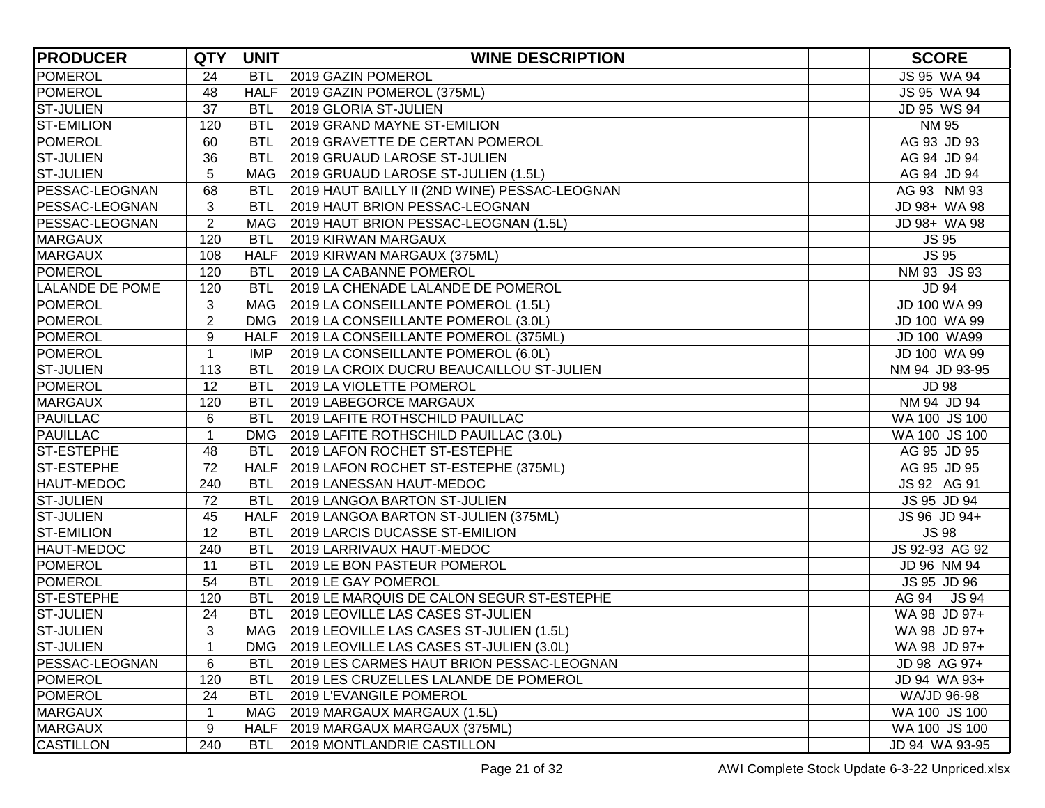| PRODUCER | QTY | UNIT | WINE DESCRIPTION | | SCORE |
|---|---|---|---|---|---|
| POMEROL | 24 | BTL | 2019 GAZIN POMEROL | | JS 95 WA 94 |
| POMEROL | 48 | HALF | 2019 GAZIN POMEROL (375ML) | | JS 95 WA 94 |
| ST-JULIEN | 37 | BTL | 2019 GLORIA ST-JULIEN | | JD 95 WS 94 |
| ST-EMILION | 120 | BTL | 2019 GRAND MAYNE ST-EMILION | | NM 95 |
| POMEROL | 60 | BTL | 2019 GRAVETTE DE CERTAN POMEROL | | AG 93 JD 93 |
| ST-JULIEN | 36 | BTL | 2019 GRUAUD LAROSE ST-JULIEN | | AG 94 JD 94 |
| ST-JULIEN | 5 | MAG | 2019 GRUAUD LAROSE ST-JULIEN (1.5L) | | AG 94 JD 94 |
| PESSAC-LEOGNAN | 68 | BTL | 2019 HAUT BAILLY II (2ND WINE) PESSAC-LEOGNAN | | AG 93 NM 93 |
| PESSAC-LEOGNAN | 3 | BTL | 2019 HAUT BRION PESSAC-LEOGNAN | | JD 98+ WA 98 |
| PESSAC-LEOGNAN | 2 | MAG | 2019 HAUT BRION PESSAC-LEOGNAN (1.5L) | | JD 98+ WA 98 |
| MARGAUX | 120 | BTL | 2019 KIRWAN MARGAUX | | JS 95 |
| MARGAUX | 108 | HALF | 2019 KIRWAN MARGAUX (375ML) | | JS 95 |
| POMEROL | 120 | BTL | 2019 LA CABANNE POMEROL | | NM 93 JS 93 |
| LALANDE DE POME | 120 | BTL | 2019 LA CHENADE LALANDE DE POMEROL | | JD 94 |
| POMEROL | 3 | MAG | 2019 LA CONSEILLANTE POMEROL (1.5L) | | JD 100 WA 99 |
| POMEROL | 2 | DMG | 2019 LA CONSEILLANTE POMEROL (3.0L) | | JD 100 WA 99 |
| POMEROL | 9 | HALF | 2019 LA CONSEILLANTE POMEROL (375ML) | | JD 100 WA99 |
| POMEROL | 1 | IMP | 2019 LA CONSEILLANTE POMEROL (6.0L) | | JD 100 WA 99 |
| ST-JULIEN | 113 | BTL | 2019 LA CROIX DUCRU BEAUCAILLOU ST-JULIEN | | NM 94 JD 93-95 |
| POMEROL | 12 | BTL | 2019 LA VIOLETTE POMEROL | | JD 98 |
| MARGAUX | 120 | BTL | 2019 LABEGORCE MARGAUX | | NM 94 JD 94 |
| PAUILLAC | 6 | BTL | 2019 LAFITE ROTHSCHILD PAUILLAC | | WA 100 JS 100 |
| PAUILLAC | 1 | DMG | 2019 LAFITE ROTHSCHILD PAUILLAC (3.0L) | | WA 100 JS 100 |
| ST-ESTEPHE | 48 | BTL | 2019 LAFON ROCHET ST-ESTEPHE | | AG 95 JD 95 |
| ST-ESTEPHE | 72 | HALF | 2019 LAFON ROCHET ST-ESTEPHE (375ML) | | AG 95 JD 95 |
| HAUT-MEDOC | 240 | BTL | 2019 LANESSAN HAUT-MEDOC | | JS 92 AG 91 |
| ST-JULIEN | 72 | BTL | 2019 LANGOA BARTON ST-JULIEN | | JS 95 JD 94 |
| ST-JULIEN | 45 | HALF | 2019 LANGOA BARTON ST-JULIEN (375ML) | | JS 96 JD 94+ |
| ST-EMILION | 12 | BTL | 2019 LARCIS DUCASSE ST-EMILION | | JS 98 |
| HAUT-MEDOC | 240 | BTL | 2019 LARRIVAUX HAUT-MEDOC | | JS 92-93 AG 92 |
| POMEROL | 11 | BTL | 2019 LE BON PASTEUR POMEROL | | JD 96 NM 94 |
| POMEROL | 54 | BTL | 2019 LE GAY POMEROL | | JS 95 JD 96 |
| ST-ESTEPHE | 120 | BTL | 2019 LE MARQUIS DE CALON SEGUR ST-ESTEPHE | | AG 94 JS 94 |
| ST-JULIEN | 24 | BTL | 2019 LEOVILLE LAS CASES ST-JULIEN | | WA 98 JD 97+ |
| ST-JULIEN | 3 | MAG | 2019 LEOVILLE LAS CASES ST-JULIEN (1.5L) | | WA 98 JD 97+ |
| ST-JULIEN | 1 | DMG | 2019 LEOVILLE LAS CASES ST-JULIEN (3.0L) | | WA 98 JD 97+ |
| PESSAC-LEOGNAN | 6 | BTL | 2019 LES CARMES HAUT BRION PESSAC-LEOGNAN | | JD 98 AG 97+ |
| POMEROL | 120 | BTL | 2019 LES CRUZELLES LALANDE DE POMEROL | | JD 94 WA 93+ |
| POMEROL | 24 | BTL | 2019 L'EVANGILE POMEROL | | WA/JD 96-98 |
| MARGAUX | 1 | MAG | 2019 MARGAUX MARGAUX (1.5L) | | WA 100 JS 100 |
| MARGAUX | 9 | HALF | 2019 MARGAUX MARGAUX (375ML) | | WA 100 JS 100 |
| CASTILLON | 240 | BTL | 2019 MONTLANDRIE CASTILLON | | JD 94 WA 93-95 |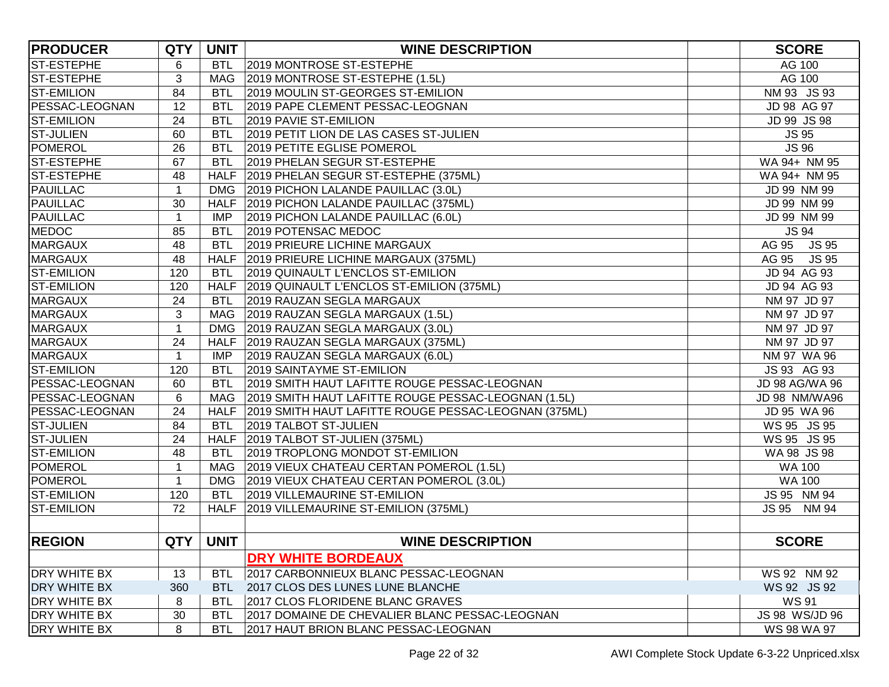| PRODUCER | QTY | UNIT | WINE DESCRIPTION | | SCORE |
|---|---|---|---|---|---|
| ST-ESTEPHE | 6 | BTL | 2019 MONTROSE ST-ESTEPHE | | AG 100 |
| ST-ESTEPHE | 3 | MAG | 2019 MONTROSE ST-ESTEPHE (1.5L) | | AG 100 |
| ST-EMILION | 84 | BTL | 2019 MOULIN ST-GEORGES ST-EMILION | | NM 93 JS 93 |
| PESSAC-LEOGNAN | 12 | BTL | 2019 PAPE CLEMENT PESSAC-LEOGNAN | | JD 98 AG 97 |
| ST-EMILION | 24 | BTL | 2019 PAVIE ST-EMILION | | JD 99 JS 98 |
| ST-JULIEN | 60 | BTL | 2019 PETIT LION DE LAS CASES ST-JULIEN | | JS 95 |
| POMEROL | 26 | BTL | 2019 PETITE EGLISE POMEROL | | JS 96 |
| ST-ESTEPHE | 67 | BTL | 2019 PHELAN SEGUR ST-ESTEPHE | | WA 94+ NM 95 |
| ST-ESTEPHE | 48 | HALF | 2019 PHELAN SEGUR ST-ESTEPHE (375ML) | | WA 94+ NM 95 |
| PAUILLAC | 1 | DMG | 2019 PICHON LALANDE PAUILLAC (3.0L) | | JD 99 NM 99 |
| PAUILLAC | 30 | HALF | 2019 PICHON LALANDE PAUILLAC (375ML) | | JD 99 NM 99 |
| PAUILLAC | 1 | IMP | 2019 PICHON LALANDE PAUILLAC (6.0L) | | JD 99 NM 99 |
| MEDOC | 85 | BTL | 2019 POTENSAC MEDOC | | JS 94 |
| MARGAUX | 48 | BTL | 2019 PRIEURE LICHINE MARGAUX | | AG 95 JS 95 |
| MARGAUX | 48 | HALF | 2019 PRIEURE LICHINE MARGAUX (375ML) | | AG 95 JS 95 |
| ST-EMILION | 120 | BTL | 2019 QUINAULT L'ENCLOS ST-EMILION | | JD 94 AG 93 |
| ST-EMILION | 120 | HALF | 2019 QUINAULT L'ENCLOS ST-EMILION (375ML) | | JD 94 AG 93 |
| MARGAUX | 24 | BTL | 2019 RAUZAN SEGLA MARGAUX | | NM 97 JD 97 |
| MARGAUX | 3 | MAG | 2019 RAUZAN SEGLA MARGAUX (1.5L) | | NM 97 JD 97 |
| MARGAUX | 1 | DMG | 2019 RAUZAN SEGLA MARGAUX (3.0L) | | NM 97 JD 97 |
| MARGAUX | 24 | HALF | 2019 RAUZAN SEGLA MARGAUX (375ML) | | NM 97 JD 97 |
| MARGAUX | 1 | IMP | 2019 RAUZAN SEGLA MARGAUX (6.0L) | | NM 97 WA 96 |
| ST-EMILION | 120 | BTL | 2019 SAINTAYME ST-EMILION | | JS 93 AG 93 |
| PESSAC-LEOGNAN | 60 | BTL | 2019 SMITH HAUT LAFITTE ROUGE PESSAC-LEOGNAN | | JD 98 AG/WA 96 |
| PESSAC-LEOGNAN | 6 | MAG | 2019 SMITH HAUT LAFITTE ROUGE PESSAC-LEOGNAN (1.5L) | | JD 98 NM/WA96 |
| PESSAC-LEOGNAN | 24 | HALF | 2019 SMITH HAUT LAFITTE ROUGE PESSAC-LEOGNAN (375ML) | | JD 95 WA 96 |
| ST-JULIEN | 84 | BTL | 2019 TALBOT ST-JULIEN | | WS 95 JS 95 |
| ST-JULIEN | 24 | HALF | 2019 TALBOT ST-JULIEN (375ML) | | WS 95 JS 95 |
| ST-EMILION | 48 | BTL | 2019 TROPLONG MONDOT ST-EMILION | | WA 98 JS 98 |
| POMEROL | 1 | MAG | 2019 VIEUX CHATEAU CERTAN POMEROL (1.5L) | | WA 100 |
| POMEROL | 1 | DMG | 2019 VIEUX CHATEAU CERTAN POMEROL (3.0L) | | WA 100 |
| ST-EMILION | 120 | BTL | 2019 VILLEMAURINE ST-EMILION | | JS 95 NM 94 |
| ST-EMILION | 72 | HALF | 2019 VILLEMAURINE ST-EMILION (375ML) | | JS 95 NM 94 |

| REGION | QTY | UNIT | WINE DESCRIPTION | | SCORE |
|---|---|---|---|---|---|
| | | | **DRY WHITE BORDEAUX** | | |
| DRY WHITE BX | 13 | BTL | 2017 CARBONNIEUX BLANC PESSAC-LEOGNAN | | WS 92 NM 92 |
| DRY WHITE BX | 360 | BTL | 2017 CLOS DES LUNES LUNE BLANCHE | | WS 92 JS 92 |
| DRY WHITE BX | 8 | BTL | 2017 CLOS FLORIDENE BLANC GRAVES | | WS 91 |
| DRY WHITE BX | 30 | BTL | 2017 DOMAINE DE CHEVALIER BLANC PESSAC-LEOGNAN | | JS 98 WS/JD 96 |
| DRY WHITE BX | 8 | BTL | 2017 HAUT BRION BLANC PESSAC-LEOGNAN | | WS 98 WA 97 |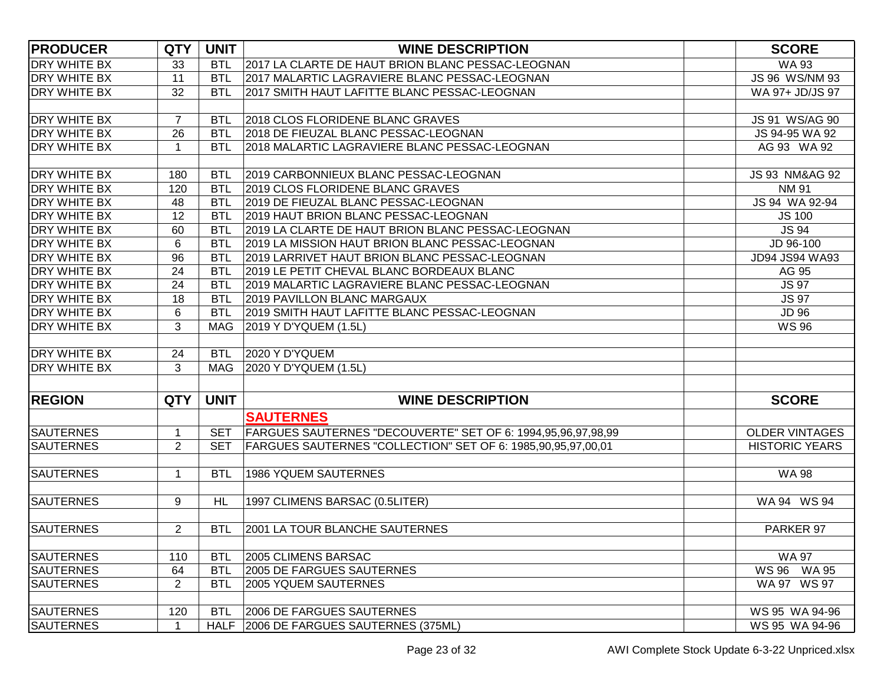| PRODUCER | QTY | UNIT | WINE DESCRIPTION | | SCORE |
|---|---|---|---|---|---|
| DRY WHITE BX | 33 | BTL | 2017 LA CLARTE DE HAUT BRION BLANC PESSAC-LEOGNAN | | WA 93 |
| DRY WHITE BX | 11 | BTL | 2017 MALARTIC LAGRAVIERE BLANC PESSAC-LEOGNAN | | JS 96 WS/NM 93 |
| DRY WHITE BX | 32 | BTL | 2017 SMITH HAUT LAFITTE BLANC PESSAC-LEOGNAN | | WA 97+ JD/JS 97 |
| | | | | | |
| DRY WHITE BX | 7 | BTL | 2018 CLOS FLORIDENE BLANC GRAVES | | JS 91 WS/AG 90 |
| DRY WHITE BX | 26 | BTL | 2018 DE FIEUZAL BLANC PESSAC-LEOGNAN | | JS 94-95 WA 92 |
| DRY WHITE BX | 1 | BTL | 2018 MALARTIC LAGRAVIERE BLANC PESSAC-LEOGNAN | | AG 93 WA 92 |
| | | | | | |
| DRY WHITE BX | 180 | BTL | 2019 CARBONNIEUX BLANC PESSAC-LEOGNAN | | JS 93 NM&AG 92 |
| DRY WHITE BX | 120 | BTL | 2019 CLOS FLORIDENE BLANC GRAVES | | NM 91 |
| DRY WHITE BX | 48 | BTL | 2019 DE FIEUZAL BLANC PESSAC-LEOGNAN | | JS 94 WA 92-94 |
| DRY WHITE BX | 12 | BTL | 2019 HAUT BRION BLANC PESSAC-LEOGNAN | | JS 100 |
| DRY WHITE BX | 60 | BTL | 2019 LA CLARTE DE HAUT BRION BLANC PESSAC-LEOGNAN | | JS 94 |
| DRY WHITE BX | 6 | BTL | 2019 LA MISSION HAUT BRION BLANC PESSAC-LEOGNAN | | JD 96-100 |
| DRY WHITE BX | 96 | BTL | 2019 LARRIVET HAUT BRION BLANC PESSAC-LEOGNAN | | JD94 JS94 WA93 |
| DRY WHITE BX | 24 | BTL | 2019 LE PETIT CHEVAL BLANC BORDEAUX BLANC | | AG 95 |
| DRY WHITE BX | 24 | BTL | 2019 MALARTIC LAGRAVIERE BLANC PESSAC-LEOGNAN | | JS 97 |
| DRY WHITE BX | 18 | BTL | 2019 PAVILLON BLANC MARGAUX | | JS 97 |
| DRY WHITE BX | 6 | BTL | 2019 SMITH HAUT LAFITTE BLANC PESSAC-LEOGNAN | | JD 96 |
| DRY WHITE BX | 3 | MAG | 2019 Y D'YQUEM (1.5L) | | WS 96 |
| | | | | | |
| DRY WHITE BX | 24 | BTL | 2020 Y D'YQUEM | | |
| DRY WHITE BX | 3 | MAG | 2020 Y D'YQUEM (1.5L) | | |
| | | | | | |
| **REGION** | **QTY** | **UNIT** | **WINE DESCRIPTION** | | **SCORE** |
| | | | **SAUTERNES** | | |
| SAUTERNES | 1 | SET | FARGUES SAUTERNES "DECOUVERTE" SET OF 6: 1994,95,96,97,98,99 | | OLDER VINTAGES |
| SAUTERNES | 2 | SET | FARGUES SAUTERNES "COLLECTION" SET OF 6: 1985,90,95,97,00,01 | | HISTORIC YEARS |
| | | | | | |
| SAUTERNES | 1 | BTL | 1986 YQUEM SAUTERNES | | WA 98 |
| | | | | | |
| SAUTERNES | 9 | HL | 1997 CLIMENS BARSAC (0.5LITER) | | WA 94 WS 94 |
| | | | | | |
| SAUTERNES | 2 | BTL | 2001 LA TOUR BLANCHE SAUTERNES | | PARKER 97 |
| | | | | | |
| SAUTERNES | 110 | BTL | 2005 CLIMENS BARSAC | | WA 97 |
| SAUTERNES | 64 | BTL | 2005 DE FARGUES SAUTERNES | | WS 96 WA 95 |
| SAUTERNES | 2 | BTL | 2005 YQUEM SAUTERNES | | WA 97 WS 97 |
| | | | | | |
| SAUTERNES | 120 | BTL | 2006 DE FARGUES SAUTERNES | | WS 95 WA 94-96 |
| SAUTERNES | 1 | HALF | 2006 DE FARGUES SAUTERNES (375ML) | | WS 95 WA 94-96 |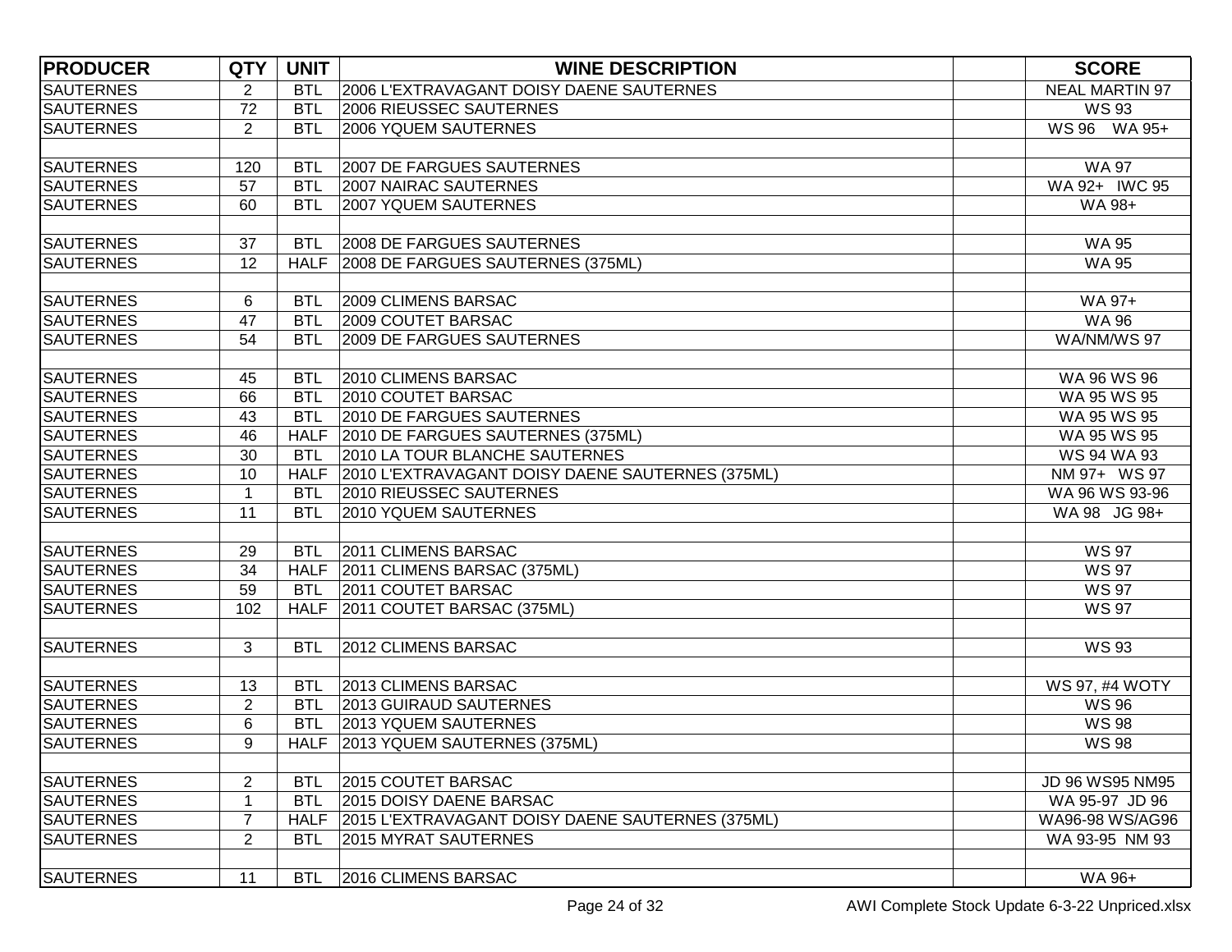| PRODUCER | QTY | UNIT | WINE DESCRIPTION | | SCORE |
|---|---|---|---|---|---|
| SAUTERNES | 2 | BTL | 2006 L'EXTRAVAGANT DOISY DAENE SAUTERNES | | NEAL MARTIN 97 |
| SAUTERNES | 72 | BTL | 2006 RIEUSSEC SAUTERNES | | WS 93 |
| SAUTERNES | 2 | BTL | 2006 YQUEM SAUTERNES | | WS 96 WA 95+ |
| | | | | | |
| SAUTERNES | 120 | BTL | 2007 DE FARGUES SAUTERNES | | WA 97 |
| SAUTERNES | 57 | BTL | 2007 NAIRAC SAUTERNES | | WA 92+ IWC 95 |
| SAUTERNES | 60 | BTL | 2007 YQUEM SAUTERNES | | WA 98+ |
| | | | | | |
| SAUTERNES | 37 | BTL | 2008 DE FARGUES SAUTERNES | | WA 95 |
| SAUTERNES | 12 | HALF | 2008 DE FARGUES SAUTERNES (375ML) | | WA 95 |
| | | | | | |
| SAUTERNES | 6 | BTL | 2009 CLIMENS BARSAC | | WA 97+ |
| SAUTERNES | 47 | BTL | 2009 COUTET BARSAC | | WA 96 |
| SAUTERNES | 54 | BTL | 2009 DE FARGUES SAUTERNES | | WA/NM/WS 97 |
| | | | | | |
| SAUTERNES | 45 | BTL | 2010 CLIMENS BARSAC | | WA 96 WS 96 |
| SAUTERNES | 66 | BTL | 2010 COUTET BARSAC | | WA 95 WS 95 |
| SAUTERNES | 43 | BTL | 2010 DE FARGUES SAUTERNES | | WA 95 WS 95 |
| SAUTERNES | 46 | HALF | 2010 DE FARGUES SAUTERNES (375ML) | | WA 95 WS 95 |
| SAUTERNES | 30 | BTL | 2010 LA TOUR BLANCHE SAUTERNES | | WS 94 WA 93 |
| SAUTERNES | 10 | HALF | 2010 L'EXTRAVAGANT DOISY DAENE SAUTERNES (375ML) | | NM 97+ WS 97 |
| SAUTERNES | 1 | BTL | 2010 RIEUSSEC SAUTERNES | | WA 96 WS 93-96 |
| SAUTERNES | 11 | BTL | 2010 YQUEM SAUTERNES | | WA 98 JG 98+ |
| | | | | | |
| SAUTERNES | 29 | BTL | 2011 CLIMENS BARSAC | | WS 97 |
| SAUTERNES | 34 | HALF | 2011 CLIMENS BARSAC (375ML) | | WS 97 |
| SAUTERNES | 59 | BTL | 2011 COUTET BARSAC | | WS 97 |
| SAUTERNES | 102 | HALF | 2011 COUTET BARSAC (375ML) | | WS 97 |
| | | | | | |
| SAUTERNES | 3 | BTL | 2012 CLIMENS BARSAC | | WS 93 |
| | | | | | |
| SAUTERNES | 13 | BTL | 2013 CLIMENS BARSAC | | WS 97, #4 WOTY |
| SAUTERNES | 2 | BTL | 2013 GUIRAUD SAUTERNES | | WS 96 |
| SAUTERNES | 6 | BTL | 2013 YQUEM SAUTERNES | | WS 98 |
| SAUTERNES | 9 | HALF | 2013 YQUEM SAUTERNES (375ML) | | WS 98 |
| | | | | | |
| SAUTERNES | 2 | BTL | 2015 COUTET BARSAC | | JD 96 WS95 NM95 |
| SAUTERNES | 1 | BTL | 2015 DOISY DAENE BARSAC | | WA 95-97 JD 96 |
| SAUTERNES | 7 | HALF | 2015 L'EXTRAVAGANT DOISY DAENE SAUTERNES (375ML) | | WA96-98 WS/AG96 |
| SAUTERNES | 2 | BTL | 2015 MYRAT SAUTERNES | | WA 93-95 NM 93 |
| | | | | | |
| SAUTERNES | 11 | BTL | 2016 CLIMENS BARSAC | | WA 96+ |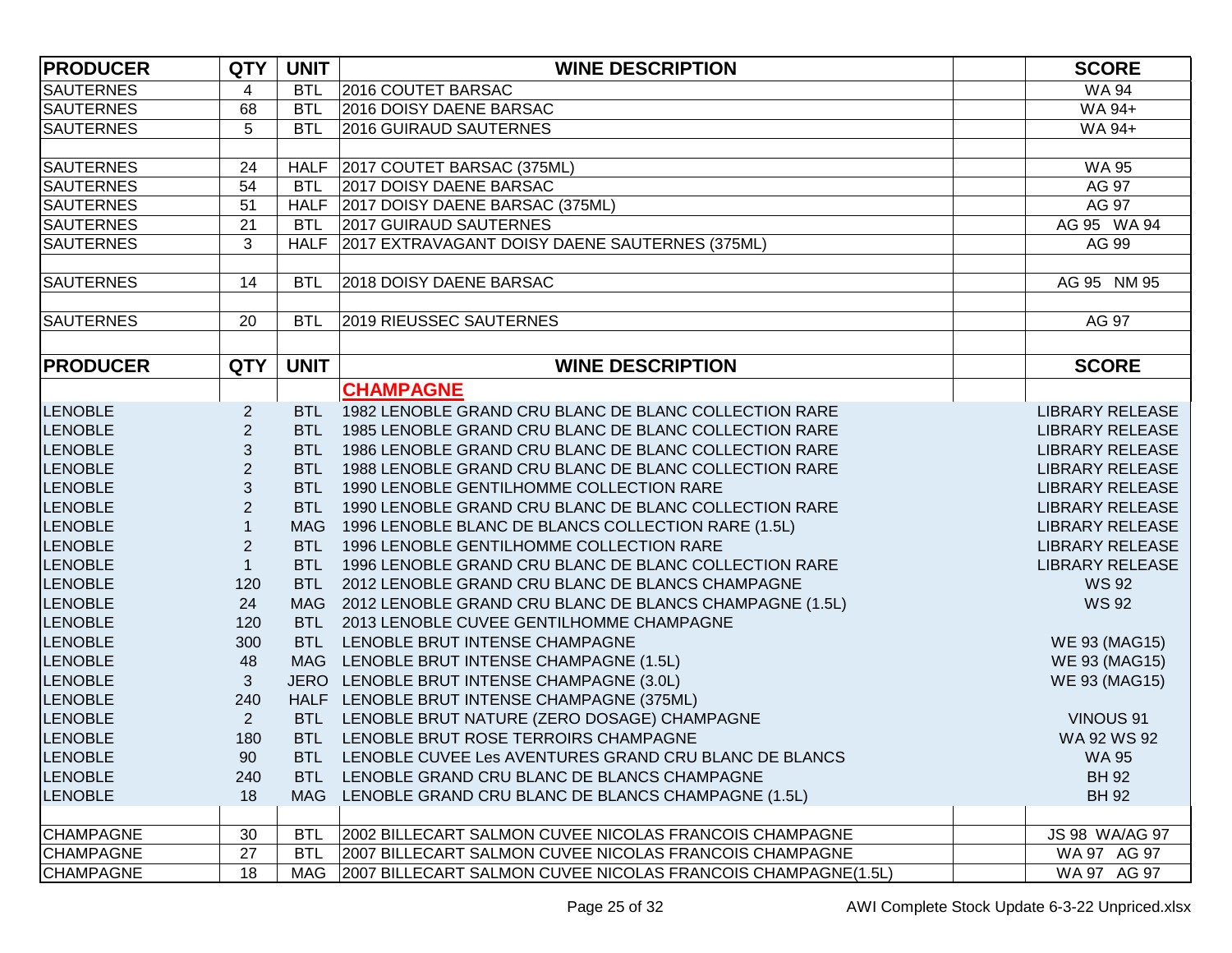| PRODUCER | QTY | UNIT | WINE DESCRIPTION | | SCORE |
|---|---|---|---|---|---|
| SAUTERNES | 4 | BTL | 2016 COUTET BARSAC | | WA 94 |
| SAUTERNES | 68 | BTL | 2016 DOISY DAENE BARSAC | | WA 94+ |
| SAUTERNES | 5 | BTL | 2016 GUIRAUD SAUTERNES | | WA 94+ |
| | | | | | |
| SAUTERNES | 24 | HALF | 2017 COUTET BARSAC (375ML) | | WA 95 |
| SAUTERNES | 54 | BTL | 2017 DOISY DAENE BARSAC | | AG 97 |
| SAUTERNES | 51 | HALF | 2017 DOISY DAENE BARSAC (375ML) | | AG 97 |
| SAUTERNES | 21 | BTL | 2017 GUIRAUD SAUTERNES | | AG 95 WA 94 |
| SAUTERNES | 3 | HALF | 2017 EXTRAVAGANT DOISY DAENE SAUTERNES (375ML) | | AG 99 |
| | | | | | |
| SAUTERNES | 14 | BTL | 2018 DOISY DAENE BARSAC | | AG 95 NM 95 |
| | | | | | |
| SAUTERNES | 20 | BTL | 2019 RIEUSSEC SAUTERNES | | AG 97 |
| | | | | | |
| **PRODUCER** | **QTY** | **UNIT** | **WINE DESCRIPTION** | | **SCORE** |
| | | | **CHAMPAGNE** | | |
| LENOBLE | 2 | BTL | 1982 LENOBLE GRAND CRU BLANC DE BLANC COLLECTION RARE | | LIBRARY RELEASE |
| LENOBLE | 2 | BTL | 1985 LENOBLE GRAND CRU BLANC DE BLANC COLLECTION RARE | | LIBRARY RELEASE |
| LENOBLE | 3 | BTL | 1986 LENOBLE GRAND CRU BLANC DE BLANC COLLECTION RARE | | LIBRARY RELEASE |
| LENOBLE | 2 | BTL | 1988 LENOBLE GRAND CRU BLANC DE BLANC COLLECTION RARE | | LIBRARY RELEASE |
| LENOBLE | 3 | BTL | 1990 LENOBLE GENTILHOMME COLLECTION RARE | | LIBRARY RELEASE |
| LENOBLE | 2 | BTL | 1990 LENOBLE GRAND CRU BLANC DE BLANC COLLECTION RARE | | LIBRARY RELEASE |
| LENOBLE | 1 | MAG | 1996 LENOBLE BLANC DE BLANCS COLLECTION RARE (1.5L) | | LIBRARY RELEASE |
| LENOBLE | 2 | BTL | 1996 LENOBLE GENTILHOMME COLLECTION RARE | | LIBRARY RELEASE |
| LENOBLE | 1 | BTL | 1996 LENOBLE GRAND CRU BLANC DE BLANC COLLECTION RARE | | LIBRARY RELEASE |
| LENOBLE | 120 | BTL | 2012 LENOBLE GRAND CRU BLANC DE BLANCS CHAMPAGNE | | WS 92 |
| LENOBLE | 24 | MAG | 2012 LENOBLE GRAND CRU BLANC DE BLANCS CHAMPAGNE (1.5L) | | WS 92 |
| LENOBLE | 120 | BTL | 2013 LENOBLE CUVEE GENTILHOMME CHAMPAGNE | | |
| LENOBLE | 300 | BTL | LENOBLE BRUT INTENSE CHAMPAGNE | | WE 93 (MAG15) |
| LENOBLE | 48 | MAG | LENOBLE BRUT INTENSE CHAMPAGNE (1.5L) | | WE 93 (MAG15) |
| LENOBLE | 3 | JERO | LENOBLE BRUT INTENSE CHAMPAGNE (3.0L) | | WE 93 (MAG15) |
| LENOBLE | 240 | HALF | LENOBLE BRUT INTENSE CHAMPAGNE (375ML) | | |
| LENOBLE | 2 | BTL | LENOBLE BRUT NATURE (ZERO DOSAGE) CHAMPAGNE | | VINOUS 91 |
| LENOBLE | 180 | BTL | LENOBLE BRUT ROSE TERROIRS CHAMPAGNE | | WA 92 WS 92 |
| LENOBLE | 90 | BTL | LENOBLE CUVEE Les AVENTURES GRAND CRU BLANC DE BLANCS | | WA 95 |
| LENOBLE | 240 | BTL | LENOBLE GRAND CRU BLANC DE BLANCS CHAMPAGNE | | BH 92 |
| LENOBLE | 18 | MAG | LENOBLE GRAND CRU BLANC DE BLANCS CHAMPAGNE (1.5L) | | BH 92 |
| | | | | | |
| CHAMPAGNE | 30 | BTL | 2002 BILLECART SALMON CUVEE NICOLAS FRANCOIS CHAMPAGNE | | JS 98 WA/AG 97 |
| CHAMPAGNE | 27 | BTL | 2007 BILLECART SALMON CUVEE NICOLAS FRANCOIS CHAMPAGNE | | WA 97 AG 97 |
| CHAMPAGNE | 18 | MAG | 2007 BILLECART SALMON CUVEE NICOLAS FRANCOIS CHAMPAGNE(1.5L) | | WA 97 AG 97 |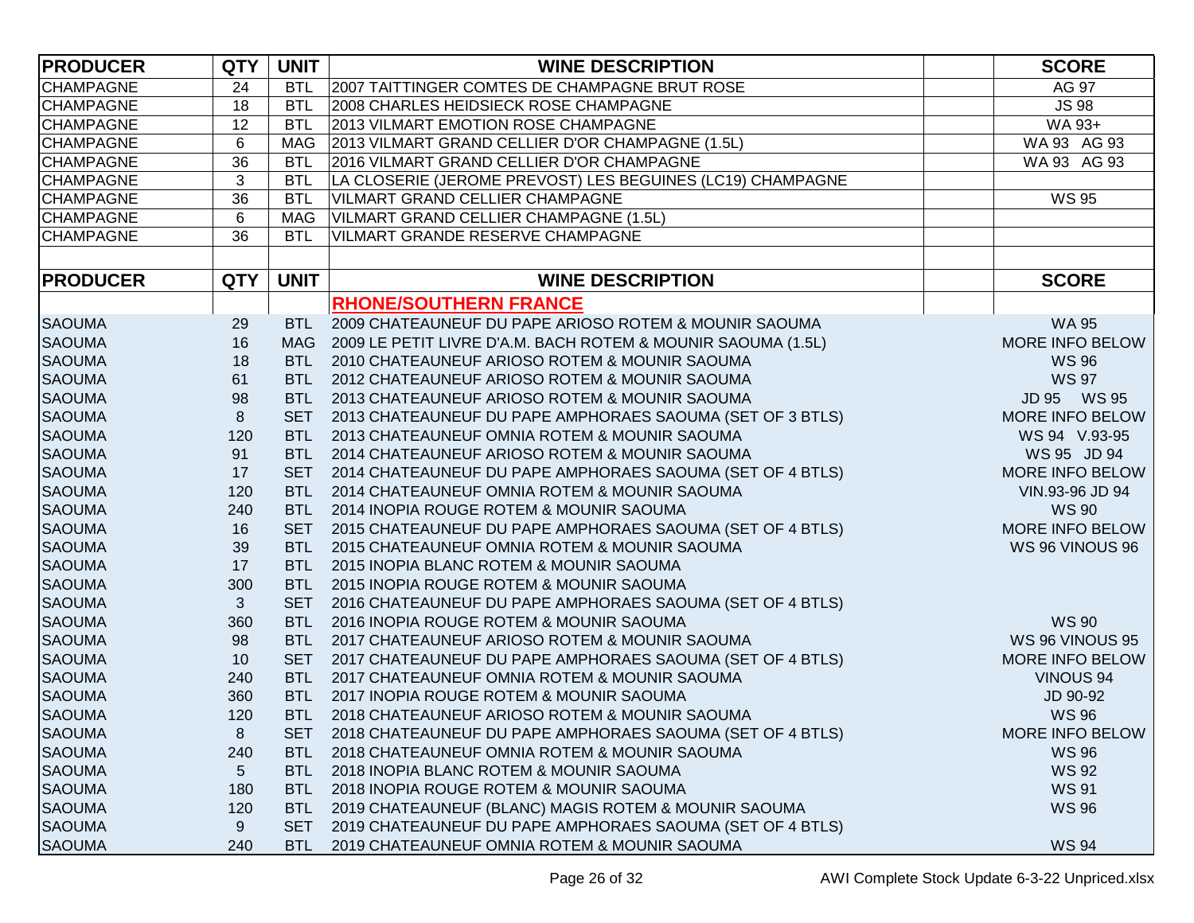| PRODUCER | QTY | UNIT | WINE DESCRIPTION | | SCORE |
|---|---|---|---|---|---|
| CHAMPAGNE | 24 | BTL | 2007 TAITTINGER COMTES DE CHAMPAGNE BRUT ROSE | | AG 97 |
| CHAMPAGNE | 18 | BTL | 2008 CHARLES HEIDSIECK ROSE CHAMPAGNE | | JS 98 |
| CHAMPAGNE | 12 | BTL | 2013 VILMART EMOTION ROSE CHAMPAGNE | | WA 93+ |
| CHAMPAGNE | 6 | MAG | 2013 VILMART GRAND CELLIER D'OR CHAMPAGNE (1.5L) | | WA 93 AG 93 |
| CHAMPAGNE | 36 | BTL | 2016 VILMART GRAND CELLIER D'OR CHAMPAGNE | | WA 93 AG 93 |
| CHAMPAGNE | 3 | BTL | LA CLOSERIE (JEROME PREVOST) LES BEGUINES (LC19) CHAMPAGNE | | |
| CHAMPAGNE | 36 | BTL | VILMART GRAND CELLIER CHAMPAGNE | | WS 95 |
| CHAMPAGNE | 6 | MAG | VILMART GRAND CELLIER CHAMPAGNE (1.5L) | | |
| CHAMPAGNE | 36 | BTL | VILMART GRANDE RESERVE CHAMPAGNE | | |

| PRODUCER | QTY | UNIT | WINE DESCRIPTION | | SCORE |
|---|---|---|---|---|---|
| | | | **RHONE/SOUTHERN FRANCE** | | |
| SAOUMA | 29 | BTL | 2009 CHATEAUNEUF DU PAPE ARIOSO ROTEM & MOUNIR SAOUMA | | WA 95 |
| SAOUMA | 16 | MAG | 2009 LE PETIT LIVRE D'A.M. BACH ROTEM & MOUNIR SAOUMA (1.5L) | | MORE INFO BELOW |
| SAOUMA | 18 | BTL | 2010 CHATEAUNEUF ARIOSO ROTEM & MOUNIR SAOUMA | | WS 96 |
| SAOUMA | 61 | BTL | 2012 CHATEAUNEUF ARIOSO ROTEM & MOUNIR SAOUMA | | WS 97 |
| SAOUMA | 98 | BTL | 2013 CHATEAUNEUF ARIOSO ROTEM & MOUNIR SAOUMA | | JD 95 WS 95 |
| SAOUMA | 8 | SET | 2013 CHATEAUNEUF DU PAPE AMPHORAES SAOUMA (SET OF 3 BTLS) | | MORE INFO BELOW |
| SAOUMA | 120 | BTL | 2013 CHATEAUNEUF OMNIA ROTEM & MOUNIR SAOUMA | | WS 94 V.93-95 |
| SAOUMA | 91 | BTL | 2014 CHATEAUNEUF ARIOSO ROTEM & MOUNIR SAOUMA | | WS 95 JD 94 |
| SAOUMA | 17 | SET | 2014 CHATEAUNEUF DU PAPE AMPHORAES SAOUMA (SET OF 4 BTLS) | | MORE INFO BELOW |
| SAOUMA | 120 | BTL | 2014 CHATEAUNEUF OMNIA ROTEM & MOUNIR SAOUMA | | VIN.93-96 JD 94 |
| SAOUMA | 240 | BTL | 2014 INOPIA ROUGE ROTEM & MOUNIR SAOUMA | | WS 90 |
| SAOUMA | 16 | SET | 2015 CHATEAUNEUF DU PAPE AMPHORAES SAOUMA (SET OF 4 BTLS) | | MORE INFO BELOW |
| SAOUMA | 39 | BTL | 2015 CHATEAUNEUF OMNIA ROTEM & MOUNIR SAOUMA | | WS 96 VINOUS 96 |
| SAOUMA | 17 | BTL | 2015 INOPIA BLANC ROTEM & MOUNIR SAOUMA | | |
| SAOUMA | 300 | BTL | 2015 INOPIA ROUGE ROTEM & MOUNIR SAOUMA | | |
| SAOUMA | 3 | SET | 2016 CHATEAUNEUF DU PAPE AMPHORAES SAOUMA (SET OF 4 BTLS) | | |
| SAOUMA | 360 | BTL | 2016 INOPIA ROUGE ROTEM & MOUNIR SAOUMA | | WS 90 |
| SAOUMA | 98 | BTL | 2017 CHATEAUNEUF ARIOSO ROTEM & MOUNIR SAOUMA | | WS 96 VINOUS 95 |
| SAOUMA | 10 | SET | 2017 CHATEAUNEUF DU PAPE AMPHORAES SAOUMA (SET OF 4 BTLS) | | MORE INFO BELOW |
| SAOUMA | 240 | BTL | 2017 CHATEAUNEUF OMNIA ROTEM & MOUNIR SAOUMA | | VINOUS 94 |
| SAOUMA | 360 | BTL | 2017 INOPIA ROUGE ROTEM & MOUNIR SAOUMA | | JD 90-92 |
| SAOUMA | 120 | BTL | 2018 CHATEAUNEUF ARIOSO ROTEM & MOUNIR SAOUMA | | WS 96 |
| SAOUMA | 8 | SET | 2018 CHATEAUNEUF DU PAPE AMPHORAES SAOUMA (SET OF 4 BTLS) | | MORE INFO BELOW |
| SAOUMA | 240 | BTL | 2018 CHATEAUNEUF OMNIA ROTEM & MOUNIR SAOUMA | | WS 96 |
| SAOUMA | 5 | BTL | 2018 INOPIA BLANC ROTEM & MOUNIR SAOUMA | | WS 92 |
| SAOUMA | 180 | BTL | 2018 INOPIA ROUGE ROTEM & MOUNIR SAOUMA | | WS 91 |
| SAOUMA | 120 | BTL | 2019 CHATEAUNEUF (BLANC) MAGIS ROTEM & MOUNIR SAOUMA | | WS 96 |
| SAOUMA | 9 | SET | 2019 CHATEAUNEUF DU PAPE AMPHORAES SAOUMA (SET OF 4 BTLS) | | |
| SAOUMA | 240 | BTL | 2019 CHATEAUNEUF OMNIA ROTEM & MOUNIR SAOUMA | | WS 94 |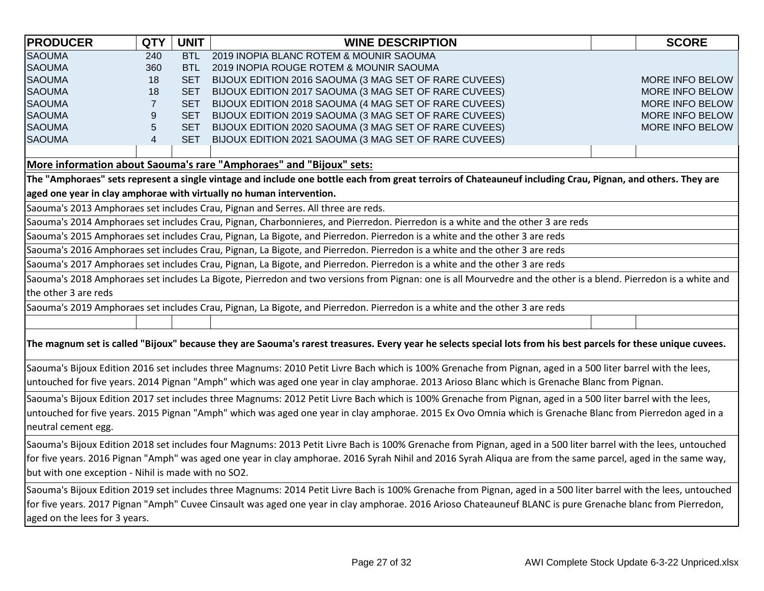| PRODUCER | QTY | UNIT | WINE DESCRIPTION | | SCORE |
|---|---|---|---|---|---|
| SAOUMA | 240 | BTL | 2019 INOPIA BLANC ROTEM & MOUNIR SAOUMA | | |
| SAOUMA | 360 | BTL | 2019 INOPIA ROUGE ROTEM & MOUNIR SAOUMA | | |
| SAOUMA | 18 | SET | BIJOUX EDITION 2016 SAOUMA (3 MAG SET OF RARE CUVEES) | | MORE INFO BELOW |
| SAOUMA | 18 | SET | BIJOUX EDITION 2017 SAOUMA (3 MAG SET OF RARE CUVEES) | | MORE INFO BELOW |
| SAOUMA | 7 | SET | BIJOUX EDITION 2018 SAOUMA (4 MAG SET OF RARE CUVEES) | | MORE INFO BELOW |
| SAOUMA | 9 | SET | BIJOUX EDITION 2019 SAOUMA (3 MAG SET OF RARE CUVEES) | | MORE INFO BELOW |
| SAOUMA | 5 | SET | BIJOUX EDITION 2020 SAOUMA (3 MAG SET OF RARE CUVEES) | | MORE INFO BELOW |
| SAOUMA | 4 | SET | BIJOUX EDITION 2021 SAOUMA (3 MAG SET OF RARE CUVEES) | | |

**More information about Saouma's rare "Amphoraes" and "Bijoux" sets:**

**The "Amphoraes" sets represent a single vintage and include one bottle each from great terroirs of Chateauneuf including Crau, Pignan, and others. They are aged one year in clay amphorae with virtually no human intervention.**

Saouma's 2013 Amphoraes set includes Crau, Pignan and Serres. All three are reds.

Saouma's 2014 Amphoraes set includes Crau, Pignan, Charbonnieres, and Pierredon. Pierredon is a white and the other 3 are reds

Saouma's 2015 Amphoraes set includes Crau, Pignan, La Bigote, and Pierredon. Pierredon is a white and the other 3 are reds

Saouma's 2016 Amphoraes set includes Crau, Pignan, La Bigote, and Pierredon. Pierredon is a white and the other 3 are reds

Saouma's 2017 Amphoraes set includes Crau, Pignan, La Bigote, and Pierredon. Pierredon is a white and the other 3 are reds

Saouma's 2018 Amphoraes set includes La Bigote, Pierredon and two versions from Pignan: one is all Mourvedre and the other is a blend. Pierredon is a white and the other 3 are reds

Saouma's 2019 Amphoraes set includes Crau, Pignan, La Bigote, and Pierredon. Pierredon is a white and the other 3 are reds

**The magnum set is called "Bijoux" because they are Saouma's rarest treasures. Every year he selects special lots from his best parcels for these unique cuvees.**

Saouma's Bijoux Edition 2016 set includes three Magnums: 2010 Petit Livre Bach which is 100% Grenache from Pignan, aged in a 500 liter barrel with the lees, untouched for five years. 2014 Pignan "Amph" which was aged one year in clay amphorae. 2013 Arioso Blanc which is Grenache Blanc from Pignan.

Saouma's Bijoux Edition 2017 set includes three Magnums: 2012 Petit Livre Bach which is 100% Grenache from Pignan, aged in a 500 liter barrel with the lees, untouched for five years. 2015 Pignan "Amph" which was aged one year in clay amphorae. 2015 Ex Ovo Omnia which is Grenache Blanc from Pierredon aged in a neutral cement egg.

Saouma's Bijoux Edition 2018 set includes four Magnums: 2013 Petit Livre Bach is 100% Grenache from Pignan, aged in a 500 liter barrel with the lees, untouched for five years. 2016 Pignan "Amph" was aged one year in clay amphorae. 2016 Syrah Nihil and 2016 Syrah Aliqua are from the same parcel, aged in the same way, but with one exception - Nihil is made with no SO2.

Saouma's Bijoux Edition 2019 set includes three Magnums: 2014 Petit Livre Bach is 100% Grenache from Pignan, aged in a 500 liter barrel with the lees, untouched for five years. 2017 Pignan "Amph" Cuvee Cinsault was aged one year in clay amphorae. 2016 Arioso Chateauneuf BLANC is pure Grenache blanc from Pierredon, aged on the lees for 3 years.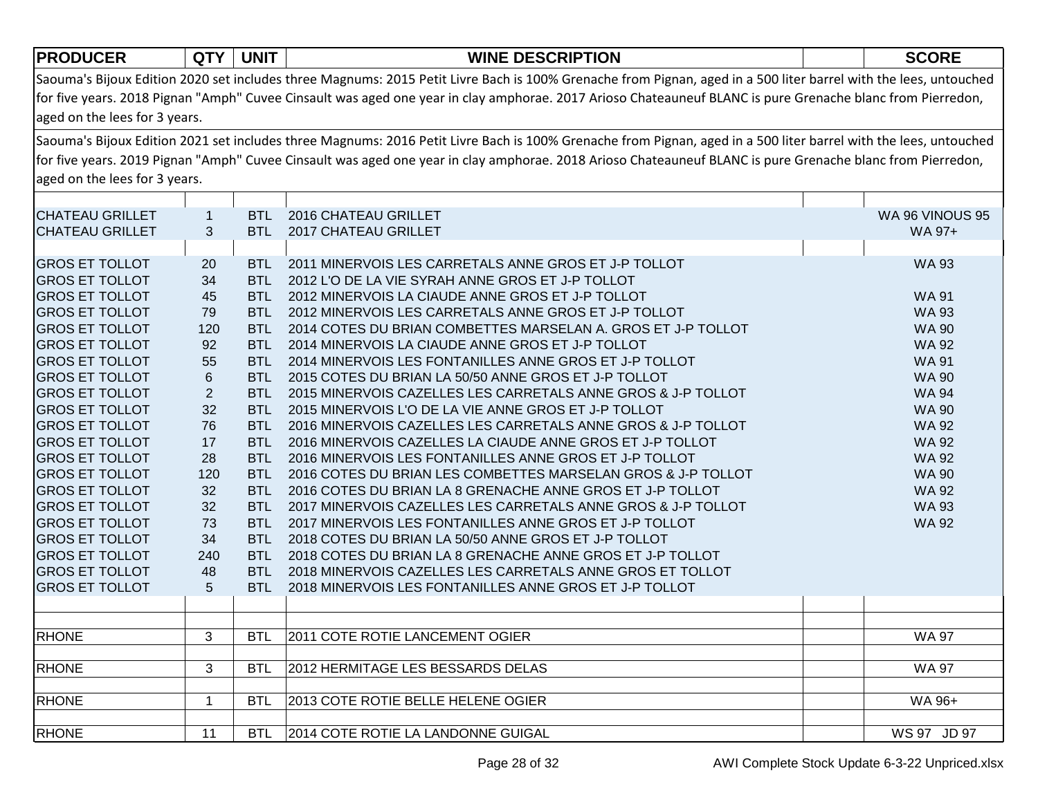| PRODUCER | QTY | UNIT | WINE DESCRIPTION | | SCORE |
|---|---|---|---|---|---|
| Saouma's Bijoux Edition 2020 set includes three Magnums: 2015 Petit Livre Bach is 100% Grenache from Pignan, aged in a 500 liter barrel with the lees, untouched for five years. 2018 Pignan "Amph" Cuvee Cinsault was aged one year in clay amphorae. 2017 Arioso Chateauneuf BLANC is pure Grenache blanc from Pierredon, aged on the lees for 3 years. | | | | | |
| Saouma's Bijoux Edition 2021 set includes three Magnums: 2016 Petit Livre Bach is 100% Grenache from Pignan, aged in a 500 liter barrel with the lees, untouched for five years. 2019 Pignan "Amph" Cuvee Cinsault was aged one year in clay amphorae. 2018 Arioso Chateauneuf BLANC is pure Grenache blanc from Pierredon, aged on the lees for 3 years. | | | | | |
| | | | | | |
| CHATEAU GRILLET | 1 | BTL | 2016 CHATEAU GRILLET | | WA 96 VINOUS 95 |
| CHATEAU GRILLET | 3 | BTL | 2017 CHATEAU GRILLET | | WA 97+ |
| | | | | | |
| GROS ET TOLLOT | 20 | BTL | 2011 MINERVOIS LES CARRETALS ANNE GROS ET J-P TOLLOT | | WA 93 |
| GROS ET TOLLOT | 34 | BTL | 2012 L'O DE LA VIE SYRAH ANNE GROS ET J-P TOLLOT | | |
| GROS ET TOLLOT | 45 | BTL | 2012 MINERVOIS LA CIAUDE ANNE GROS ET J-P TOLLOT | | WA 91 |
| GROS ET TOLLOT | 79 | BTL | 2012 MINERVOIS LES CARRETALS ANNE GROS ET J-P TOLLOT | | WA 93 |
| GROS ET TOLLOT | 120 | BTL | 2014 COTES DU BRIAN COMBETTES MARSELAN A. GROS ET J-P TOLLOT | | WA 90 |
| GROS ET TOLLOT | 92 | BTL | 2014 MINERVOIS LA CIAUDE ANNE GROS ET J-P TOLLOT | | WA 92 |
| GROS ET TOLLOT | 55 | BTL | 2014 MINERVOIS LES FONTANILLES ANNE GROS ET J-P TOLLOT | | WA 91 |
| GROS ET TOLLOT | 6 | BTL | 2015 COTES DU BRIAN LA 50/50 ANNE GROS ET J-P TOLLOT | | WA 90 |
| GROS ET TOLLOT | 2 | BTL | 2015 MINERVOIS CAZELLES LES CARRETALS ANNE GROS & J-P TOLLOT | | WA 94 |
| GROS ET TOLLOT | 32 | BTL | 2015 MINERVOIS L'O DE LA VIE ANNE GROS ET J-P TOLLOT | | WA 90 |
| GROS ET TOLLOT | 76 | BTL | 2016 MINERVOIS CAZELLES LES CARRETALS ANNE GROS & J-P TOLLOT | | WA 92 |
| GROS ET TOLLOT | 17 | BTL | 2016 MINERVOIS CAZELLES LA CIAUDE ANNE GROS ET J-P TOLLOT | | WA 92 |
| GROS ET TOLLOT | 28 | BTL | 2016 MINERVOIS LES FONTANILLES ANNE GROS ET J-P TOLLOT | | WA 92 |
| GROS ET TOLLOT | 120 | BTL | 2016 COTES DU BRIAN LES COMBETTES MARSELAN GROS & J-P TOLLOT | | WA 90 |
| GROS ET TOLLOT | 32 | BTL | 2016 COTES DU BRIAN LA 8 GRENACHE ANNE GROS ET J-P TOLLOT | | WA 92 |
| GROS ET TOLLOT | 32 | BTL | 2017 MINERVOIS CAZELLES LES CARRETALS ANNE GROS & J-P TOLLOT | | WA 93 |
| GROS ET TOLLOT | 73 | BTL | 2017 MINERVOIS LES FONTANILLES ANNE GROS ET J-P TOLLOT | | WA 92 |
| GROS ET TOLLOT | 34 | BTL | 2018 COTES DU BRIAN LA 50/50 ANNE GROS ET J-P TOLLOT | | |
| GROS ET TOLLOT | 240 | BTL | 2018 COTES DU BRIAN LA 8 GRENACHE ANNE GROS ET J-P TOLLOT | | |
| GROS ET TOLLOT | 48 | BTL | 2018 MINERVOIS CAZELLES LES CARRETALS ANNE GROS ET TOLLOT | | |
| GROS ET TOLLOT | 5 | BTL | 2018 MINERVOIS LES FONTANILLES ANNE GROS ET J-P TOLLOT | | |
| | | | | | |
| | | | | | |
| RHONE | 3 | BTL | 2011 COTE ROTIE LANCEMENT OGIER | | WA 97 |
| | | | | | |
| RHONE | 3 | BTL | 2012 HERMITAGE LES BESSARDS DELAS | | WA 97 |
| | | | | | |
| RHONE | 1 | BTL | 2013 COTE ROTIE BELLE HELENE OGIER | | WA 96+ |
| | | | | | |
| RHONE | 11 | BTL | 2014 COTE ROTIE LA LANDONNE GUIGAL | | WS 97 JD 97 |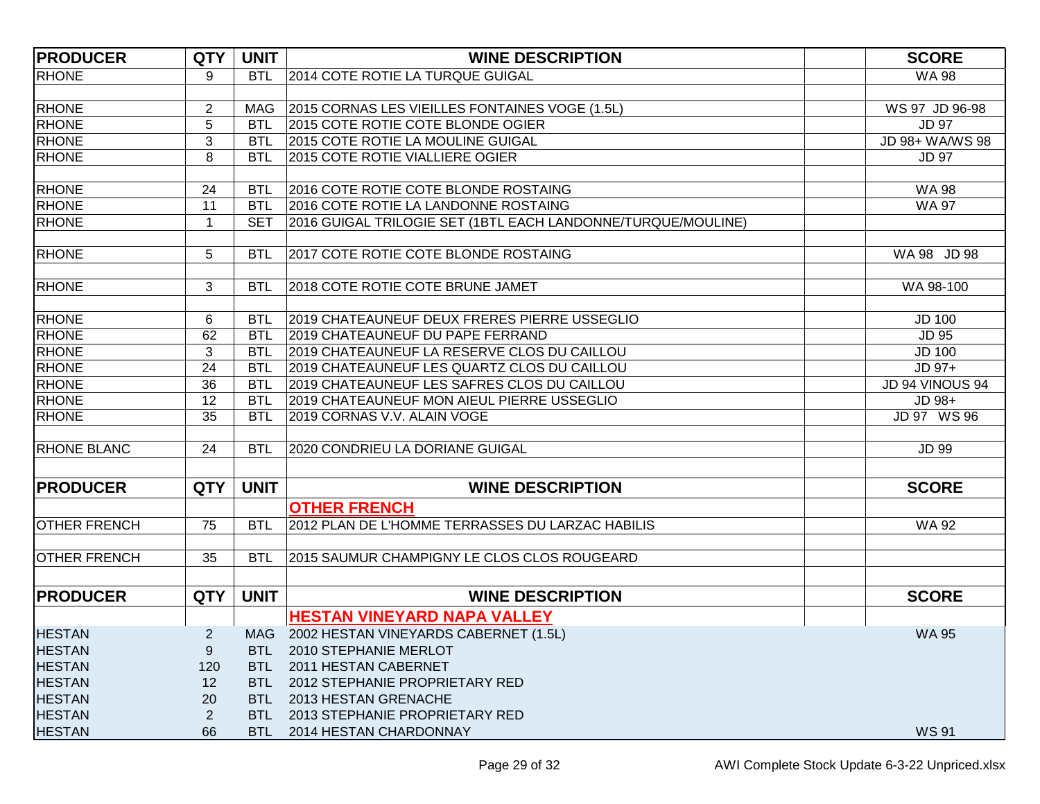| PRODUCER | QTY | UNIT | WINE DESCRIPTION | | SCORE |
|---|---|---|---|---|---|
| RHONE | 9 | BTL | 2014 COTE ROTIE LA TURQUE GUIGAL | | WA 98 |
| | | | | | |
| RHONE | 2 | MAG | 2015 CORNAS LES VIEILLES FONTAINES VOGE (1.5L) | | WS 97 JD 96-98 |
| RHONE | 5 | BTL | 2015 COTE ROTIE COTE BLONDE OGIER | | JD 97 |
| RHONE | 3 | BTL | 2015 COTE ROTIE LA MOULINE GUIGAL | | JD 98+ WA/WS 98 |
| RHONE | 8 | BTL | 2015 COTE ROTIE VIALLIERE OGIER | | JD 97 |
| | | | | | |
| RHONE | 24 | BTL | 2016 COTE ROTIE COTE BLONDE ROSTAING | | WA 98 |
| RHONE | 11 | BTL | 2016 COTE ROTIE LA LANDONNE ROSTAING | | WA 97 |
| RHONE | 1 | SET | 2016 GUIGAL TRILOGIE SET (1BTL EACH LANDONNE/TURQUE/MOULINE) | | |
| | | | | | |
| RHONE | 5 | BTL | 2017 COTE ROTIE COTE BLONDE ROSTAING | | WA 98 JD 98 |
| | | | | | |
| RHONE | 3 | BTL | 2018 COTE ROTIE COTE BRUNE JAMET | | WA 98-100 |
| | | | | | |
| RHONE | 6 | BTL | 2019 CHATEAUNEUF DEUX FRERES PIERRE USSEGLIO | | JD 100 |
| RHONE | 62 | BTL | 2019 CHATEAUNEUF DU PAPE FERRAND | | JD 95 |
| RHONE | 3 | BTL | 2019 CHATEAUNEUF LA RESERVE CLOS DU CAILLOU | | JD 100 |
| RHONE | 24 | BTL | 2019 CHATEAUNEUF LES QUARTZ CLOS DU CAILLOU | | JD 97+ |
| RHONE | 36 | BTL | 2019 CHATEAUNEUF LES SAFRES CLOS DU CAILLOU | | JD 94 VINOUS 94 |
| RHONE | 12 | BTL | 2019 CHATEAUNEUF MON AIEUL PIERRE USSEGLIO | | JD 98+ |
| RHONE | 35 | BTL | 2019 CORNAS V.V. ALAIN VOGE | | JD 97 WS 96 |
| | | | | | |
| RHONE BLANC | 24 | BTL | 2020 CONDRIEU LA DORIANE GUIGAL | | JD 99 |
| | | | | | |
| **PRODUCER** | **QTY** | **UNIT** | **WINE DESCRIPTION** | | **SCORE** |
| | | | **OTHER FRENCH** | | |
| OTHER FRENCH | 75 | BTL | 2012 PLAN DE L'HOMME TERRASSES DU LARZAC HABILIS | | WA 92 |
| | | | | | |
| OTHER FRENCH | 35 | BTL | 2015 SAUMUR CHAMPIGNY LE CLOS CLOS ROUGEARD | | |
| | | | | | |
| **PRODUCER** | **QTY** | **UNIT** | **WINE DESCRIPTION** | | **SCORE** |
| | | | **HESTAN VINEYARD NAPA VALLEY** | | |
| HESTAN | 2 | MAG | 2002 HESTAN VINEYARDS CABERNET (1.5L) | | WA 95 |
| HESTAN | 9 | BTL | 2010 STEPHANIE MERLOT | | |
| HESTAN | 120 | BTL | 2011 HESTAN CABERNET | | |
| HESTAN | 12 | BTL | 2012 STEPHANIE PROPRIETARY RED | | |
| HESTAN | 20 | BTL | 2013 HESTAN GRENACHE | | |
| HESTAN | 2 | BTL | 2013 STEPHANIE PROPRIETARY RED | | |
| HESTAN | 66 | BTL | 2014 HESTAN CHARDONNAY | | WS 91 |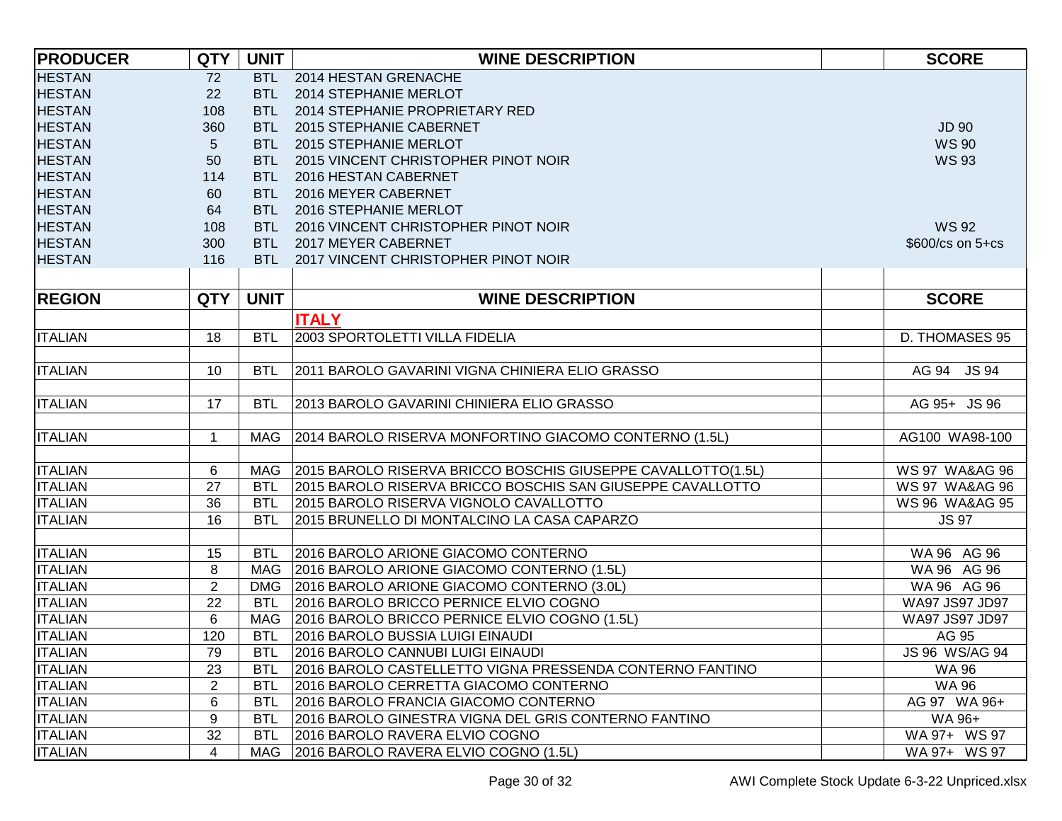| PRODUCER | QTY | UNIT | WINE DESCRIPTION | | SCORE |
|---|---|---|---|---|---|
| HESTAN | 72 | BTL | 2014 HESTAN GRENACHE | | |
| HESTAN | 22 | BTL | 2014 STEPHANIE MERLOT | | |
| HESTAN | 108 | BTL | 2014 STEPHANIE PROPRIETARY RED | | |
| HESTAN | 360 | BTL | 2015 STEPHANIE CABERNET | | JD 90 |
| HESTAN | 5 | BTL | 2015 STEPHANIE MERLOT | | WS 90 |
| HESTAN | 50 | BTL | 2015 VINCENT CHRISTOPHER PINOT NOIR | | WS 93 |
| HESTAN | 114 | BTL | 2016 HESTAN CABERNET | | |
| HESTAN | 60 | BTL | 2016 MEYER CABERNET | | |
| HESTAN | 64 | BTL | 2016 STEPHANIE MERLOT | | |
| HESTAN | 108 | BTL | 2016 VINCENT CHRISTOPHER PINOT NOIR | | WS 92 |
| HESTAN | 300 | BTL | 2017 MEYER CABERNET | | $600/cs on 5+cs |
| HESTAN | 116 | BTL | 2017 VINCENT CHRISTOPHER PINOT NOIR | | |

| REGION | QTY | UNIT | WINE DESCRIPTION | | SCORE |
|---|---|---|---|---|---|
| | | | **ITALY** | | |
| ITALIAN | 18 | BTL | 2003 SPORTOLETTI VILLA FIDELIA | | D. THOMASES 95 |
| | | | | | |
| ITALIAN | 10 | BTL | 2011 BAROLO GAVARINI VIGNA CHINIERA ELIO GRASSO | | AG 94 JS 94 |
| | | | | | |
| ITALIAN | 17 | BTL | 2013 BAROLO GAVARINI CHINIERA ELIO GRASSO | | AG 95+ JS 96 |
| | | | | | |
| ITALIAN | 1 | MAG | 2014 BAROLO RISERVA MONFORTINO GIACOMO CONTERNO (1.5L) | | AG100 WA98-100 |
| | | | | | |
| ITALIAN | 6 | MAG | 2015 BAROLO RISERVA BRICCO BOSCHIS GIUSEPPE CAVALLOTTO(1.5L) | | WS 97 WA&AG 96 |
| ITALIAN | 27 | BTL | 2015 BAROLO RISERVA BRICCO BOSCHIS SAN GIUSEPPE CAVALLOTTO | | WS 97 WA&AG 96 |
| ITALIAN | 36 | BTL | 2015 BAROLO RISERVA VIGNOLO CAVALLOTTO | | WS 96 WA&AG 95 |
| ITALIAN | 16 | BTL | 2015 BRUNELLO DI MONTALCINO LA CASA CAPARZO | | JS 97 |
| | | | | | |
| ITALIAN | 15 | BTL | 2016 BAROLO ARIONE GIACOMO CONTERNO | | WA 96 AG 96 |
| ITALIAN | 8 | MAG | 2016 BAROLO ARIONE GIACOMO CONTERNO (1.5L) | | WA 96 AG 96 |
| ITALIAN | 2 | DMG | 2016 BAROLO ARIONE GIACOMO CONTERNO (3.0L) | | WA 96 AG 96 |
| ITALIAN | 22 | BTL | 2016 BAROLO BRICCO PERNICE ELVIO COGNO | | WA97 JS97 JD97 |
| ITALIAN | 6 | MAG | 2016 BAROLO BRICCO PERNICE ELVIO COGNO (1.5L) | | WA97 JS97 JD97 |
| ITALIAN | 120 | BTL | 2016 BAROLO BUSSIA LUIGI EINAUDI | | AG 95 |
| ITALIAN | 79 | BTL | 2016 BAROLO CANNUBI LUIGI EINAUDI | | JS 96 WS/AG 94 |
| ITALIAN | 23 | BTL | 2016 BAROLO CASTELLETTO VIGNA PRESSENDA CONTERNO FANTINO | | WA 96 |
| ITALIAN | 2 | BTL | 2016 BAROLO CERRETTA GIACOMO CONTERNO | | WA 96 |
| ITALIAN | 6 | BTL | 2016 BAROLO FRANCIA GIACOMO CONTERNO | | AG 97 WA 96+ |
| ITALIAN | 9 | BTL | 2016 BAROLO GINESTRA VIGNA DEL GRIS CONTERNO FANTINO | | WA 96+ |
| ITALIAN | 32 | BTL | 2016 BAROLO RAVERA ELVIO COGNO | | WA 97+ WS 97 |
| ITALIAN | 4 | MAG | 2016 BAROLO RAVERA ELVIO COGNO (1.5L) | | WA 97+ WS 97 |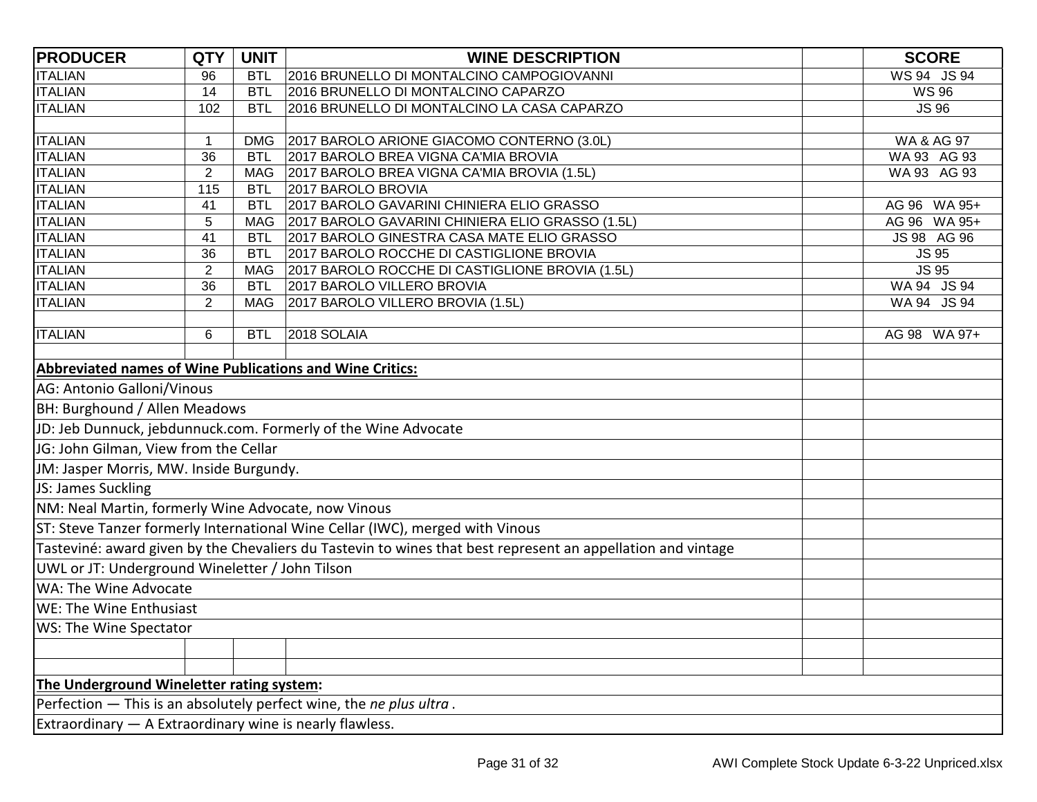| PRODUCER | QTY | UNIT | WINE DESCRIPTION | | SCORE |
|---|---|---|---|---|---|
| ITALIAN | 96 | BTL | 2016 BRUNELLO DI MONTALCINO CAMPOGIOVANNI | | WS 94 JS 94 |
| ITALIAN | 14 | BTL | 2016 BRUNELLO DI MONTALCINO CAPARZO | | WS 96 |
| ITALIAN | 102 | BTL | 2016 BRUNELLO DI MONTALCINO LA CASA CAPARZO | | JS 96 |
| | | | | | |
| ITALIAN | 1 | DMG | 2017 BAROLO ARIONE GIACOMO CONTERNO (3.0L) | | WA & AG 97 |
| ITALIAN | 36 | BTL | 2017 BAROLO BREA VIGNA CA'MIA BROVIA | | WA 93 AG 93 |
| ITALIAN | 2 | MAG | 2017 BAROLO BREA VIGNA CA'MIA BROVIA (1.5L) | | WA 93 AG 93 |
| ITALIAN | 115 | BTL | 2017 BAROLO BROVIA | | |
| ITALIAN | 41 | BTL | 2017 BAROLO GAVARINI CHINIERA ELIO GRASSO | | AG 96 WA 95+ |
| ITALIAN | 5 | MAG | 2017 BAROLO GAVARINI CHINIERA ELIO GRASSO (1.5L) | | AG 96 WA 95+ |
| ITALIAN | 41 | BTL | 2017 BAROLO GINESTRA CASA MATE ELIO GRASSO | | JS 98 AG 96 |
| ITALIAN | 36 | BTL | 2017 BAROLO ROCCHE DI CASTIGLIONE BROVIA | | JS 95 |
| ITALIAN | 2 | MAG | 2017 BAROLO ROCCHE DI CASTIGLIONE BROVIA (1.5L) | | JS 95 |
| ITALIAN | 36 | BTL | 2017 BAROLO VILLERO BROVIA | | WA 94 JS 94 |
| ITALIAN | 2 | MAG | 2017 BAROLO VILLERO BROVIA (1.5L) | | WA 94 JS 94 |
| | | | | | |
| ITALIAN | 6 | BTL | 2018 SOLAIA | | AG 98 WA 97+ |

**Abbreviated names of Wine Publications and Wine Critics:**

AG: Antonio Galloni/Vinous

BH: Burghound / Allen Meadows

JD: Jeb Dunnuck, jebdunnuck.com. Formerly of the Wine Advocate

JG: John Gilman, View from the Cellar

JM: Jasper Morris, MW. Inside Burgundy.

JS: James Suckling

NM: Neal Martin, formerly Wine Advocate, now Vinous

ST: Steve Tanzer formerly International Wine Cellar (IWC), merged with Vinous

Tasteviné: award given by the Chevaliers du Tastevin to wines that best represent an appellation and vintage

UWL or JT: Underground Wineletter / John Tilson

WA: The Wine Advocate

WE: The Wine Enthusiast

WS: The Wine Spectator

**The Underground Wineletter rating system:**

Perfection — This is an absolutely perfect wine, the *ne plus ultra* .

Extraordinary — A Extraordinary wine is nearly flawless.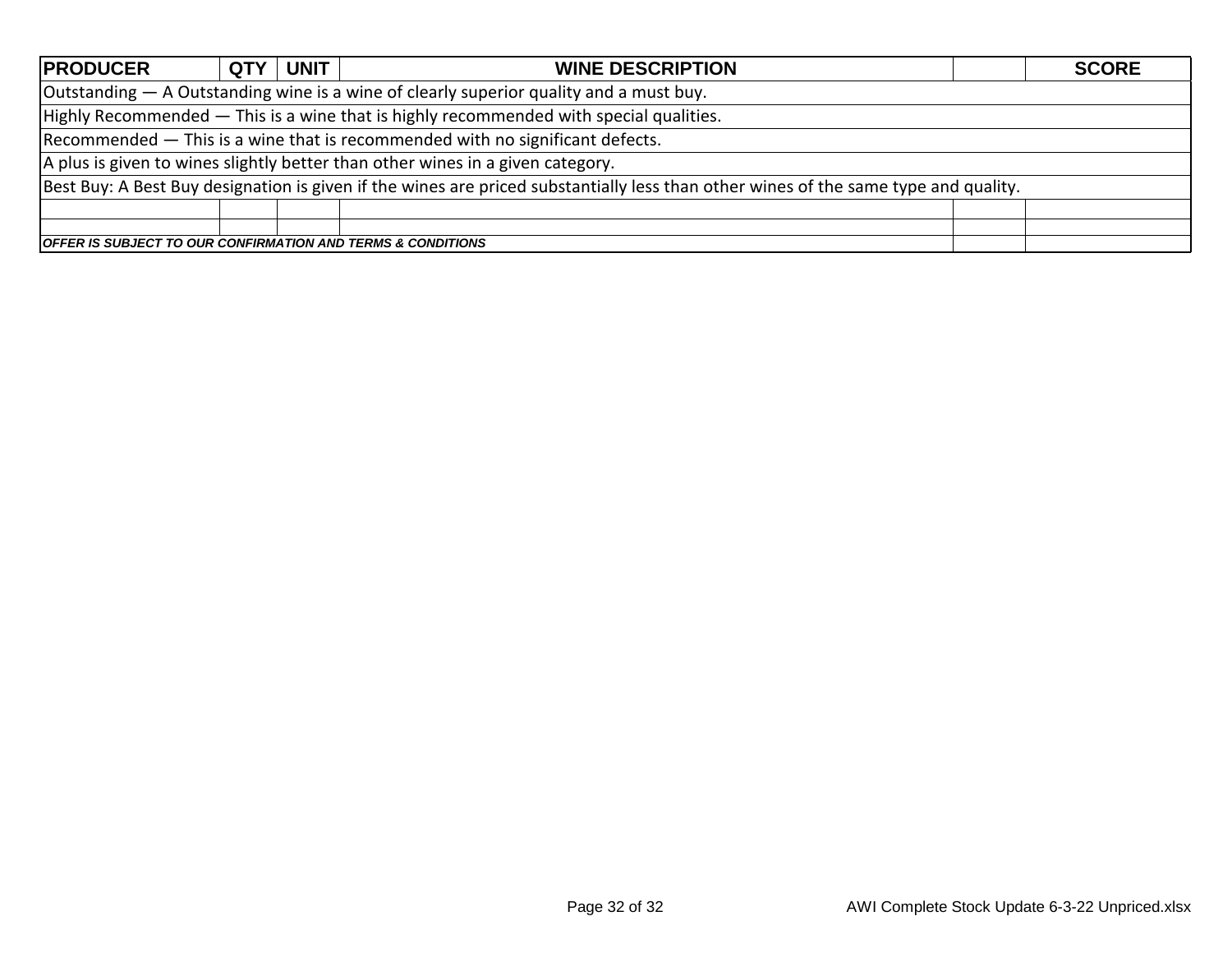| PRODUCER | QTY | UNIT | WINE DESCRIPTION | | SCORE |
|---|---|---|---|---|---|
| Outstanding — A Outstanding wine is a wine of clearly superior quality and a must buy. | | | | | |
| Highly Recommended — This is a wine that is highly recommended with special qualities. | | | | | |
| Recommended — This is a wine that is recommended with no significant defects. | | | | | |
| A plus is given to wines slightly better than other wines in a given category. | | | | | |
| Best Buy: A Best Buy designation is given if the wines are priced substantially less than other wines of the same type and quality. | | | | | |
| | | | | | |
| | | | | | |
| ***OFFER IS SUBJECT TO OUR CONFIRMATION AND TERMS & CONDITIONS*** | | | | | |